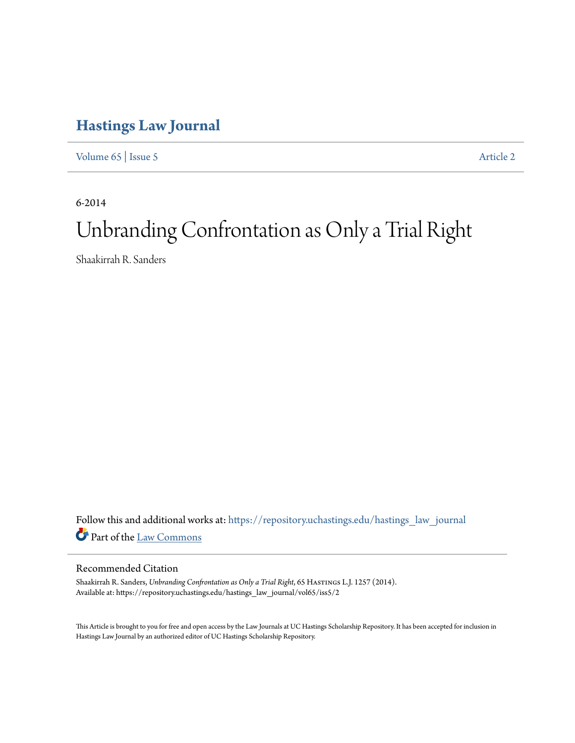# Hastings Law Journal

Volume 65 | Issue 5 Article 2

6-2014

# Unbranding Confrontation as Only a Trial Right

Shaakirrah R. Sanders

Follow this and additional works at: https://repository.uchastings.edu/hastings_law_journal

Part of the Law Commons

## Recommended Citation

Shaakirrah R. Sanders, *Unbranding Confrontation as Only a Trial Right*, 65 Hastings L.J. 1257 (2014).
Available at: https://repository.uchastings.edu/hastings_law_journal/vol65/iss5/2

This Article is brought to you for free and open access by the Law Journals at UC Hastings Scholarship Repository. It has been accepted for inclusion in Hastings Law Journal by an authorized editor of UC Hastings Scholarship Repository.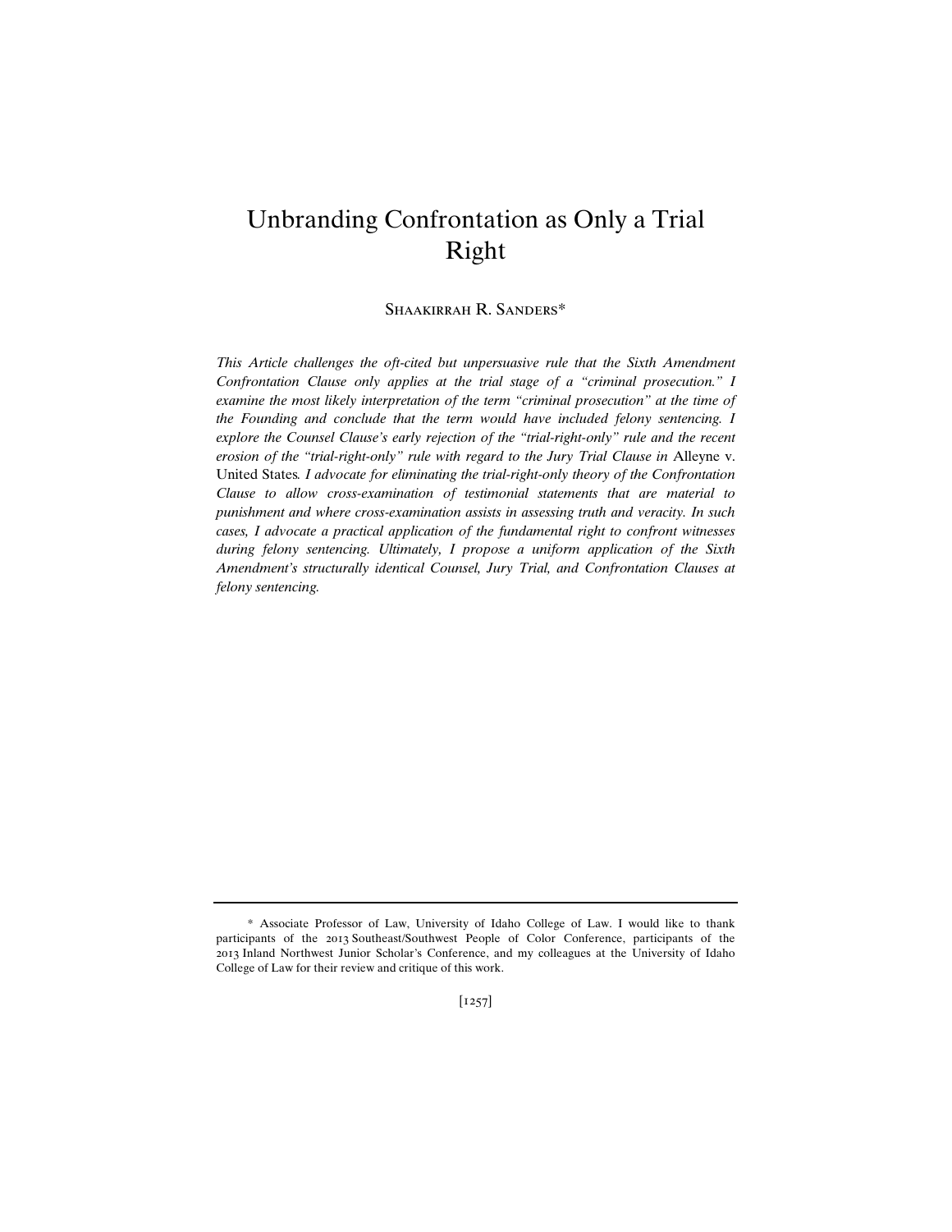# Unbranding Confrontation as Only a Trial Right

Shaakirrah R. Sanders*

*This Article challenges the oft-cited but unpersuasive rule that the Sixth Amendment Confrontation Clause only applies at the trial stage of a "criminal prosecution." I examine the most likely interpretation of the term "criminal prosecution" at the time of the Founding and conclude that the term would have included felony sentencing. I explore the Counsel Clause's early rejection of the "trial-right-only" rule and the recent erosion of the "trial-right-only" rule with regard to the Jury Trial Clause in* Alleyne v. United States*. I advocate for eliminating the trial-right-only theory of the Confrontation Clause to allow cross-examination of testimonial statements that are material to punishment and where cross-examination assists in assessing truth and veracity. In such cases, I advocate a practical application of the fundamental right to confront witnesses during felony sentencing. Ultimately, I propose a uniform application of the Sixth Amendment's structurally identical Counsel, Jury Trial, and Confrontation Clauses at felony sentencing.*

---

\* Associate Professor of Law, University of Idaho College of Law. I would like to thank participants of the 2013 Southeast/Southwest People of Color Conference, participants of the 2013 Inland Northwest Junior Scholar's Conference, and my colleagues at the University of Idaho College of Law for their review and critique of this work.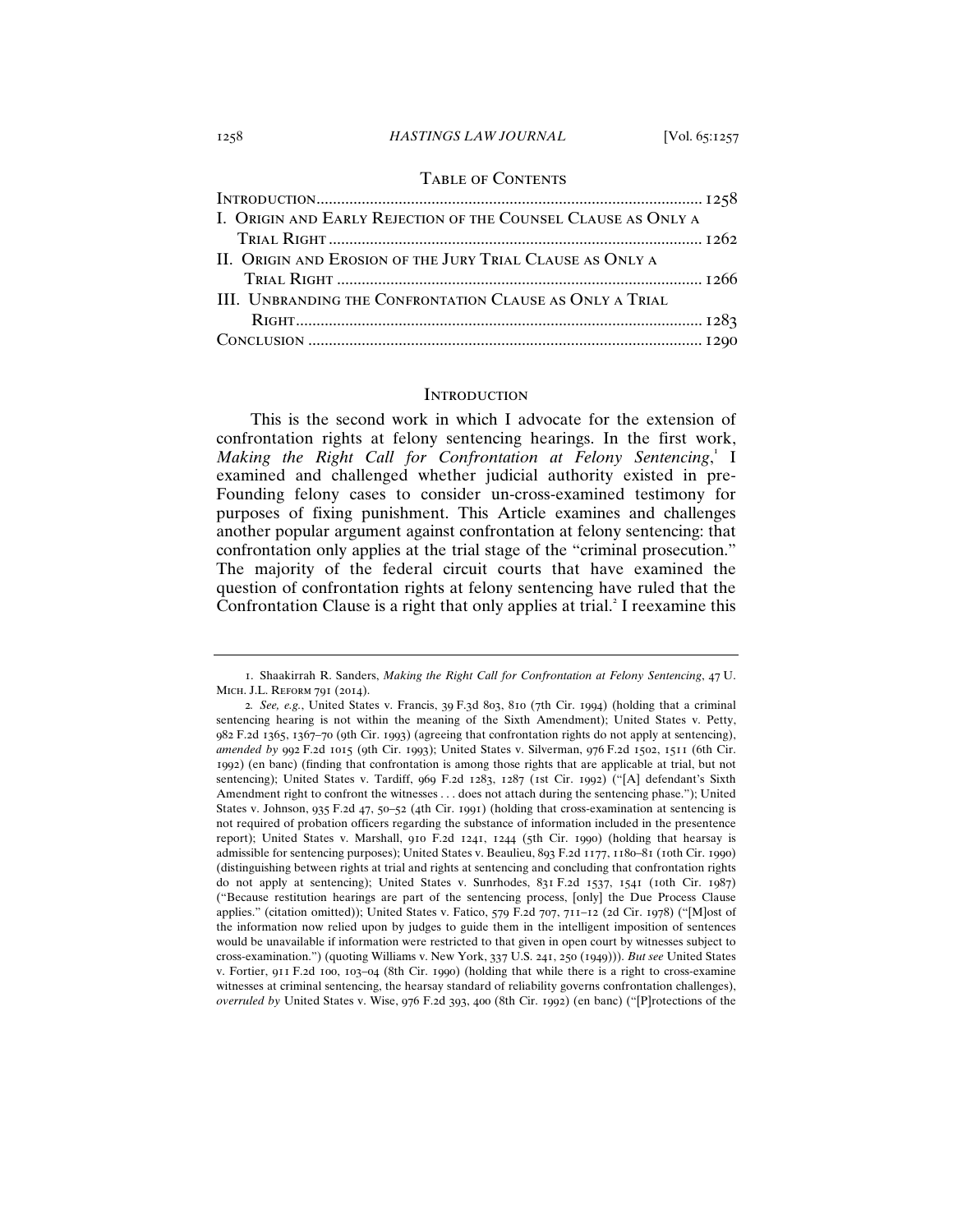## Table of Contents

| | |
|---|---|
| Introduction | 1258 |
| I. Origin and Early Rejection of the Counsel Clause as Only a Trial Right | 1262 |
| II. Origin and Erosion of the Jury Trial Clause as Only a Trial Right | 1266 |
| III. Unbranding the Confrontation Clause as Only a Trial Right | 1283 |
| Conclusion | 1290 |

## Introduction

This is the second work in which I advocate for the extension of confrontation rights at felony sentencing hearings. In the first work, *Making the Right Call for Confrontation at Felony Sentencing*,[1] I examined and challenged whether judicial authority existed in pre-Founding felony cases to consider un-cross-examined testimony for purposes of fixing punishment. This Article examines and challenges another popular argument against confrontation at felony sentencing: that confrontation only applies at the trial stage of the "criminal prosecution." The majority of the federal circuit courts that have examined the question of confrontation rights at felony sentencing have ruled that the Confrontation Clause is a right that only applies at trial.[2] I reexamine this

---

1. Shaakirrah R. Sanders, *Making the Right Call for Confrontation at Felony Sentencing*, 47 U. Mich. J.L. Reform 791 (2014).

2. *See, e.g.*, United States v. Francis, 39 F.3d 803, 810 (7th Cir. 1994) (holding that a criminal sentencing hearing is not within the meaning of the Sixth Amendment); United States v. Petty, 982 F.2d 1365, 1367–70 (9th Cir. 1993) (agreeing that confrontation rights do not apply at sentencing), *amended by* 992 F.2d 1015 (9th Cir. 1993); United States v. Silverman, 976 F.2d 1502, 1511 (6th Cir. 1992) (en banc) (finding that confrontation is among those rights that are applicable at trial, but not sentencing); United States v. Tardiff, 969 F.2d 1283, 1287 (1st Cir. 1992) ("[A] defendant's Sixth Amendment right to confront the witnesses . . . does not attach during the sentencing phase."); United States v. Johnson, 935 F.2d 47, 50–52 (4th Cir. 1991) (holding that cross-examination at sentencing is not required of probation officers regarding the substance of information included in the presentence report); United States v. Marshall, 910 F.2d 1241, 1244 (5th Cir. 1990) (holding that hearsay is admissible for sentencing purposes); United States v. Beaulieu, 893 F.2d 1177, 1180–81 (10th Cir. 1990) (distinguishing between rights at trial and rights at sentencing and concluding that confrontation rights do not apply at sentencing); United States v. Sunrhodes, 831 F.2d 1537, 1541 (10th Cir. 1987) ("Because restitution hearings are part of the sentencing process, [only] the Due Process Clause applies." (citation omitted)); United States v. Fatico, 579 F.2d 707, 711–12 (2d Cir. 1978) ("[M]ost of the information now relied upon by judges to guide them in the intelligent imposition of sentences would be unavailable if information were restricted to that given in open court by witnesses subject to cross-examination.") (quoting Williams v. New York, 337 U.S. 241, 250 (1949))). *But see* United States v. Fortier, 911 F.2d 100, 103–04 (8th Cir. 1990) (holding that while there is a right to cross-examine witnesses at criminal sentencing, the hearsay standard of reliability governs confrontation challenges), *overruled by* United States v. Wise, 976 F.2d 393, 400 (8th Cir. 1992) (en banc) ("[P]rotections of the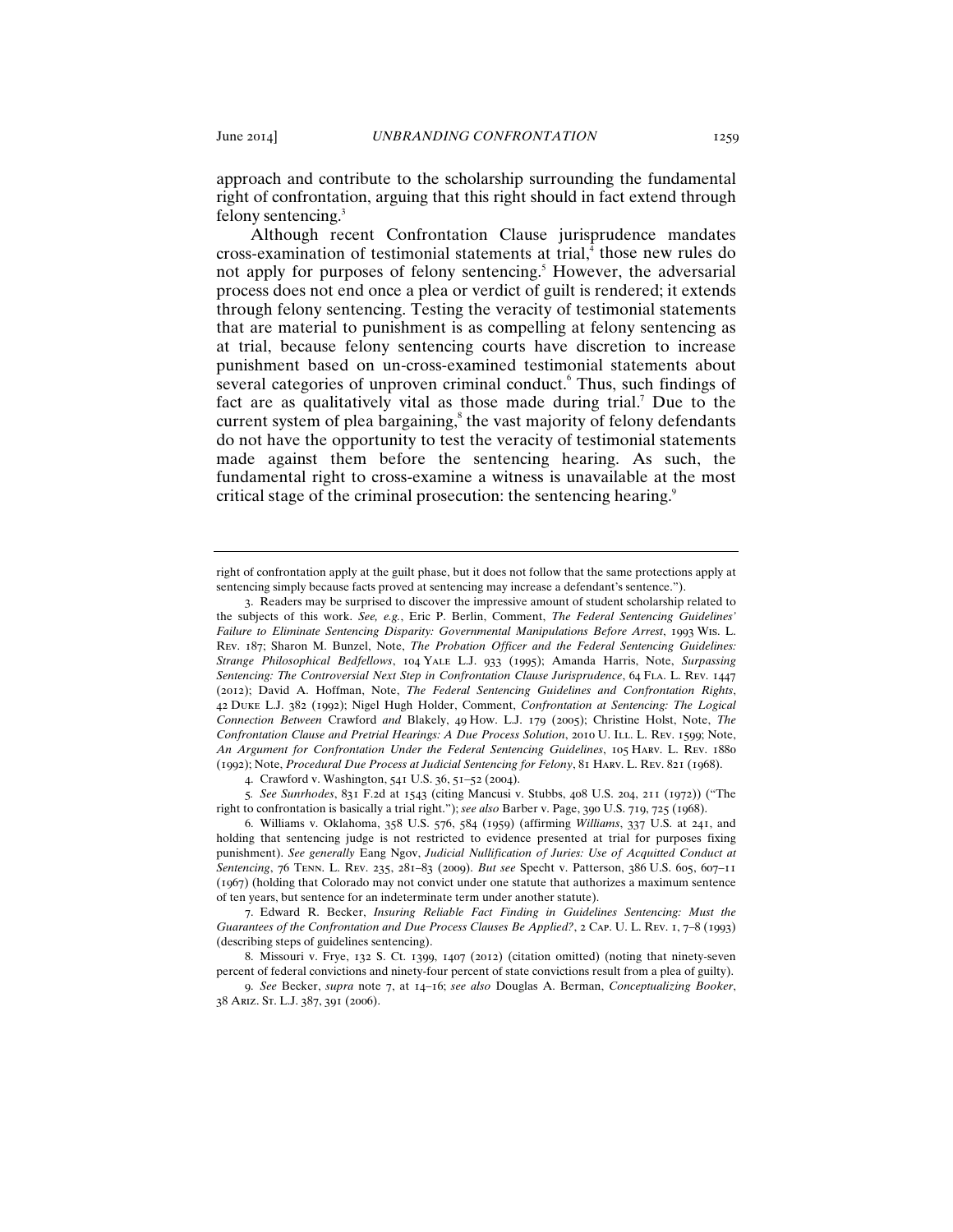approach and contribute to the scholarship surrounding the fundamental right of confrontation, arguing that this right should in fact extend through felony sentencing.[3]

Although recent Confrontation Clause jurisprudence mandates cross-examination of testimonial statements at trial,[4] those new rules do not apply for purposes of felony sentencing.[5] However, the adversarial process does not end once a plea or verdict of guilt is rendered; it extends through felony sentencing. Testing the veracity of testimonial statements that are material to punishment is as compelling at felony sentencing as at trial, because felony sentencing courts have discretion to increase punishment based on un-cross-examined testimonial statements about several categories of unproven criminal conduct.[6] Thus, such findings of fact are as qualitatively vital as those made during trial.[7] Due to the current system of plea bargaining,[8] the vast majority of felony defendants do not have the opportunity to test the veracity of testimonial statements made against them before the sentencing hearing. As such, the fundamental right to cross-examine a witness is unavailable at the most critical stage of the criminal prosecution: the sentencing hearing.[9]

---

right of confrontation apply at the guilt phase, but it does not follow that the same protections apply at sentencing simply because facts proved at sentencing may increase a defendant's sentence.").

3. Readers may be surprised to discover the impressive amount of student scholarship related to the subjects of this work. *See, e.g.*, Eric P. Berlin, Comment, *The Federal Sentencing Guidelines' Failure to Eliminate Sentencing Disparity: Governmental Manipulations Before Arrest*, 1993 WIS. L. REV. 187; Sharon M. Bunzel, Note, *The Probation Officer and the Federal Sentencing Guidelines: Strange Philosophical Bedfellows*, 104 YALE L.J. 933 (1995); Amanda Harris, Note, *Surpassing Sentencing: The Controversial Next Step in Confrontation Clause Jurisprudence*, 64 FLA. L. REV. 1447 (2012); David A. Hoffman, Note, *The Federal Sentencing Guidelines and Confrontation Rights*, 42 DUKE L.J. 382 (1992); Nigel Hugh Holder, Comment, *Confrontation at Sentencing: The Logical Connection Between* Crawford *and* Blakely, 49 HOW. L.J. 179 (2005); Christine Holst, Note, *The Confrontation Clause and Pretrial Hearings: A Due Process Solution*, 2010 U. ILL. L. REV. 1599; Note, *An Argument for Confrontation Under the Federal Sentencing Guidelines*, 105 HARV. L. REV. 1880 (1992); Note, *Procedural Due Process at Judicial Sentencing for Felony*, 81 HARV. L. REV. 821 (1968).

4. Crawford v. Washington, 541 U.S. 36, 51–52 (2004).

5. *See Sunrhodes*, 831 F.2d at 1543 (citing Mancusi v. Stubbs, 408 U.S. 204, 211 (1972)) ("The right to confrontation is basically a trial right."); *see also* Barber v. Page, 390 U.S. 719, 725 (1968).

6. Williams v. Oklahoma, 358 U.S. 576, 584 (1959) (affirming *Williams*, 337 U.S. at 241, and holding that sentencing judge is not restricted to evidence presented at trial for purposes fixing punishment). *See generally* Eang Ngov, *Judicial Nullification of Juries: Use of Acquitted Conduct at Sentencing*, 76 TENN. L. REV. 235, 281–83 (2009). *But see* Specht v. Patterson, 386 U.S. 605, 607–11 (1967) (holding that Colorado may not convict under one statute that authorizes a maximum sentence of ten years, but sentence for an indeterminate term under another statute).

7. Edward R. Becker, *Insuring Reliable Fact Finding in Guidelines Sentencing: Must the Guarantees of the Confrontation and Due Process Clauses Be Applied?*, 2 CAP. U. L. REV. 1, 7–8 (1993) (describing steps of guidelines sentencing).

8. Missouri v. Frye, 132 S. Ct. 1399, 1407 (2012) (citation omitted) (noting that ninety-seven percent of federal convictions and ninety-four percent of state convictions result from a plea of guilty).

9. *See* Becker, *supra* note 7, at 14–16; *see also* Douglas A. Berman, *Conceptualizing Booker*, 38 ARIZ. ST. L.J. 387, 391 (2006).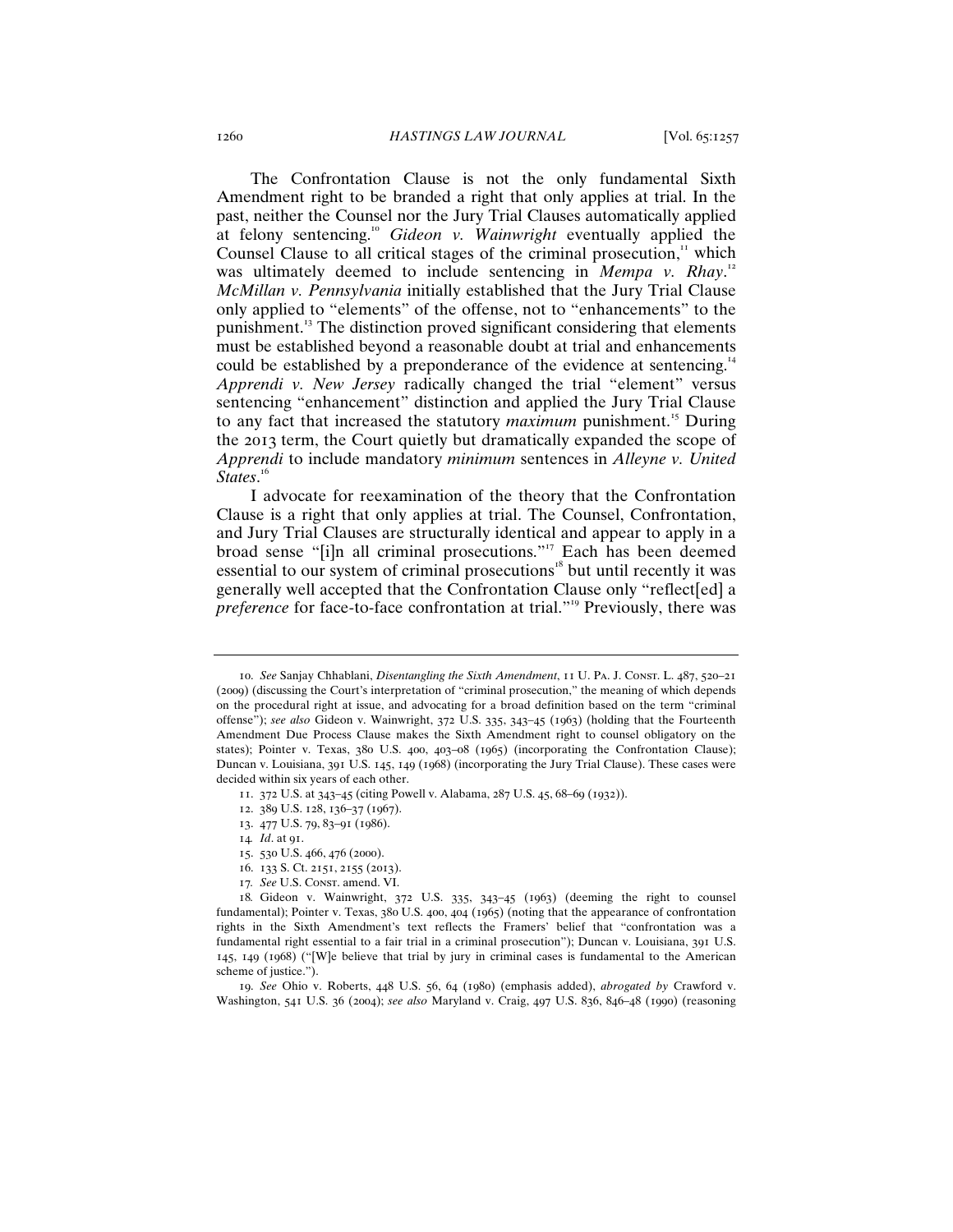The Confrontation Clause is not the only fundamental Sixth Amendment right to be branded a right that only applies at trial. In the past, neither the Counsel nor the Jury Trial Clauses automatically applied at felony sentencing.[10] *Gideon v. Wainwright* eventually applied the Counsel Clause to all critical stages of the criminal prosecution,[11] which was ultimately deemed to include sentencing in *Mempa v. Rhay*.[12] *McMillan v. Pennsylvania* initially established that the Jury Trial Clause only applied to "elements" of the offense, not to "enhancements" to the punishment.[13] The distinction proved significant considering that elements must be established beyond a reasonable doubt at trial and enhancements could be established by a preponderance of the evidence at sentencing.[14] *Apprendi v. New Jersey* radically changed the trial "element" versus sentencing "enhancement" distinction and applied the Jury Trial Clause to any fact that increased the statutory *maximum* punishment.[15] During the 2013 term, the Court quietly but dramatically expanded the scope of *Apprendi* to include mandatory *minimum* sentences in *Alleyne v. United States*.[16]

I advocate for reexamination of the theory that the Confrontation Clause is a right that only applies at trial. The Counsel, Confrontation, and Jury Trial Clauses are structurally identical and appear to apply in a broad sense "[i]n all criminal prosecutions."[17] Each has been deemed essential to our system of criminal prosecutions[18] but until recently it was generally well accepted that the Confrontation Clause only "reflect[ed] a *preference* for face-to-face confrontation at trial."[19] Previously, there was

---

10. *See* Sanjay Chhablani, *Disentangling the Sixth Amendment*, 11 U. Pa. J. Const. L. 487, 520–21 (2009) (discussing the Court's interpretation of "criminal prosecution," the meaning of which depends on the procedural right at issue, and advocating for a broad definition based on the term "criminal offense"); *see also* Gideon v. Wainwright, 372 U.S. 335, 343–45 (1963) (holding that the Fourteenth Amendment Due Process Clause makes the Sixth Amendment right to counsel obligatory on the states); Pointer v. Texas, 380 U.S. 400, 403–08 (1965) (incorporating the Confrontation Clause); Duncan v. Louisiana, 391 U.S. 145, 149 (1968) (incorporating the Jury Trial Clause). These cases were decided within six years of each other.

11. 372 U.S. at 343–45 (citing Powell v. Alabama, 287 U.S. 45, 68–69 (1932)).

12. 389 U.S. 128, 136–37 (1967).

13. 477 U.S. 79, 83–91 (1986).

14. *Id*. at 91.

15. 530 U.S. 466, 476 (2000).

16. 133 S. Ct. 2151, 2155 (2013).

17. *See* U.S. Const. amend. VI.

18. Gideon v. Wainwright, 372 U.S. 335, 343–45 (1963) (deeming the right to counsel fundamental); Pointer v. Texas, 380 U.S. 400, 404 (1965) (noting that the appearance of confrontation rights in the Sixth Amendment's text reflects the Framers' belief that "confrontation was a fundamental right essential to a fair trial in a criminal prosecution"); Duncan v. Louisiana, 391 U.S. 145, 149 (1968) ("[W]e believe that trial by jury in criminal cases is fundamental to the American scheme of justice.").

19. *See* Ohio v. Roberts, 448 U.S. 56, 64 (1980) (emphasis added), *abrogated by* Crawford v. Washington, 541 U.S. 36 (2004); *see also* Maryland v. Craig, 497 U.S. 836, 846–48 (1990) (reasoning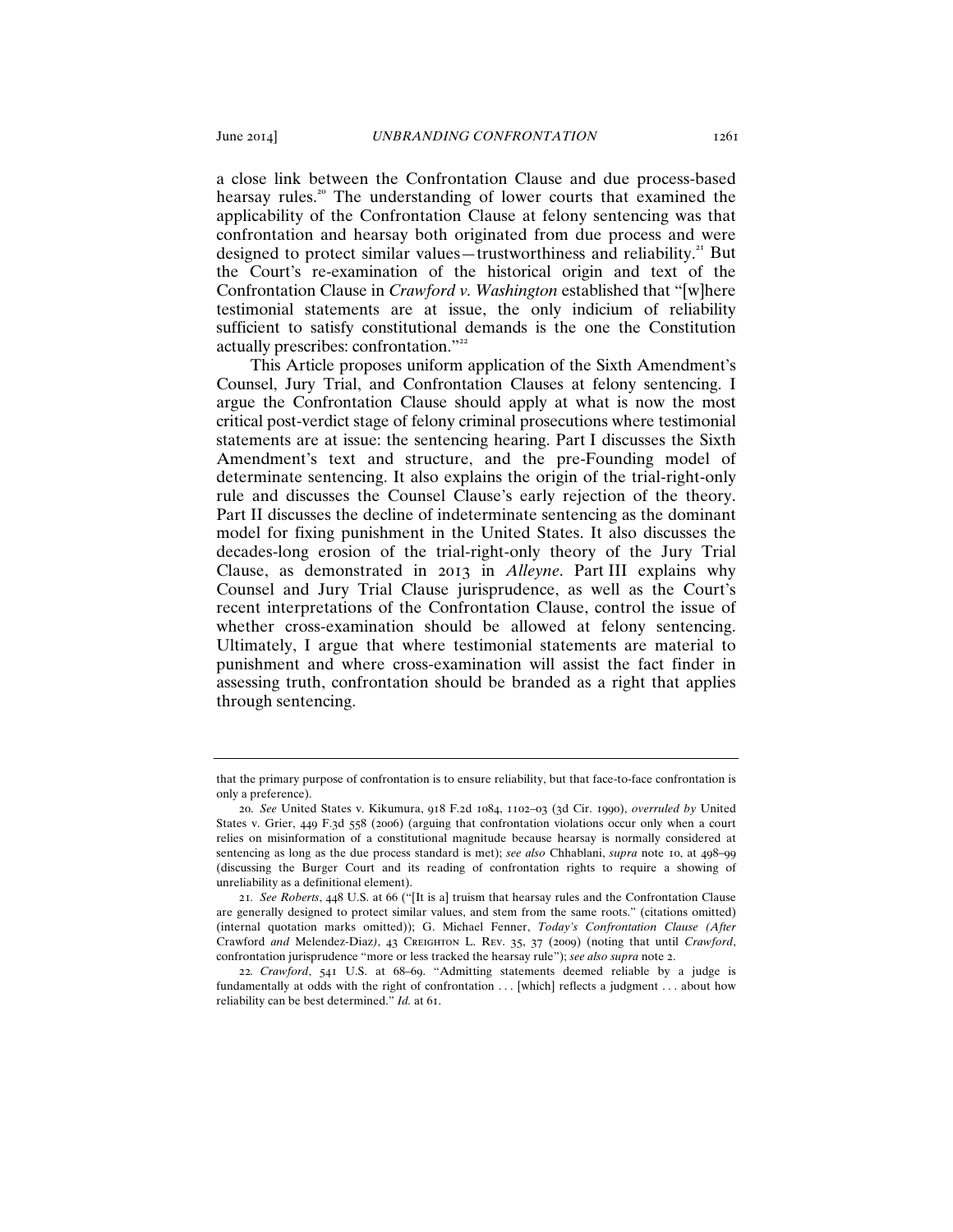a close link between the Confrontation Clause and due process-based hearsay rules.[20] The understanding of lower courts that examined the applicability of the Confrontation Clause at felony sentencing was that confrontation and hearsay both originated from due process and were designed to protect similar values—trustworthiness and reliability.[21] But the Court's re-examination of the historical origin and text of the Confrontation Clause in *Crawford v. Washington* established that "[w]here testimonial statements are at issue, the only indicium of reliability sufficient to satisfy constitutional demands is the one the Constitution actually prescribes: confrontation."[22]

This Article proposes uniform application of the Sixth Amendment's Counsel, Jury Trial, and Confrontation Clauses at felony sentencing. I argue the Confrontation Clause should apply at what is now the most critical post-verdict stage of felony criminal prosecutions where testimonial statements are at issue: the sentencing hearing. Part I discusses the Sixth Amendment's text and structure, and the pre-Founding model of determinate sentencing. It also explains the origin of the trial-right-only rule and discusses the Counsel Clause's early rejection of the theory. Part II discusses the decline of indeterminate sentencing as the dominant model for fixing punishment in the United States. It also discusses the decades-long erosion of the trial-right-only theory of the Jury Trial Clause, as demonstrated in 2013 in *Alleyne*. Part III explains why Counsel and Jury Trial Clause jurisprudence, as well as the Court's recent interpretations of the Confrontation Clause, control the issue of whether cross-examination should be allowed at felony sentencing. Ultimately, I argue that where testimonial statements are material to punishment and where cross-examination will assist the fact finder in assessing truth, confrontation should be branded as a right that applies through sentencing.

---

that the primary purpose of confrontation is to ensure reliability, but that face-to-face confrontation is only a preference).

20. *See* United States v. Kikumura, 918 F.2d 1084, 1102–03 (3d Cir. 1990), *overruled by* United States v. Grier, 449 F.3d 558 (2006) (arguing that confrontation violations occur only when a court relies on misinformation of a constitutional magnitude because hearsay is normally considered at sentencing as long as the due process standard is met); *see also* Chhablani, *supra* note 10, at 498–99 (discussing the Burger Court and its reading of confrontation rights to require a showing of unreliability as a definitional element).

21. *See Roberts*, 448 U.S. at 66 ("[It is a] truism that hearsay rules and the Confrontation Clause are generally designed to protect similar values, and stem from the same roots." (citations omitted) (internal quotation marks omitted)); G. Michael Fenner, *Today's Confrontation Clause (After* Crawford *and* Melendez-Diaz*)*, 43 Creighton L. Rev. 35, 37 (2009) (noting that until *Crawford*, confrontation jurisprudence "more or less tracked the hearsay rule"); *see also supra* note 2.

22. *Crawford*, 541 U.S. at 68–69. "Admitting statements deemed reliable by a judge is fundamentally at odds with the right of confrontation . . . [which] reflects a judgment . . . about how reliability can be best determined." *Id.* at 61.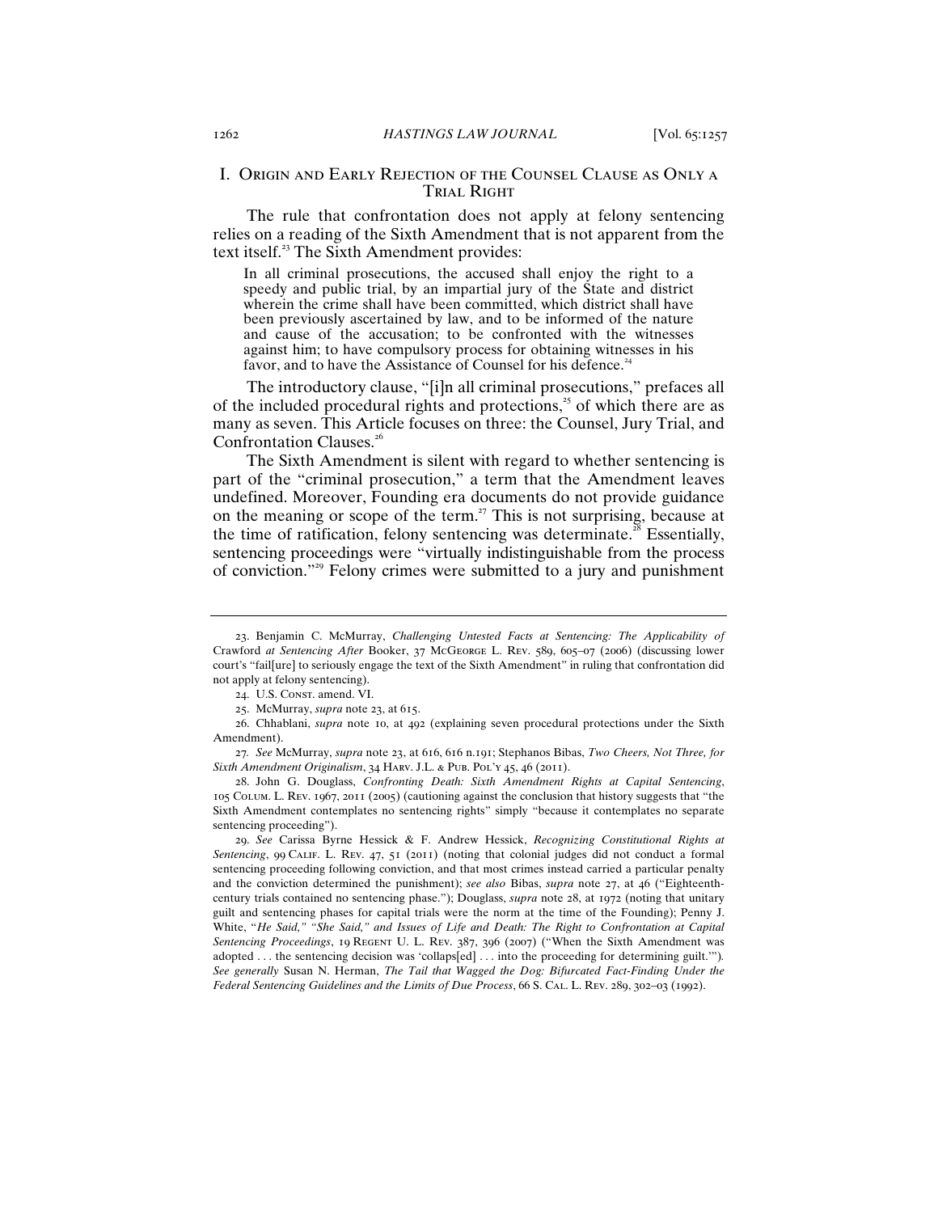## I. Origin and Early Rejection of the Counsel Clause as Only a Trial Right

The rule that confrontation does not apply at felony sentencing relies on a reading of the Sixth Amendment that is not apparent from the text itself.[23] The Sixth Amendment provides:

> In all criminal prosecutions, the accused shall enjoy the right to a speedy and public trial, by an impartial jury of the State and district wherein the crime shall have been committed, which district shall have been previously ascertained by law, and to be informed of the nature and cause of the accusation; to be confronted with the witnesses against him; to have compulsory process for obtaining witnesses in his favor, and to have the Assistance of Counsel for his defence.[24]

The introductory clause, "[i]n all criminal prosecutions," prefaces all of the included procedural rights and protections,[25] of which there are as many as seven. This Article focuses on three: the Counsel, Jury Trial, and Confrontation Clauses.[26]

The Sixth Amendment is silent with regard to whether sentencing is part of the "criminal prosecution," a term that the Amendment leaves undefined. Moreover, Founding era documents do not provide guidance on the meaning or scope of the term.[27] This is not surprising, because at the time of ratification, felony sentencing was determinate.[28] Essentially, sentencing proceedings were "virtually indistinguishable from the process of conviction."[29] Felony crimes were submitted to a jury and punishment

---

23. Benjamin C. McMurray, *Challenging Untested Facts at Sentencing: The Applicability of* Crawford *at Sentencing After* Booker, 37 McGeorge L. Rev. 589, 605–07 (2006) (discussing lower court's "fail[ure] to seriously engage the text of the Sixth Amendment" in ruling that confrontation did not apply at felony sentencing).

24. U.S. Const. amend. VI.

25. McMurray, *supra* note 23, at 615.

26. Chhablani, *supra* note 10, at 492 (explaining seven procedural protections under the Sixth Amendment).

27. *See* McMurray, *supra* note 23, at 616, 616 n.191; Stephanos Bibas, *Two Cheers, Not Three, for Sixth Amendment Originalism*, 34 Harv. J.L. & Pub. Pol'y 45, 46 (2011).

28. John G. Douglass, *Confronting Death: Sixth Amendment Rights at Capital Sentencing*, 105 Colum. L. Rev. 1967, 2011 (2005) (cautioning against the conclusion that history suggests that "the Sixth Amendment contemplates no sentencing rights" simply "because it contemplates no separate sentencing proceeding").

29. *See* Carissa Byrne Hessick & F. Andrew Hessick, *Recognizing Constitutional Rights at Sentencing*, 99 Calif. L. Rev. 47, 51 (2011) (noting that colonial judges did not conduct a formal sentencing proceeding following conviction, and that most crimes instead carried a particular penalty and the conviction determined the punishment); *see also* Bibas, *supra* note 27, at 46 ("Eighteenth-century trials contained no sentencing phase."); Douglass, *supra* note 28, at 1972 (noting that unitary guilt and sentencing phases for capital trials were the norm at the time of the Founding); Penny J. White, *"He Said," "She Said," and Issues of Life and Death: The Right to Confrontation at Capital Sentencing Proceedings*, 19 Regent U. L. Rev. 387, 396 (2007) ("When the Sixth Amendment was adopted . . . the sentencing decision was 'collaps[ed] . . . into the proceeding for determining guilt.'"). *See generally* Susan N. Herman, *The Tail that Wagged the Dog: Bifurcated Fact-Finding Under the Federal Sentencing Guidelines and the Limits of Due Process*, 66 S. Cal. L. Rev. 289, 302–03 (1992).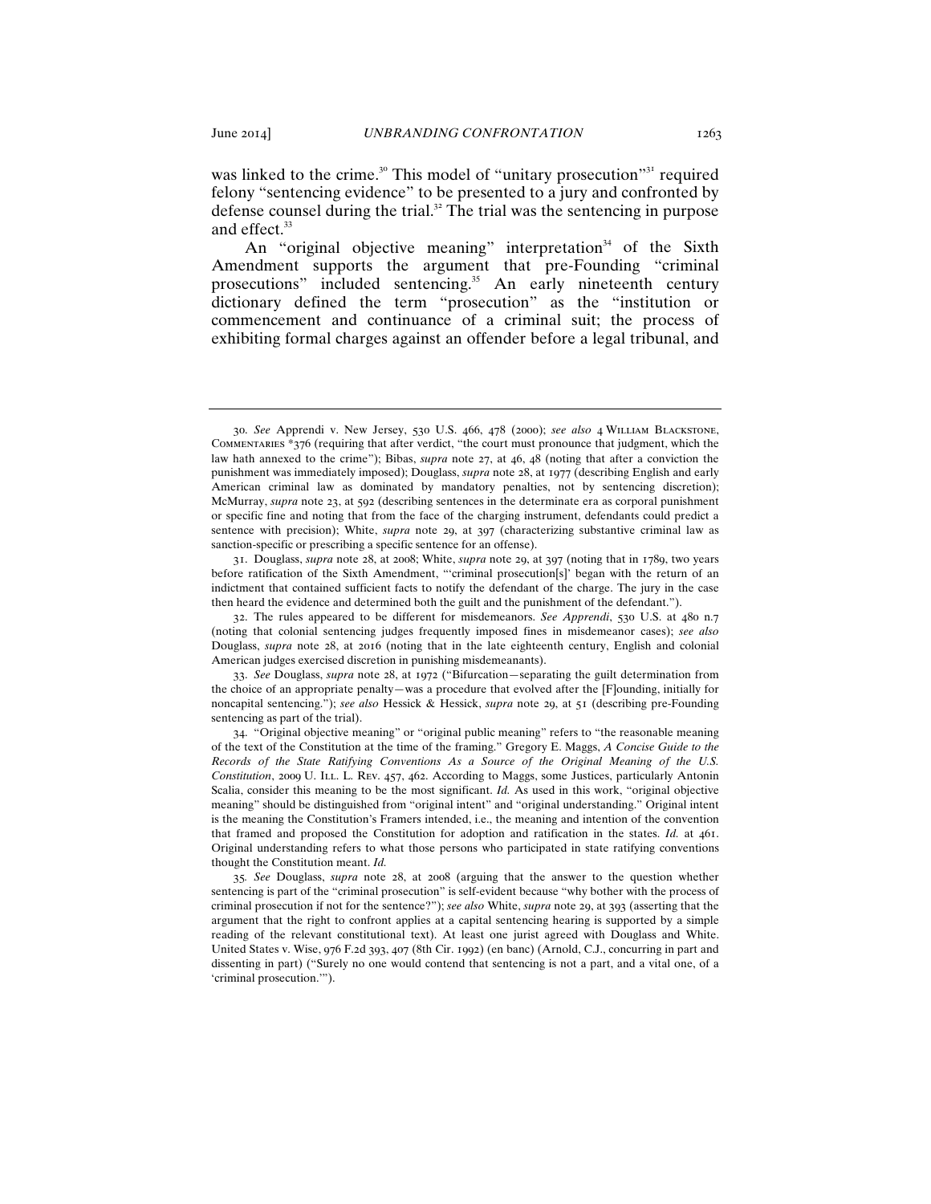was linked to the crime.[30] This model of "unitary prosecution"[31] required felony "sentencing evidence" to be presented to a jury and confronted by defense counsel during the trial.[32] The trial was the sentencing in purpose and effect.[33]

An "original objective meaning" interpretation[34] of the Sixth Amendment supports the argument that pre-Founding "criminal prosecutions" included sentencing.[35] An early nineteenth century dictionary defined the term "prosecution" as the "institution or commencement and continuance of a criminal suit; the process of exhibiting formal charges against an offender before a legal tribunal, and

---

30. *See* Apprendi v. New Jersey, 530 U.S. 466, 478 (2000); *see also* 4 William Blackstone, Commentaries *376 (requiring that after verdict, "the court must pronounce that judgment, which the law hath annexed to the crime"); Bibas, *supra* note 27, at 46, 48 (noting that after a conviction the punishment was immediately imposed); Douglass, *supra* note 28, at 1977 (describing English and early American criminal law as dominated by mandatory penalties, not by sentencing discretion); McMurray, *supra* note 23, at 592 (describing sentences in the determinate era as corporal punishment or specific fine and noting that from the face of the charging instrument, defendants could predict a sentence with precision); White, *supra* note 29, at 397 (characterizing substantive criminal law as sanction-specific or prescribing a specific sentence for an offense).

31. Douglass, *supra* note 28, at 2008; White, *supra* note 29, at 397 (noting that in 1789, two years before ratification of the Sixth Amendment, "'criminal prosecution[s]' began with the return of an indictment that contained sufficient facts to notify the defendant of the charge. The jury in the case then heard the evidence and determined both the guilt and the punishment of the defendant.").

32. The rules appeared to be different for misdemeanors. *See Apprendi*, 530 U.S. at 480 n.7 (noting that colonial sentencing judges frequently imposed fines in misdemeanor cases); *see also* Douglass, *supra* note 28, at 2016 (noting that in the late eighteenth century, English and colonial American judges exercised discretion in punishing misdemeanants).

33. *See* Douglass, *supra* note 28, at 1972 ("Bifurcation—separating the guilt determination from the choice of an appropriate penalty—was a procedure that evolved after the [F]ounding, initially for noncapital sentencing."); *see also* Hessick & Hessick, *supra* note 29, at 51 (describing pre-Founding sentencing as part of the trial).

34. "Original objective meaning" or "original public meaning" refers to "the reasonable meaning of the text of the Constitution at the time of the framing." Gregory E. Maggs, *A Concise Guide to the Records of the State Ratifying Conventions As a Source of the Original Meaning of the U.S. Constitution*, 2009 U. Ill. L. Rev. 457, 462. According to Maggs, some Justices, particularly Antonin Scalia, consider this meaning to be the most significant. *Id.* As used in this work, "original objective meaning" should be distinguished from "original intent" and "original understanding." Original intent is the meaning the Constitution's Framers intended, i.e., the meaning and intention of the convention that framed and proposed the Constitution for adoption and ratification in the states. *Id.* at 461. Original understanding refers to what those persons who participated in state ratifying conventions thought the Constitution meant. *Id.*

35. *See* Douglass, *supra* note 28, at 2008 (arguing that the answer to the question whether sentencing is part of the "criminal prosecution" is self-evident because "why bother with the process of criminal prosecution if not for the sentence?"); *see also* White, *supra* note 29, at 393 (asserting that the argument that the right to confront applies at a capital sentencing hearing is supported by a simple reading of the relevant constitutional text). At least one jurist agreed with Douglass and White. United States v. Wise, 976 F.2d 393, 407 (8th Cir. 1992) (en banc) (Arnold, C.J., concurring in part and dissenting in part) ("Surely no one would contend that sentencing is not a part, and a vital one, of a 'criminal prosecution.'").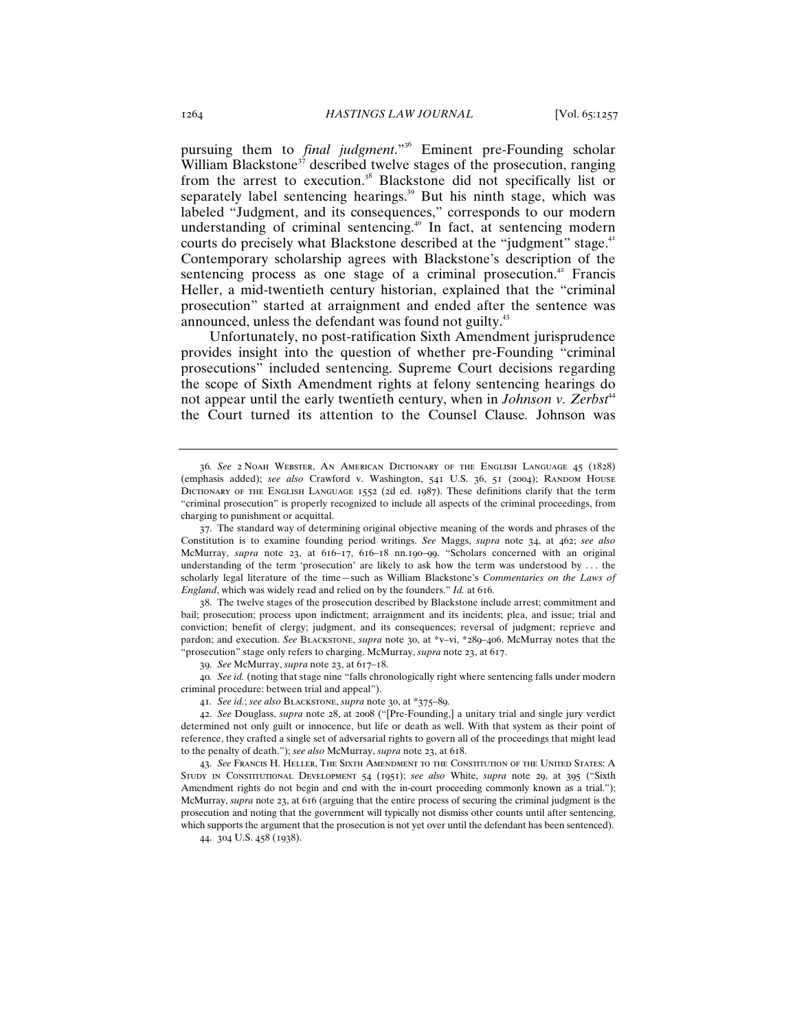pursuing them to *final judgment*."[36] Eminent pre-Founding scholar William Blackstone[37] described twelve stages of the prosecution, ranging from the arrest to execution.[38] Blackstone did not specifically list or separately label sentencing hearings.[39] But his ninth stage, which was labeled "Judgment, and its consequences," corresponds to our modern understanding of criminal sentencing.[40] In fact, at sentencing modern courts do precisely what Blackstone described at the "judgment" stage.[41] Contemporary scholarship agrees with Blackstone's description of the sentencing process as one stage of a criminal prosecution.[42] Francis Heller, a mid-twentieth century historian, explained that the "criminal prosecution" started at arraignment and ended after the sentence was announced, unless the defendant was found not guilty.[43]

Unfortunately, no post-ratification Sixth Amendment jurisprudence provides insight into the question of whether pre-Founding "criminal prosecutions" included sentencing. Supreme Court decisions regarding the scope of Sixth Amendment rights at felony sentencing hearings do not appear until the early twentieth century, when in *Johnson v. Zerbst*[44] the Court turned its attention to the Counsel Clause. Johnson was

---

36. *See* 2 NOAH WEBSTER, AN AMERICAN DICTIONARY OF THE ENGLISH LANGUAGE 45 (1828) (emphasis added); *see also* Crawford v. Washington, 541 U.S. 36, 51 (2004); RANDOM HOUSE DICTIONARY OF THE ENGLISH LANGUAGE 1552 (2d ed. 1987). These definitions clarify that the term "criminal prosecution" is properly recognized to include all aspects of the criminal proceedings, from charging to punishment or acquittal.

37. The standard way of determining original objective meaning of the words and phrases of the Constitution is to examine founding period writings. *See* Maggs, *supra* note 34, at 462; *see also* McMurray, *supra* note 23, at 616–17, 616–18 nn.190–99. "Scholars concerned with an original understanding of the term 'prosecution' are likely to ask how the term was understood by . . . the scholarly legal literature of the time—such as William Blackstone's *Commentaries on the Laws of England*, which was widely read and relied on by the founders." *Id.* at 616.

38. The twelve stages of the prosecution described by Blackstone include arrest; commitment and bail; prosecution; process upon indictment; arraignment and its incidents; plea, and issue; trial and conviction; benefit of clergy; judgment, and its consequences; reversal of judgment; reprieve and pardon; and execution. *See* BLACKSTONE, *supra* note 30, at *v–vi, *289–406. McMurray notes that the "prosecution" stage only refers to charging. McMurray, *supra* note 23, at 617.

39. *See* McMurray, *supra* note 23, at 617–18.

40. *See id.* (noting that stage nine "falls chronologically right where sentencing falls under modern criminal procedure: between trial and appeal").

41. *See id.*; *see also* BLACKSTONE, *supra* note 30, at *375–89.

42. *See* Douglass, *supra* note 28, at 2008 ("[Pre-Founding,] a unitary trial and single jury verdict determined not only guilt or innocence, but life or death as well. With that system as their point of reference, they crafted a single set of adversarial rights to govern all of the proceedings that might lead to the penalty of death."); *see also* McMurray, *supra* note 23, at 618.

43. *See* FRANCIS H. HELLER, THE SIXTH AMENDMENT TO THE CONSTITUTION OF THE UNITED STATES: A STUDY IN CONSTITUTIONAL DEVELOPMENT 54 (1951); *see also* White, *supra* note 29, at 395 ("Sixth Amendment rights do not begin and end with the in-court proceeding commonly known as a trial."); McMurray, *supra* note 23, at 616 (arguing that the entire process of securing the criminal judgment is the prosecution and noting that the government will typically not dismiss other counts until after sentencing, which supports the argument that the prosecution is not yet over until the defendant has been sentenced).

44. 304 U.S. 458 (1938).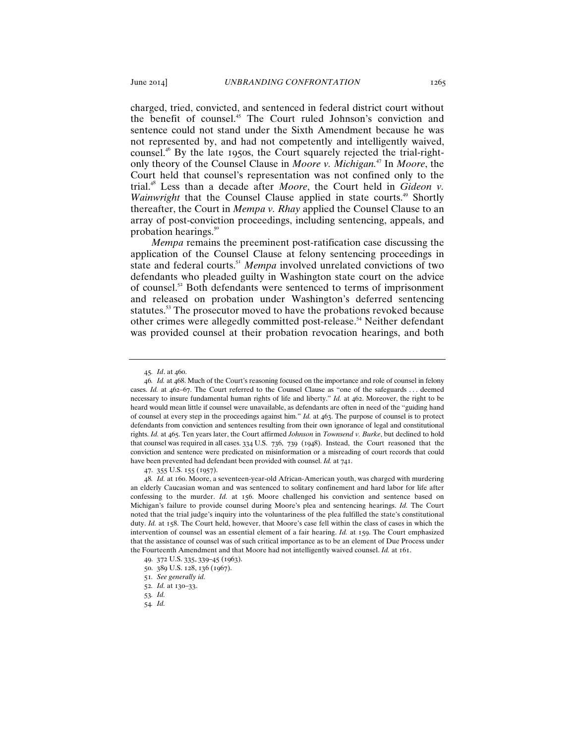charged, tried, convicted, and sentenced in federal district court without the benefit of counsel.[45] The Court ruled Johnson's conviction and sentence could not stand under the Sixth Amendment because he was not represented by, and had not competently and intelligently waived, counsel.[46] By the late 1950s, the Court squarely rejected the trial-right-only theory of the Counsel Clause in *Moore v. Michigan*.[47] In *Moore*, the Court held that counsel's representation was not confined only to the trial.[48] Less than a decade after *Moore*, the Court held in *Gideon v. Wainwright* that the Counsel Clause applied in state courts.[49] Shortly thereafter, the Court in *Mempa v. Rhay* applied the Counsel Clause to an array of post-conviction proceedings, including sentencing, appeals, and probation hearings.[50]

*Mempa* remains the preeminent post-ratification case discussing the application of the Counsel Clause at felony sentencing proceedings in state and federal courts.[51] *Mempa* involved unrelated convictions of two defendants who pleaded guilty in Washington state court on the advice of counsel.[52] Both defendants were sentenced to terms of imprisonment and released on probation under Washington's deferred sentencing statutes.[53] The prosecutor moved to have the probations revoked because other crimes were allegedly committed post-release.[54] Neither defendant was provided counsel at their probation revocation hearings, and both

---

45. *Id*. at 460.

46. *Id.* at 468. Much of the Court's reasoning focused on the importance and role of counsel in felony cases. *Id.* at 462–67. The Court referred to the Counsel Clause as "one of the safeguards . . . deemed necessary to insure fundamental human rights of life and liberty." *Id.* at 462. Moreover, the right to be heard would mean little if counsel were unavailable, as defendants are often in need of the "guiding hand of counsel at every step in the proceedings against him." *Id.* at 463. The purpose of counsel is to protect defendants from conviction and sentences resulting from their own ignorance of legal and constitutional rights. *Id.* at 465. Ten years later, the Court affirmed *Johnson* in *Townsend v. Burke*, but declined to hold that counsel was required in all cases. 334 U.S. 736, 739 (1948). Instead, the Court reasoned that the conviction and sentence were predicated on misinformation or a misreading of court records that could have been prevented had defendant been provided with counsel. *Id.* at 741.

47. 355 U.S. 155 (1957).

48. *Id.* at 160. Moore, a seventeen-year-old African-American youth, was charged with murdering an elderly Caucasian woman and was sentenced to solitary confinement and hard labor for life after confessing to the murder. *Id.* at 156. Moore challenged his conviction and sentence based on Michigan's failure to provide counsel during Moore's plea and sentencing hearings. *Id.* The Court noted that the trial judge's inquiry into the voluntariness of the plea fulfilled the state's constitutional duty. *Id.* at 158. The Court held, however, that Moore's case fell within the class of cases in which the intervention of counsel was an essential element of a fair hearing. *Id.* at 159. The Court emphasized that the assistance of counsel was of such critical importance as to be an element of Due Process under the Fourteenth Amendment and that Moore had not intelligently waived counsel. *Id.* at 161.

49. 372 U.S. 335, 339–45 (1963).

50. 389 U.S. 128, 136 (1967).

51. *See generally id.*

52. *Id.* at 130–33.

53. *Id.*

54. *Id.*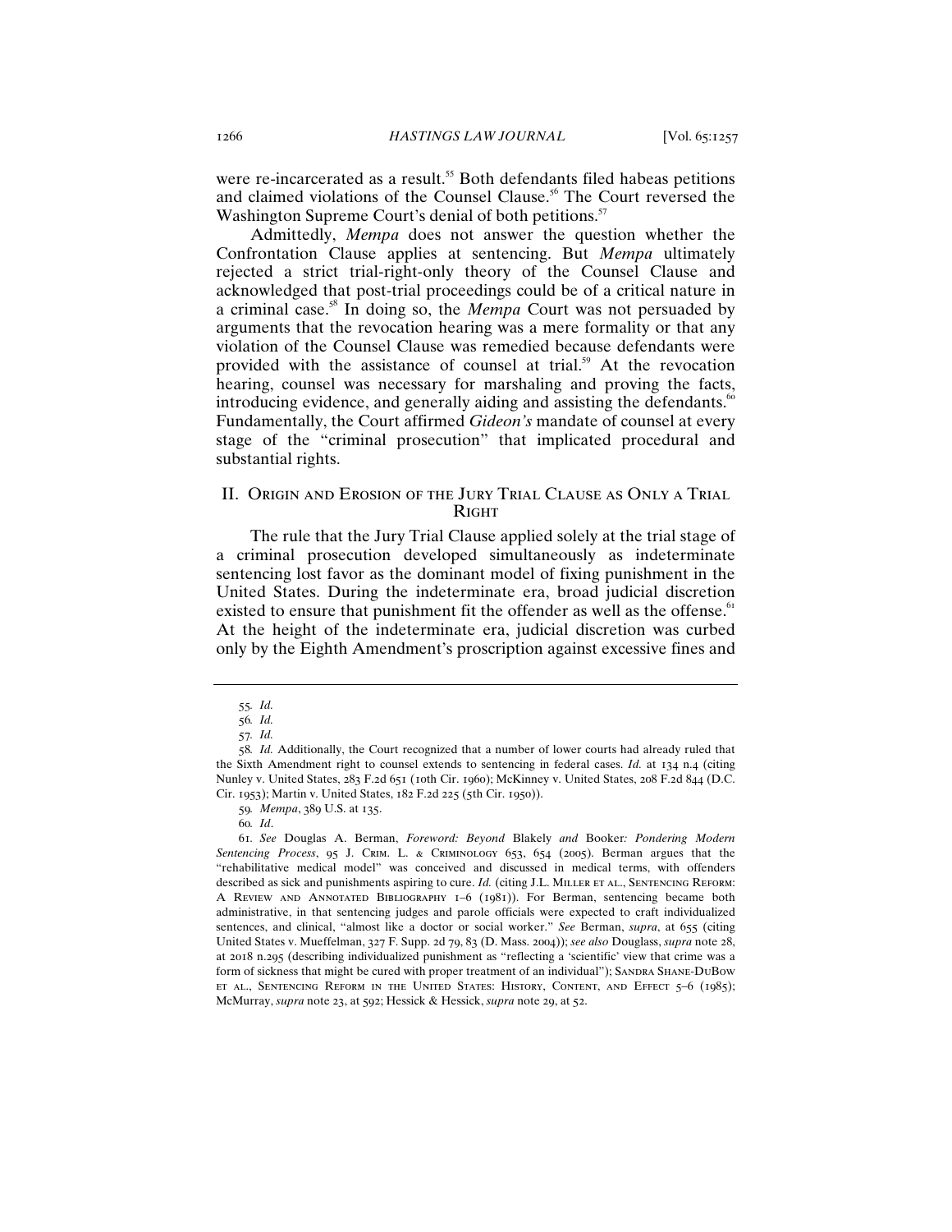were re-incarcerated as a result.[55] Both defendants filed habeas petitions and claimed violations of the Counsel Clause.[56] The Court reversed the Washington Supreme Court's denial of both petitions.[57]

Admittedly, *Mempa* does not answer the question whether the Confrontation Clause applies at sentencing. But *Mempa* ultimately rejected a strict trial-right-only theory of the Counsel Clause and acknowledged that post-trial proceedings could be of a critical nature in a criminal case.[58] In doing so, the *Mempa* Court was not persuaded by arguments that the revocation hearing was a mere formality or that any violation of the Counsel Clause was remedied because defendants were provided with the assistance of counsel at trial.[59] At the revocation hearing, counsel was necessary for marshaling and proving the facts, introducing evidence, and generally aiding and assisting the defendants.[60] Fundamentally, the Court affirmed *Gideon's* mandate of counsel at every stage of the "criminal prosecution" that implicated procedural and substantial rights.

## II. Origin and Erosion of the Jury Trial Clause as Only a Trial Right

The rule that the Jury Trial Clause applied solely at the trial stage of a criminal prosecution developed simultaneously as indeterminate sentencing lost favor as the dominant model of fixing punishment in the United States. During the indeterminate era, broad judicial discretion existed to ensure that punishment fit the offender as well as the offense.[61] At the height of the indeterminate era, judicial discretion was curbed only by the Eighth Amendment's proscription against excessive fines and

---

55. *Id.*

56. *Id.*

57. *Id.*

58. *Id.* Additionally, the Court recognized that a number of lower courts had already ruled that the Sixth Amendment right to counsel extends to sentencing in federal cases. *Id.* at 134 n.4 (citing Nunley v. United States, 283 F.2d 651 (10th Cir. 1960); McKinney v. United States, 208 F.2d 844 (D.C. Cir. 1953); Martin v. United States, 182 F.2d 225 (5th Cir. 1950)).

59. *Mempa*, 389 U.S. at 135.

60. *Id*.

61. *See* Douglas A. Berman, *Foreword: Beyond* Blakely *and* Booker*: Pondering Modern Sentencing Process*, 95 J. Crim. L. & Criminology 653, 654 (2005). Berman argues that the "rehabilitative medical model" was conceived and discussed in medical terms, with offenders described as sick and punishments aspiring to cure. *Id.* (citing J.L. Miller et al., Sentencing Reform: A Review and Annotated Bibliography 1–6 (1981)). For Berman, sentencing became both administrative, in that sentencing judges and parole officials were expected to craft individualized sentences, and clinical, "almost like a doctor or social worker." *See* Berman, *supra*, at 655 (citing United States v. Mueffelman, 327 F. Supp. 2d 79, 83 (D. Mass. 2004)); *see also* Douglass, *supra* note 28, at 2018 n.295 (describing individualized punishment as "reflecting a 'scientific' view that crime was a form of sickness that might be cured with proper treatment of an individual"); Sandra Shane-DuBow et al., Sentencing Reform in the United States: History, Content, and Effect 5–6 (1985); McMurray, *supra* note 23, at 592; Hessick & Hessick, *supra* note 29, at 52.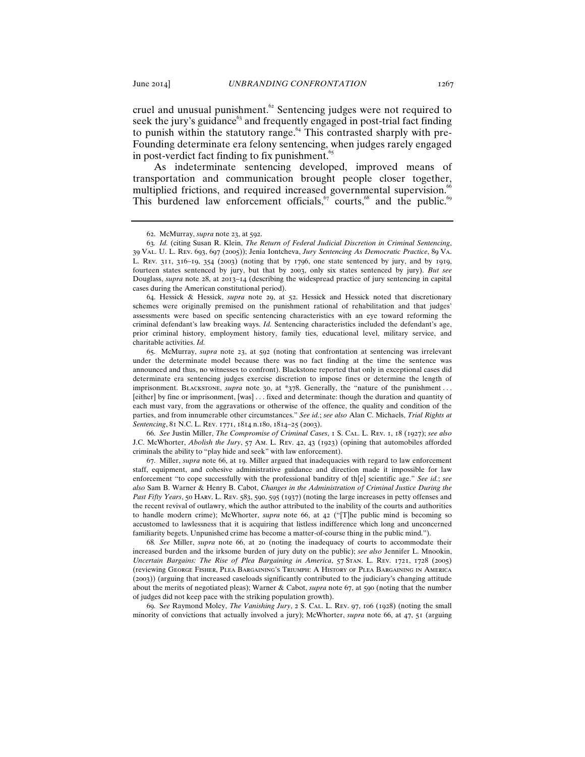cruel and unusual punishment.[62] Sentencing judges were not required to seek the jury's guidance[63] and frequently engaged in post-trial fact finding to punish within the statutory range.[64] This contrasted sharply with pre-Founding determinate era felony sentencing, when judges rarely engaged in post-verdict fact finding to fix punishment.[65]

As indeterminate sentencing developed, improved means of transportation and communication brought people closer together, multiplied frictions, and required increased governmental supervision.[66] This burdened law enforcement officials,[67] courts,[68] and the public.[69]

---

62. McMurray, *supra* note 23, at 592.

63. *Id.* (citing Susan R. Klein, *The Return of Federal Judicial Discretion in Criminal Sentencing*, 39 VAL. U. L. REV. 693, 697 (2005)); Jenia Iontcheva, *Jury Sentencing As Democratic Practice*, 89 VA. L. REV. 311, 316–19, 354 (2003) (noting that by 1796, one state sentenced by jury, and by 1919, fourteen states sentenced by jury, but that by 2003, only six states sentenced by jury). *But see* Douglass, *supra* note 28, at 2013–14 (describing the widespread practice of jury sentencing in capital cases during the American constitutional period).

64. Hessick & Hessick, *supra* note 29, at 52. Hessick and Hessick noted that discretionary schemes were originally premised on the punishment rational of rehabilitation and that judges' assessments were based on specific sentencing characteristics with an eye toward reforming the criminal defendant's law breaking ways. *Id.* Sentencing characteristics included the defendant's age, prior criminal history, employment history, family ties, educational level, military service, and charitable activities. *Id.*

65. McMurray, *supra* note 23, at 592 (noting that confrontation at sentencing was irrelevant under the determinate model because there was no fact finding at the time the sentence was announced and thus, no witnesses to confront). Blackstone reported that only in exceptional cases did determinate era sentencing judges exercise discretion to impose fines or determine the length of imprisonment. BLACKSTONE, *supra* note 30, at *378. Generally, the "nature of the punishment . . . [either] by fine or imprisonment, [was] . . . fixed and determinate: though the duration and quantity of each must vary, from the aggravations or otherwise of the offence, the quality and condition of the parties, and from innumerable other circumstances." *See id.*; *see also* Alan C. Michaels, *Trial Rights at Sentencing*, 81 N.C. L. REV. 1771, 1814 n.180, 1814–25 (2003).

66. *See* Justin Miller, *The Compromise of Criminal Cases*, 1 S. CAL. L. REV. 1, 18 (1927); *see also* J.C. McWhorter, *Abolish the Jury*, 57 AM. L. REV. 42, 43 (1923) (opining that automobiles afforded criminals the ability to "play hide and seek" with law enforcement).

67. Miller, *supra* note 66, at 19. Miller argued that inadequacies with regard to law enforcement staff, equipment, and cohesive administrative guidance and direction made it impossible for law enforcement "to cope successfully with the professional banditry of th[e] scientific age." *See id.*; *see also* Sam B. Warner & Henry B. Cabot, *Changes in the Administration of Criminal Justice During the Past Fifty Years*, 50 HARV. L. REV. 583, 590, 595 (1937) (noting the large increases in petty offenses and the recent revival of outlawry, which the author attributed to the inability of the courts and authorities to handle modern crime); McWhorter, *supra* note 66, at 42 ("[T]he public mind is becoming so accustomed to lawlessness that it is acquiring that listless indifference which long and unconcerned familiarity begets. Unpunished crime has become a matter-of-course thing in the public mind.").

68. *See* Miller, *supra* note 66, at 20 (noting the inadequacy of courts to accommodate their increased burden and the irksome burden of jury duty on the public); *see also* Jennifer L. Mnookin, *Uncertain Bargains: The Rise of Plea Bargaining in America*, 57 STAN. L. REV. 1721, 1728 (2005) (reviewing GEORGE FISHER, PLEA BARGAINING'S TRIUMPH: A HISTORY OF PLEA BARGAINING IN AMERICA (2003)) (arguing that increased caseloads significantly contributed to the judiciary's changing attitude about the merits of negotiated pleas); Warner & Cabot, *supra* note 67, at 590 (noting that the number of judges did not keep pace with the striking population growth).

69. S*ee* Raymond Moley, *The Vanishing Jury*, 2 S. CAL. L. REV. 97, 106 (1928) (noting the small minority of convictions that actually involved a jury); McWhorter, *supra* note 66, at 47, 51 (arguing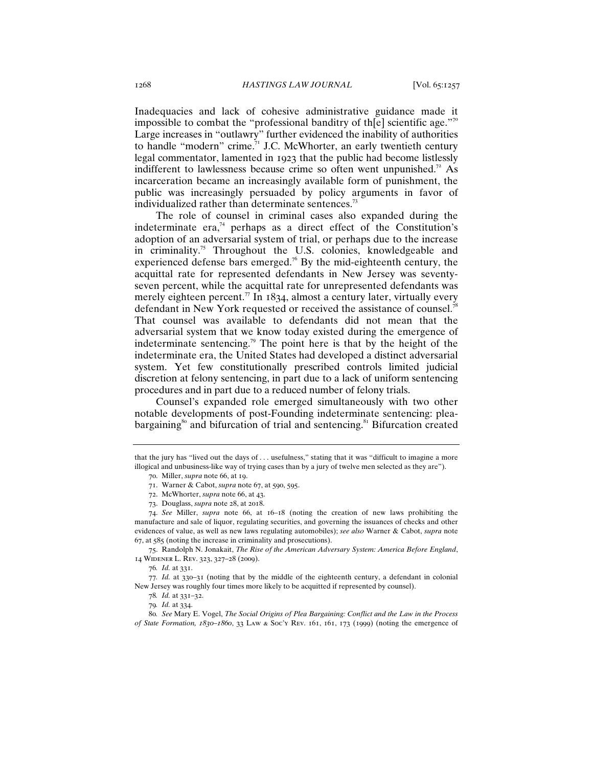Inadequacies and lack of cohesive administrative guidance made it impossible to combat the "professional banditry of th[e] scientific age."[70] Large increases in "outlawry" further evidenced the inability of authorities to handle "modern" crime.[71] J.C. McWhorter, an early twentieth century legal commentator, lamented in 1923 that the public had become listlessly indifferent to lawlessness because crime so often went unpunished.[72] As incarceration became an increasingly available form of punishment, the public was increasingly persuaded by policy arguments in favor of individualized rather than determinate sentences.[73]

The role of counsel in criminal cases also expanded during the indeterminate era,[74] perhaps as a direct effect of the Constitution's adoption of an adversarial system of trial, or perhaps due to the increase in criminality.[75] Throughout the U.S. colonies, knowledgeable and experienced defense bars emerged.[76] By the mid-eighteenth century, the acquittal rate for represented defendants in New Jersey was seventy-seven percent, while the acquittal rate for unrepresented defendants was merely eighteen percent.[77] In 1834, almost a century later, virtually every defendant in New York requested or received the assistance of counsel.[78] That counsel was available to defendants did not mean that the adversarial system that we know today existed during the emergence of indeterminate sentencing.[79] The point here is that by the height of the indeterminate era, the United States had developed a distinct adversarial system. Yet few constitutionally prescribed controls limited judicial discretion at felony sentencing, in part due to a lack of uniform sentencing procedures and in part due to a reduced number of felony trials.

Counsel's expanded role emerged simultaneously with two other notable developments of post-Founding indeterminate sentencing: plea-bargaining[80] and bifurcation of trial and sentencing.[81] Bifurcation created

---

that the jury has "lived out the days of . . . usefulness," stating that it was "difficult to imagine a more illogical and unbusiness-like way of trying cases than by a jury of twelve men selected as they are").

70. Miller, *supra* note 66, at 19.

71. Warner & Cabot, *supra* note 67, at 590, 595.

72. McWhorter, *supra* note 66, at 43.

73. Douglass, *supra* note 28, at 2018.

74. *See* Miller, *supra* note 66, at 16–18 (noting the creation of new laws prohibiting the manufacture and sale of liquor, regulating securities, and governing the issuances of checks and other evidences of value, as well as new laws regulating automobiles); *see also* Warner & Cabot, *supra* note 67, at 585 (noting the increase in criminality and prosecutions).

75. Randolph N. Jonakait, *The Rise of the American Adversary System: America Before England*, 14 Widener L. Rev. 323, 327–28 (2009).

76. *Id.* at 331.

77. *Id.* at 330–31 (noting that by the middle of the eighteenth century, a defendant in colonial New Jersey was roughly four times more likely to be acquitted if represented by counsel).

78. *Id.* at 331–32.

79. *Id.* at 334.

80. *See* Mary E. Vogel, *The Social Origins of Plea Bargaining: Conflict and the Law in the Process of State Formation, 1830–1860*, 33 Law & Soc'y Rev. 161, 161, 173 (1999) (noting the emergence of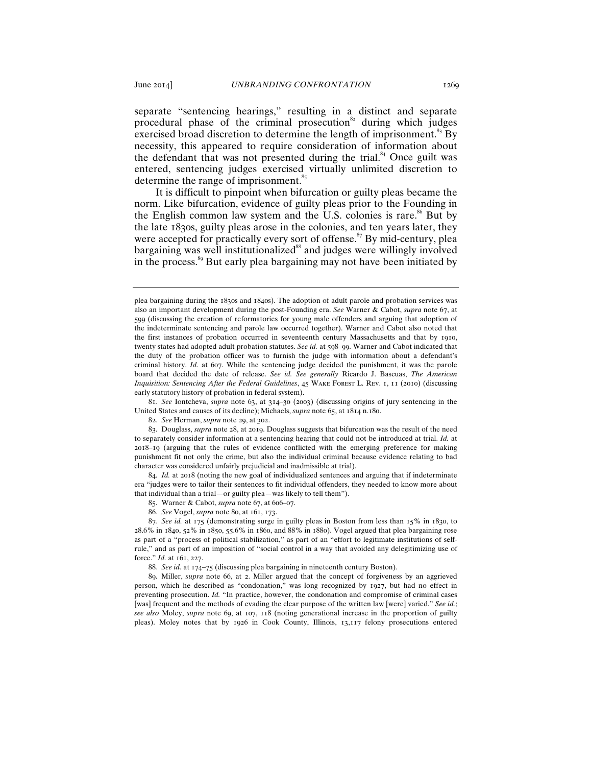separate "sentencing hearings," resulting in a distinct and separate procedural phase of the criminal prosecution[82] during which judges exercised broad discretion to determine the length of imprisonment.[83] By necessity, this appeared to require consideration of information about the defendant that was not presented during the trial.[84] Once guilt was entered, sentencing judges exercised virtually unlimited discretion to determine the range of imprisonment.[85]

It is difficult to pinpoint when bifurcation or guilty pleas became the norm. Like bifurcation, evidence of guilty pleas prior to the Founding in the English common law system and the U.S. colonies is rare.[86] But by the late 1830s, guilty pleas arose in the colonies, and ten years later, they were accepted for practically every sort of offense.[87] By mid-century, plea bargaining was well institutionalized[88] and judges were willingly involved in the process.[89] But early plea bargaining may not have been initiated by

---

plea bargaining during the 1830s and 1840s). The adoption of adult parole and probation services was also an important development during the post-Founding era. *See* Warner & Cabot, *supra* note 67, at 599 (discussing the creation of reformatories for young male offenders and arguing that adoption of the indeterminate sentencing and parole law occurred together). Warner and Cabot also noted that the first instances of probation occurred in seventeenth century Massachusetts and that by 1910, twenty states had adopted adult probation statutes. *See id.* at 598–99. Warner and Cabot indicated that the duty of the probation officer was to furnish the judge with information about a defendant's criminal history. *Id.* at 607. While the sentencing judge decided the punishment, it was the parole board that decided the date of release. *See id. See generally* Ricardo J. Bascuas, *The American Inquisition: Sentencing After the Federal Guidelines*, 45 WAKE FOREST L. REV. 1, 11 (2010) (discussing early statutory history of probation in federal system).

81. *See* Iontcheva, *supra* note 63, at 314–30 (2003) (discussing origins of jury sentencing in the United States and causes of its decline); Michaels, *supra* note 65, at 1814 n.180.

82. *See* Herman, *supra* note 29, at 302.

83. Douglass, *supra* note 28, at 2019. Douglass suggests that bifurcation was the result of the need to separately consider information at a sentencing hearing that could not be introduced at trial. *Id.* at 2018–19 (arguing that the rules of evidence conflicted with the emerging preference for making punishment fit not only the crime, but also the individual criminal because evidence relating to bad character was considered unfairly prejudicial and inadmissible at trial).

84. *Id.* at 2018 (noting the new goal of individualized sentences and arguing that if indeterminate era "judges were to tailor their sentences to fit individual offenders, they needed to know more about that individual than a trial—or guilty plea—was likely to tell them").

85. Warner & Cabot, *supra* note 67, at 606–07.

86. *See* Vogel, *supra* note 80, at 161, 173.

87. *See id.* at 175 (demonstrating surge in guilty pleas in Boston from less than 15% in 1830, to 28.6% in 1840, 52% in 1850, 55.6% in 1860, and 88% in 1880). Vogel argued that plea bargaining rose as part of a "process of political stabilization," as part of an "effort to legitimate institutions of self-rule," and as part of an imposition of "social control in a way that avoided any delegitimizing use of force." *Id.* at 161, 227.

88. *See id.* at 174–75 (discussing plea bargaining in nineteenth century Boston).

89. Miller, *supra* note 66, at 2. Miller argued that the concept of forgiveness by an aggrieved person, which he described as "condonation," was long recognized by 1927, but had no effect in preventing prosecution. *Id.* "In practice, however, the condonation and compromise of criminal cases [was] frequent and the methods of evading the clear purpose of the written law [were] varied." *See id.*; *see also* Moley, *supra* note 69, at 107, 118 (noting generational increase in the proportion of guilty pleas). Moley notes that by 1926 in Cook County, Illinois, 13,117 felony prosecutions entered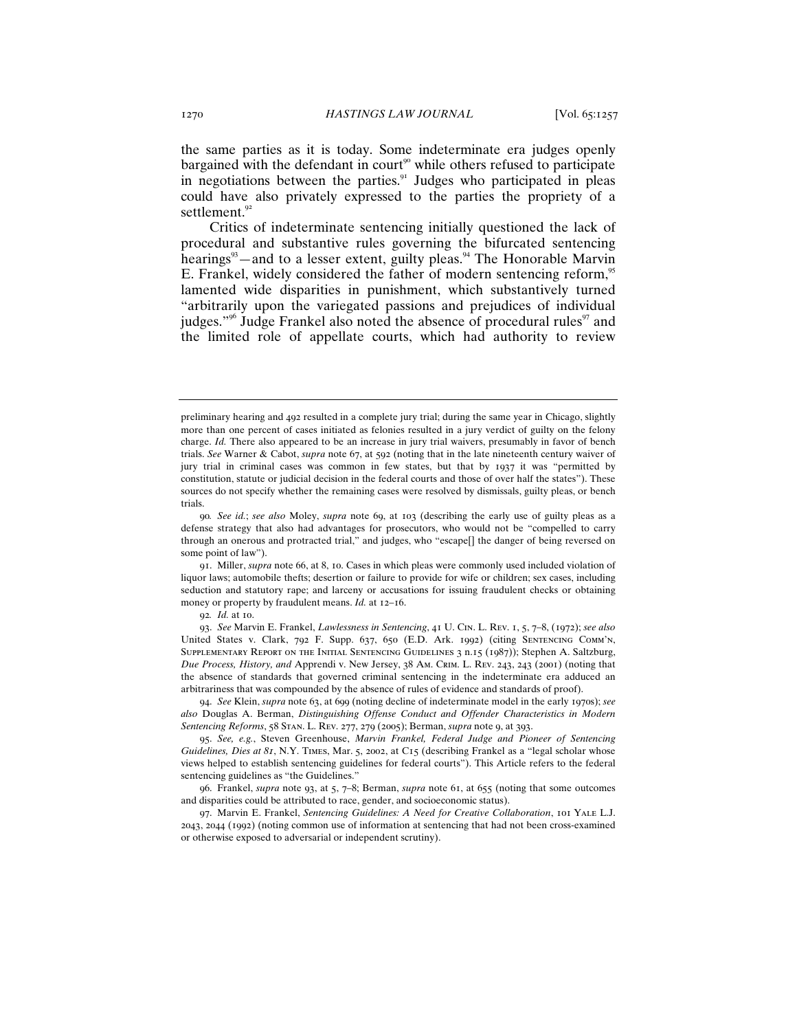the same parties as it is today. Some indeterminate era judges openly bargained with the defendant in court[90] while others refused to participate in negotiations between the parties.[91] Judges who participated in pleas could have also privately expressed to the parties the propriety of a settlement.[92]

Critics of indeterminate sentencing initially questioned the lack of procedural and substantive rules governing the bifurcated sentencing hearings[93]—and to a lesser extent, guilty pleas.[94] The Honorable Marvin E. Frankel, widely considered the father of modern sentencing reform,[95] lamented wide disparities in punishment, which substantively turned "arbitrarily upon the variegated passions and prejudices of individual judges."[96] Judge Frankel also noted the absence of procedural rules[97] and the limited role of appellate courts, which had authority to review

---

preliminary hearing and 492 resulted in a complete jury trial; during the same year in Chicago, slightly more than one percent of cases initiated as felonies resulted in a jury verdict of guilty on the felony charge. *Id.* There also appeared to be an increase in jury trial waivers, presumably in favor of bench trials. *See* Warner & Cabot, *supra* note 67, at 592 (noting that in the late nineteenth century waiver of jury trial in criminal cases was common in few states, but that by 1937 it was "permitted by constitution, statute or judicial decision in the federal courts and those of over half the states"). These sources do not specify whether the remaining cases were resolved by dismissals, guilty pleas, or bench trials.

90. *See id.*; *see also* Moley, *supra* note 69, at 103 (describing the early use of guilty pleas as a defense strategy that also had advantages for prosecutors, who would not be "compelled to carry through an onerous and protracted trial," and judges, who "escape[] the danger of being reversed on some point of law").

91. Miller, *supra* note 66, at 8, 10. Cases in which pleas were commonly used included violation of liquor laws; automobile thefts; desertion or failure to provide for wife or children; sex cases, including seduction and statutory rape; and larceny or accusations for issuing fraudulent checks or obtaining money or property by fraudulent means. *Id.* at 12–16.

92. *Id.* at 10.

93. *See* Marvin E. Frankel, *Lawlessness in Sentencing*, 41 U. Cin. L. Rev. 1, 5, 7–8, (1972); *see also* United States v. Clark, 792 F. Supp. 637, 650 (E.D. Ark. 1992) (citing Sentencing Comm'n, Supplementary Report on the Initial Sentencing Guidelines 3 n.15 (1987)); Stephen A. Saltzburg, *Due Process, History, and* Apprendi v. New Jersey, 38 Am. Crim. L. Rev. 243, 243 (2001) (noting that the absence of standards that governed criminal sentencing in the indeterminate era adduced an arbitrariness that was compounded by the absence of rules of evidence and standards of proof).

94. *See* Klein, *supra* note 63, at 699 (noting decline of indeterminate model in the early 1970s); *see also* Douglas A. Berman, *Distinguishing Offense Conduct and Offender Characteristics in Modern Sentencing Reforms*, 58 Stan. L. Rev. 277, 279 (2005); Berman, *supra* note 9, at 393.

95. *See, e.g.*, Steven Greenhouse, *Marvin Frankel, Federal Judge and Pioneer of Sentencing Guidelines, Dies at 81*, N.Y. Times, Mar. 5, 2002, at C15 (describing Frankel as a "legal scholar whose views helped to establish sentencing guidelines for federal courts"). This Article refers to the federal sentencing guidelines as "the Guidelines."

96. Frankel, *supra* note 93, at 5, 7–8; Berman, *supra* note 61, at 655 (noting that some outcomes and disparities could be attributed to race, gender, and socioeconomic status).

97. Marvin E. Frankel, *Sentencing Guidelines: A Need for Creative Collaboration*, 101 Yale L.J. 2043, 2044 (1992) (noting common use of information at sentencing that had not been cross-examined or otherwise exposed to adversarial or independent scrutiny).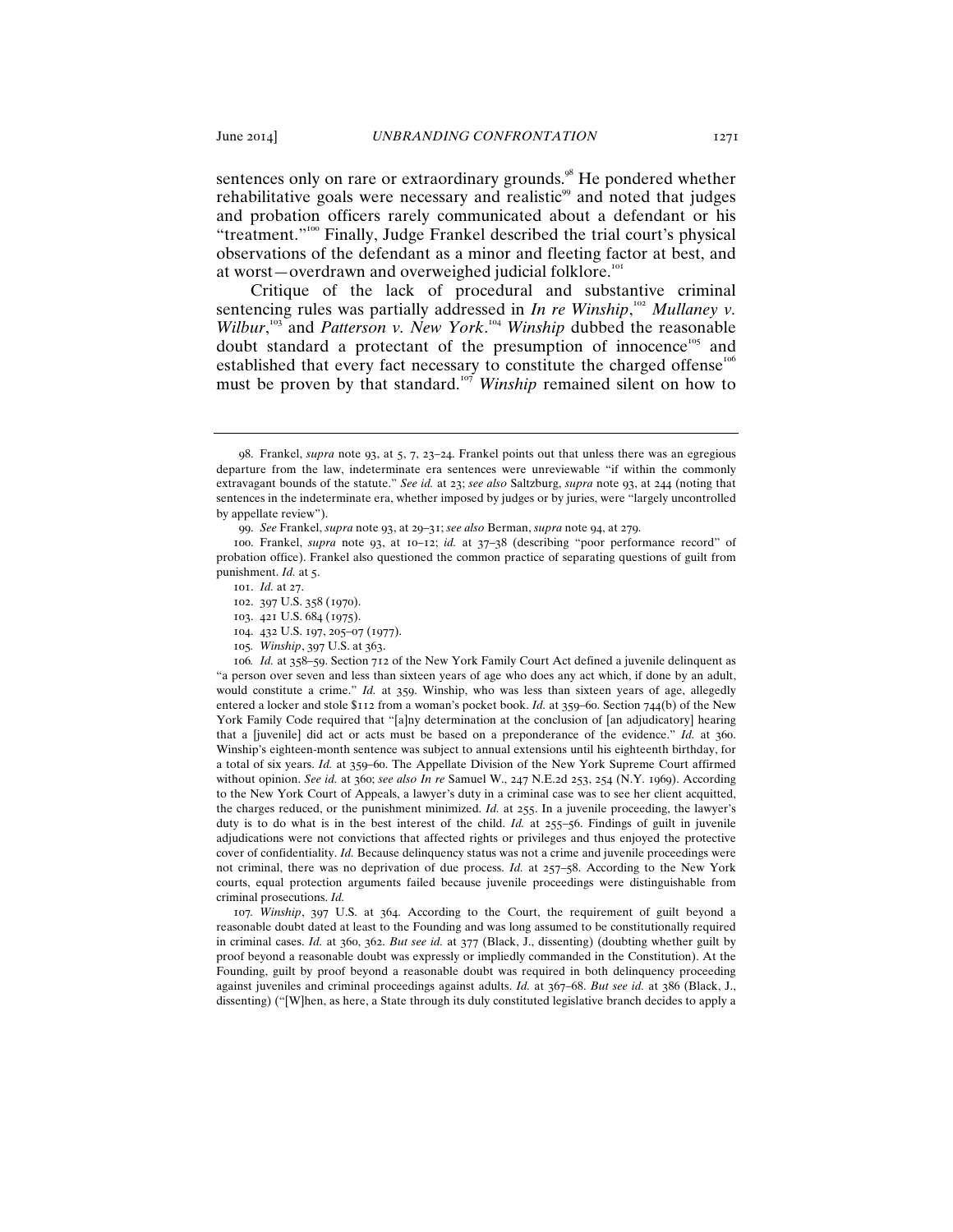sentences only on rare or extraordinary grounds.[98] He pondered whether rehabilitative goals were necessary and realistic[99] and noted that judges and probation officers rarely communicated about a defendant or his "treatment."[100] Finally, Judge Frankel described the trial court's physical observations of the defendant as a minor and fleeting factor at best, and at worst—overdrawn and overweighed judicial folklore.[101]

Critique of the lack of procedural and substantive criminal sentencing rules was partially addressed in *In re Winship*,[102] *Mullaney v. Wilbur*,[103] and *Patterson v. New York*.[104] *Winship* dubbed the reasonable doubt standard a protectant of the presumption of innocence[105] and established that every fact necessary to constitute the charged offense[106] must be proven by that standard.[107] *Winship* remained silent on how to

---

98. Frankel, *supra* note 93, at 5, 7, 23–24. Frankel points out that unless there was an egregious departure from the law, indeterminate era sentences were unreviewable "if within the commonly extravagant bounds of the statute." *See id.* at 23; *see also* Saltzburg, *supra* note 93, at 244 (noting that sentences in the indeterminate era, whether imposed by judges or by juries, were "largely uncontrolled by appellate review").

99. *See* Frankel, *supra* note 93, at 29–31; *see also* Berman, *supra* note 94, at 279.

100. Frankel, *supra* note 93, at 10–12; *id.* at 37–38 (describing "poor performance record" of probation office). Frankel also questioned the common practice of separating questions of guilt from punishment. *Id.* at 5.

101. *Id.* at 27.

102. 397 U.S. 358 (1970).

103. 421 U.S. 684 (1975).

104. 432 U.S. 197, 205–07 (1977).

105. *Winship*, 397 U.S. at 363.

106. *Id.* at 358–59. Section 712 of the New York Family Court Act defined a juvenile delinquent as "a person over seven and less than sixteen years of age who does any act which, if done by an adult, would constitute a crime." *Id.* at 359. Winship, who was less than sixteen years of age, allegedly entered a locker and stole $112 from a woman's pocket book. *Id.* at 359–60. Section 744(b) of the New York Family Code required that "[a]ny determination at the conclusion of [an adjudicatory] hearing that a [juvenile] did act or acts must be based on a preponderance of the evidence." *Id.* at 360. Winship's eighteen-month sentence was subject to annual extensions until his eighteenth birthday, for a total of six years. *Id.* at 359–60. The Appellate Division of the New York Supreme Court affirmed without opinion. *See id.* at 360; *see also In re* Samuel W., 247 N.E.2d 253, 254 (N.Y. 1969). According to the New York Court of Appeals, a lawyer's duty in a criminal case was to see her client acquitted, the charges reduced, or the punishment minimized. *Id.* at 255. In a juvenile proceeding, the lawyer's duty is to do what is in the best interest of the child. *Id.* at 255–56. Findings of guilt in juvenile adjudications were not convictions that affected rights or privileges and thus enjoyed the protective cover of confidentiality. *Id.* Because delinquency status was not a crime and juvenile proceedings were not criminal, there was no deprivation of due process. *Id.* at 257–58. According to the New York courts, equal protection arguments failed because juvenile proceedings were distinguishable from criminal prosecutions. *Id.*

107. *Winship*, 397 U.S. at 364. According to the Court, the requirement of guilt beyond a reasonable doubt dated at least to the Founding and was long assumed to be constitutionally required in criminal cases. *Id.* at 360, 362. *But see id.* at 377 (Black, J., dissenting) (doubting whether guilt by proof beyond a reasonable doubt was expressly or impliedly commanded in the Constitution). At the Founding, guilt by proof beyond a reasonable doubt was required in both delinquency proceeding against juveniles and criminal proceedings against adults. *Id.* at 367–68. *But see id.* at 386 (Black, J., dissenting) ("[W]hen, as here, a State through its duly constituted legislative branch decides to apply a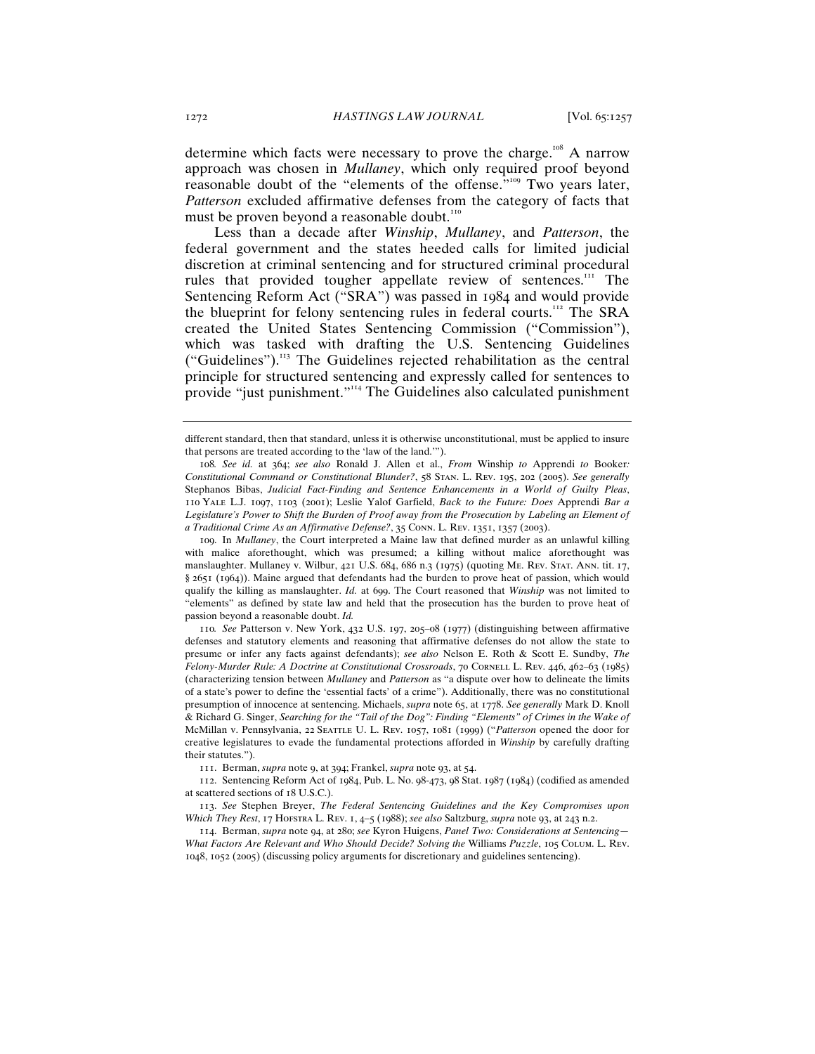determine which facts were necessary to prove the charge.[108] A narrow approach was chosen in *Mullaney*, which only required proof beyond reasonable doubt of the "elements of the offense."[109] Two years later, *Patterson* excluded affirmative defenses from the category of facts that must be proven beyond a reasonable doubt.[110]

Less than a decade after *Winship*, *Mullaney*, and *Patterson*, the federal government and the states heeded calls for limited judicial discretion at criminal sentencing and for structured criminal procedural rules that provided tougher appellate review of sentences.[111] The Sentencing Reform Act ("SRA") was passed in 1984 and would provide the blueprint for felony sentencing rules in federal courts.[112] The SRA created the United States Sentencing Commission ("Commission"), which was tasked with drafting the U.S. Sentencing Guidelines ("Guidelines").[113] The Guidelines rejected rehabilitation as the central principle for structured sentencing and expressly called for sentences to provide "just punishment."[114] The Guidelines also calculated punishment

---

different standard, then that standard, unless it is otherwise unconstitutional, must be applied to insure that persons are treated according to the 'law of the land.'").

108. *See id.* at 364; *see also* Ronald J. Allen et al., *From* Winship *to* Apprendi *to* Booker*: Constitutional Command or Constitutional Blunder?*, 58 STAN. L. REV. 195, 202 (2005). *See generally* Stephanos Bibas, *Judicial Fact-Finding and Sentence Enhancements in a World of Guilty Pleas*, 110 YALE L.J. 1097, 1103 (2001); Leslie Yalof Garfield, *Back to the Future: Does* Apprendi *Bar a Legislature's Power to Shift the Burden of Proof away from the Prosecution by Labeling an Element of a Traditional Crime As an Affirmative Defense?*, 35 CONN. L. REV. 1351, 1357 (2003).

109. In *Mullaney*, the Court interpreted a Maine law that defined murder as an unlawful killing with malice aforethought, which was presumed; a killing without malice aforethought was manslaughter. Mullaney v. Wilbur, 421 U.S. 684, 686 n.3 (1975) (quoting ME. REV. STAT. ANN. tit. 17, § 2651 (1964)). Maine argued that defendants had the burden to prove heat of passion, which would qualify the killing as manslaughter. *Id.* at 699. The Court reasoned that *Winship* was not limited to "elements" as defined by state law and held that the prosecution has the burden to prove heat of passion beyond a reasonable doubt. *Id.*

110. *See* Patterson v. New York, 432 U.S. 197, 205–08 (1977) (distinguishing between affirmative defenses and statutory elements and reasoning that affirmative defenses do not allow the state to presume or infer any facts against defendants); *see also* Nelson E. Roth & Scott E. Sundby, *The Felony-Murder Rule: A Doctrine at Constitutional Crossroads*, 70 CORNELL L. REV. 446, 462–63 (1985) (characterizing tension between *Mullaney* and *Patterson* as "a dispute over how to delineate the limits of a state's power to define the 'essential facts' of a crime"). Additionally, there was no constitutional presumption of innocence at sentencing. Michaels, *supra* note 65, at 1778. *See generally* Mark D. Knoll & Richard G. Singer, *Searching for the "Tail of the Dog": Finding "Elements" of Crimes in the Wake of* McMillan v. Pennsylvania, 22 SEATTLE U. L. REV. 1057, 1081 (1999) ("*Patterson* opened the door for creative legislatures to evade the fundamental protections afforded in *Winship* by carefully drafting their statutes.").

111. Berman, *supra* note 9, at 394; Frankel, *supra* note 93, at 54.

112. Sentencing Reform Act of 1984, Pub. L. No. 98-473, 98 Stat. 1987 (1984) (codified as amended at scattered sections of 18 U.S.C.).

113. *See* Stephen Breyer, *The Federal Sentencing Guidelines and the Key Compromises upon Which They Rest*, 17 HOFSTRA L. REV. 1, 4–5 (1988); *see also* Saltzburg, *supra* note 93, at 243 n.2.

114. Berman, *supra* note 94, at 280; *see* Kyron Huigens, *Panel Two: Considerations at Sentencing—What Factors Are Relevant and Who Should Decide? Solving the* Williams *Puzzle*, 105 COLUM. L. REV. 1048, 1052 (2005) (discussing policy arguments for discretionary and guidelines sentencing).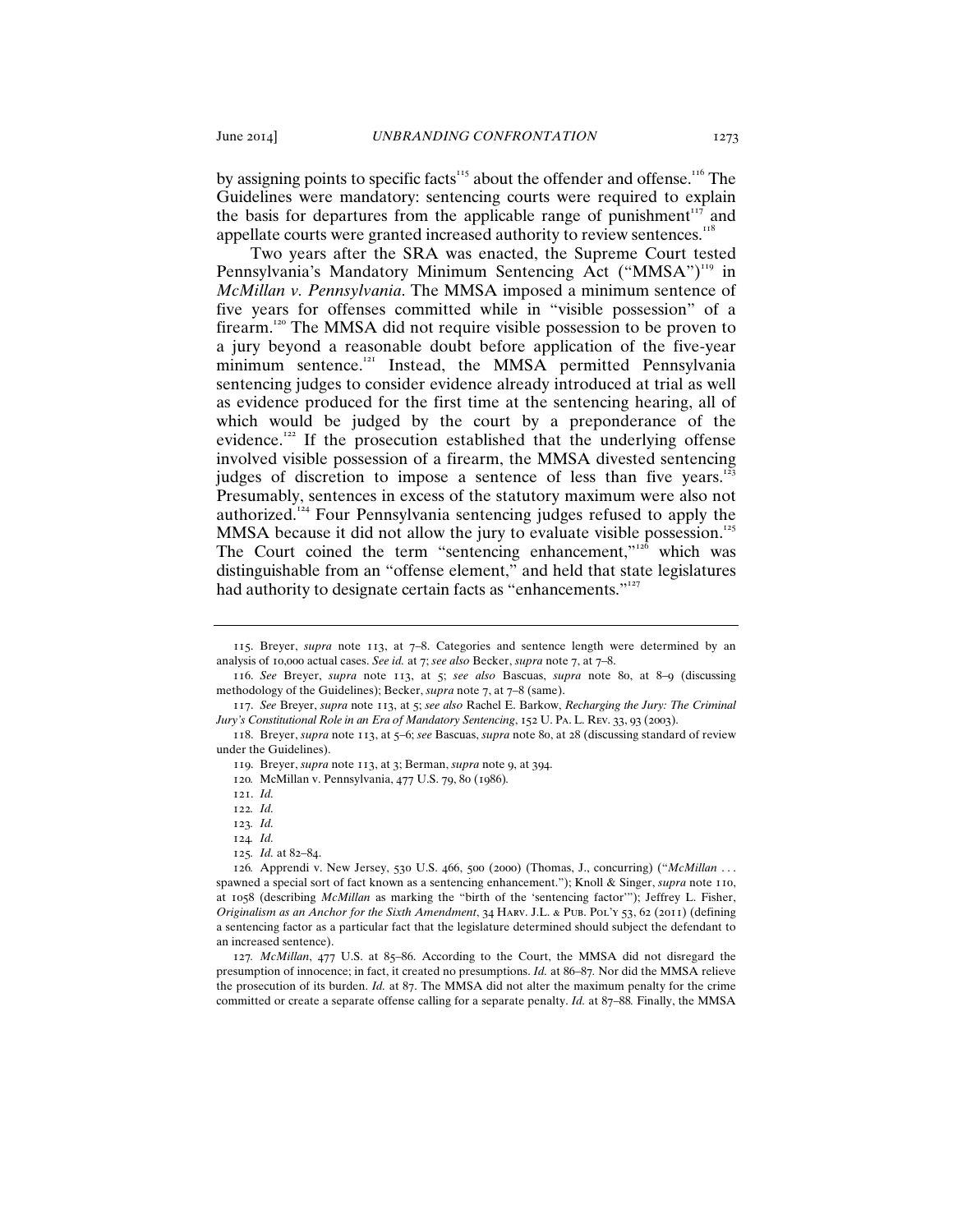by assigning points to specific facts[115] about the offender and offense.[116] The Guidelines were mandatory: sentencing courts were required to explain the basis for departures from the applicable range of punishment[117] and appellate courts were granted increased authority to review sentences.[118]

Two years after the SRA was enacted, the Supreme Court tested Pennsylvania's Mandatory Minimum Sentencing Act ("MMSA")[119] in *McMillan v. Pennsylvania*. The MMSA imposed a minimum sentence of five years for offenses committed while in "visible possession" of a firearm.[120] The MMSA did not require visible possession to be proven to a jury beyond a reasonable doubt before application of the five-year minimum sentence.[121] Instead, the MMSA permitted Pennsylvania sentencing judges to consider evidence already introduced at trial as well as evidence produced for the first time at the sentencing hearing, all of which would be judged by the court by a preponderance of the evidence.[122] If the prosecution established that the underlying offense involved visible possession of a firearm, the MMSA divested sentencing judges of discretion to impose a sentence of less than five years.[123] Presumably, sentences in excess of the statutory maximum were also not authorized.[124] Four Pennsylvania sentencing judges refused to apply the MMSA because it did not allow the jury to evaluate visible possession.[125] The Court coined the term "sentencing enhancement,"[126] which was distinguishable from an "offense element," and held that state legislatures had authority to designate certain facts as "enhancements."[127]

---

115. Breyer, *supra* note 113, at 7–8. Categories and sentence length were determined by an analysis of 10,000 actual cases. *See id.* at 7; *see also* Becker, *supra* note 7, at 7–8.

116. *See* Breyer, *supra* note 113, at 5; *see also* Bascuas, *supra* note 80, at 8–9 (discussing methodology of the Guidelines); Becker, *supra* note 7, at 7–8 (same).

117. *See* Breyer, *supra* note 113, at 5; *see also* Rachel E. Barkow, *Recharging the Jury: The Criminal Jury's Constitutional Role in an Era of Mandatory Sentencing*, 152 U. PA. L. REV. 33, 93 (2003).

118. Breyer, *supra* note 113, at 5–6; *see* Bascuas, *supra* note 80, at 28 (discussing standard of review under the Guidelines).

119. Breyer, *supra* note 113, at 3; Berman, *supra* note 9, at 394.

120. McMillan v. Pennsylvania, 477 U.S. 79, 80 (1986).

121. *Id.*

122. *Id.*

123. *Id.*

124. *Id.*

125. *Id.* at 82–84.

126. Apprendi v. New Jersey, 530 U.S. 466, 500 (2000) (Thomas, J., concurring) ("*McMillan* . . . spawned a special sort of fact known as a sentencing enhancement."); Knoll & Singer, *supra* note 110, at 1058 (describing *McMillan* as marking the "birth of the 'sentencing factor'"); Jeffrey L. Fisher, *Originalism as an Anchor for the Sixth Amendment*, 34 HARV. J.L. & PUB. POL'Y 53, 62 (2011) (defining a sentencing factor as a particular fact that the legislature determined should subject the defendant to an increased sentence).

127. *McMillan*, 477 U.S. at 85–86. According to the Court, the MMSA did not disregard the presumption of innocence; in fact, it created no presumptions. *Id.* at 86–87. Nor did the MMSA relieve the prosecution of its burden. *Id.* at 87. The MMSA did not alter the maximum penalty for the crime committed or create a separate offense calling for a separate penalty. *Id.* at 87–88. Finally, the MMSA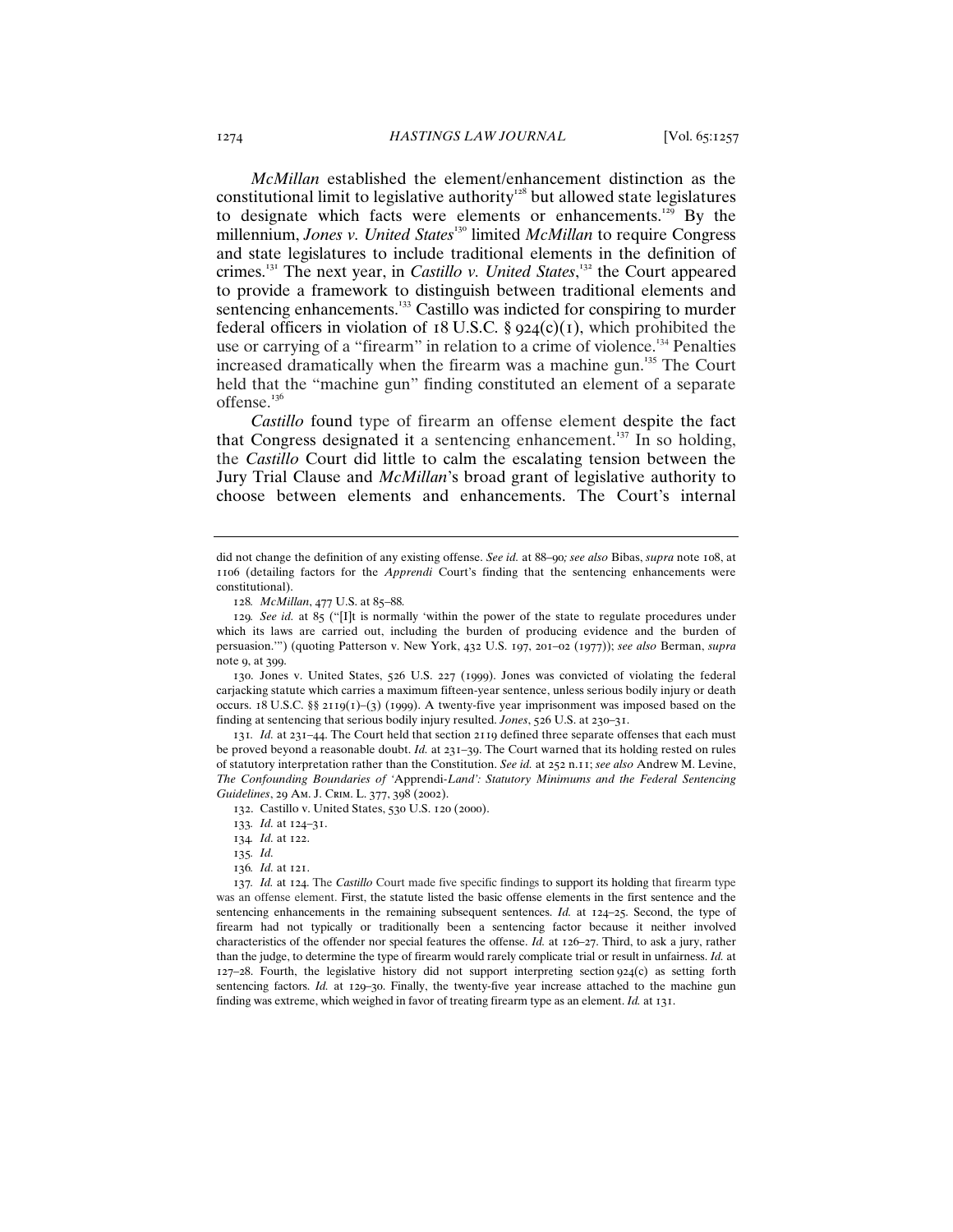*McMillan* established the element/enhancement distinction as the constitutional limit to legislative authority[128] but allowed state legislatures to designate which facts were elements or enhancements.[129] By the millennium, *Jones v. United States*[130] limited *McMillan* to require Congress and state legislatures to include traditional elements in the definition of crimes.[131] The next year, in *Castillo v. United States*,[132] the Court appeared to provide a framework to distinguish between traditional elements and sentencing enhancements.[133] Castillo was indicted for conspiring to murder federal officers in violation of 18 U.S.C. § 924(c)(1), which prohibited the use or carrying of a "firearm" in relation to a crime of violence.[134] Penalties increased dramatically when the firearm was a machine gun.[135] The Court held that the "machine gun" finding constituted an element of a separate offense.[136]

*Castillo* found type of firearm an offense element despite the fact that Congress designated it a sentencing enhancement.[137] In so holding, the *Castillo* Court did little to calm the escalating tension between the Jury Trial Clause and *McMillan*'s broad grant of legislative authority to choose between elements and enhancements. The Court's internal

---

did not change the definition of any existing offense. *See id.* at 88–90; *see also* Bibas, *supra* note 108, at 1106 (detailing factors for the *Apprendi* Court's finding that the sentencing enhancements were constitutional).

128. *McMillan*, 477 U.S. at 85–88.

129. *See id.* at 85 ("[I]t is normally 'within the power of the state to regulate procedures under which its laws are carried out, including the burden of producing evidence and the burden of persuasion.'") (quoting Patterson v. New York, 432 U.S. 197, 201–02 (1977)); *see also* Berman, *supra* note 9, at 399.

130. Jones v. United States, 526 U.S. 227 (1999). Jones was convicted of violating the federal carjacking statute which carries a maximum fifteen-year sentence, unless serious bodily injury or death occurs. 18 U.S.C. §§ 2119(1)–(3) (1999). A twenty-five year imprisonment was imposed based on the finding at sentencing that serious bodily injury resulted. *Jones*, 526 U.S. at 230–31.

131. *Id.* at 231–44. The Court held that section 2119 defined three separate offenses that each must be proved beyond a reasonable doubt. *Id.* at 231–39. The Court warned that its holding rested on rules of statutory interpretation rather than the Constitution. *See id.* at 252 n.11; *see also* Andrew M. Levine, *The Confounding Boundaries of 'Apprendi-Land': Statutory Minimums and the Federal Sentencing Guidelines*, 29 Am. J. Crim. L. 377, 398 (2002).

132. Castillo v. United States, 530 U.S. 120 (2000).

133. *Id.* at 124–31.

134. *Id.* at 122.

135. *Id.*

136. *Id.* at 121.

137. *Id.* at 124. The *Castillo* Court made five specific findings to support its holding that firearm type was an offense element. First, the statute listed the basic offense elements in the first sentence and the sentencing enhancements in the remaining subsequent sentences. *Id.* at 124–25. Second, the type of firearm had not typically or traditionally been a sentencing factor because it neither involved characteristics of the offender nor special features the offense. *Id.* at 126–27. Third, to ask a jury, rather than the judge, to determine the type of firearm would rarely complicate trial or result in unfairness. *Id.* at 127–28. Fourth, the legislative history did not support interpreting section 924(c) as setting forth sentencing factors. *Id.* at 129–30. Finally, the twenty-five year increase attached to the machine gun finding was extreme, which weighed in favor of treating firearm type as an element. *Id.* at 131.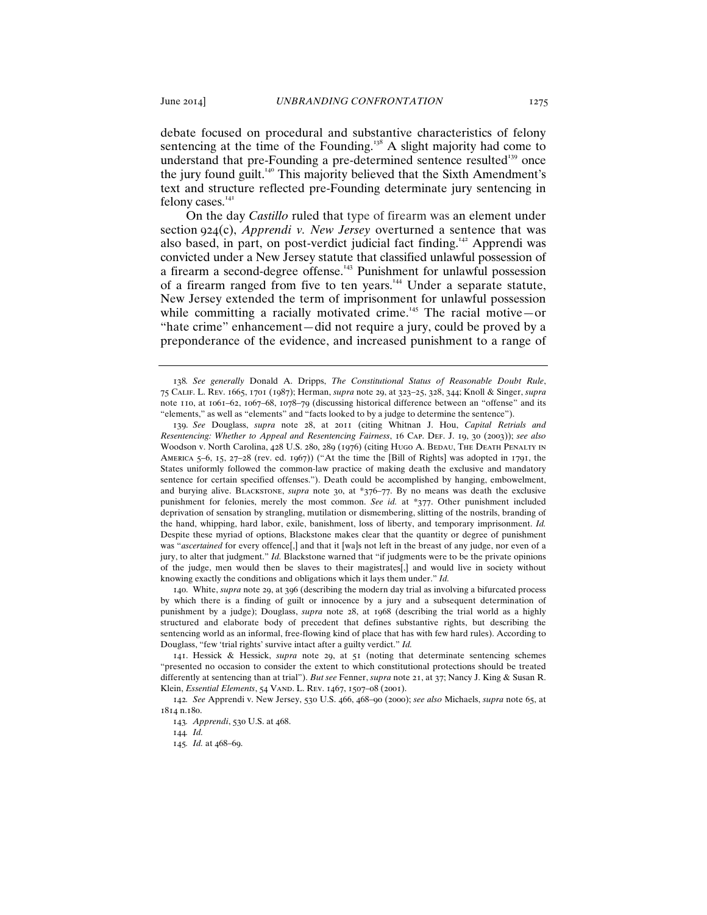debate focused on procedural and substantive characteristics of felony sentencing at the time of the Founding.[138] A slight majority had come to understand that pre-Founding a pre-determined sentence resulted[139] once the jury found guilt.[140] This majority believed that the Sixth Amendment's text and structure reflected pre-Founding determinate jury sentencing in felony cases.[141]

On the day *Castillo* ruled that type of firearm was an element under section 924(c), *Apprendi v. New Jersey* overturned a sentence that was also based, in part, on post-verdict judicial fact finding.[142] Apprendi was convicted under a New Jersey statute that classified unlawful possession of a firearm a second-degree offense.[143] Punishment for unlawful possession of a firearm ranged from five to ten years.[144] Under a separate statute, New Jersey extended the term of imprisonment for unlawful possession while committing a racially motivated crime.[145] The racial motive—or "hate crime" enhancement—did not require a jury, could be proved by a preponderance of the evidence, and increased punishment to a range of

---

138. *See generally* Donald A. Dripps, *The Constitutional Status of Reasonable Doubt Rule*, 75 CALIF. L. REV. 1665, 1701 (1987); Herman, *supra* note 29, at 323–25, 328, 344; Knoll & Singer, *supra* note 110, at 1061–62, 1067–68, 1078–79 (discussing historical difference between an "offense" and its "elements," as well as "elements" and "facts looked to by a judge to determine the sentence").

139. *See* Douglass, *supra* note 28, at 2011 (citing Whitnan J. Hou, *Capital Retrials and Resentencing: Whether to Appeal and Resentencing Fairness*, 16 CAP. DEF. J. 19, 30 (2003)); *see also* Woodson v. North Carolina, 428 U.S. 280, 289 (1976) (citing HUGO A. BEDAU, THE DEATH PENALTY IN AMERICA 5–6, 15, 27–28 (rev. ed. 1967)) ("At the time the [Bill of Rights] was adopted in 1791, the States uniformly followed the common-law practice of making death the exclusive and mandatory sentence for certain specified offenses."). Death could be accomplished by hanging, embowelment, and burying alive. BLACKSTONE, *supra* note 30, at *376–77. By no means was death the exclusive punishment for felonies, merely the most common. *See id.* at *377. Other punishment included deprivation of sensation by strangling, mutilation or dismembering, slitting of the nostrils, branding of the hand, whipping, hard labor, exile, banishment, loss of liberty, and temporary imprisonment. *Id.* Despite these myriad of options, Blackstone makes clear that the quantity or degree of punishment was "*ascertained* for every offence[,] and that it [wa]s not left in the breast of any judge, nor even of a jury, to alter that judgment." *Id.* Blackstone warned that "if judgments were to be the private opinions of the judge, men would then be slaves to their magistrates[,] and would live in society without knowing exactly the conditions and obligations which it lays them under." *Id.*

140. White, *supra* note 29, at 396 (describing the modern day trial as involving a bifurcated process by which there is a finding of guilt or innocence by a jury and a subsequent determination of punishment by a judge); Douglass, *supra* note 28, at 1968 (describing the trial world as a highly structured and elaborate body of precedent that defines substantive rights, but describing the sentencing world as an informal, free-flowing kind of place that has with few hard rules). According to Douglass, "few 'trial rights' survive intact after a guilty verdict." *Id.*

141. Hessick & Hessick, *supra* note 29, at 51 (noting that determinate sentencing schemes "presented no occasion to consider the extent to which constitutional protections should be treated differently at sentencing than at trial"). *But see* Fenner, *supra* note 21, at 37; Nancy J. King & Susan R. Klein, *Essential Elements*, 54 VAND. L. REV. 1467, 1507–08 (2001).

142. *See* Apprendi v. New Jersey, 530 U.S. 466, 468–90 (2000); *see also* Michaels, *supra* note 65, at 1814 n.180.

143. *Apprendi*, 530 U.S. at 468.

144. *Id.*

145. *Id.* at 468–69.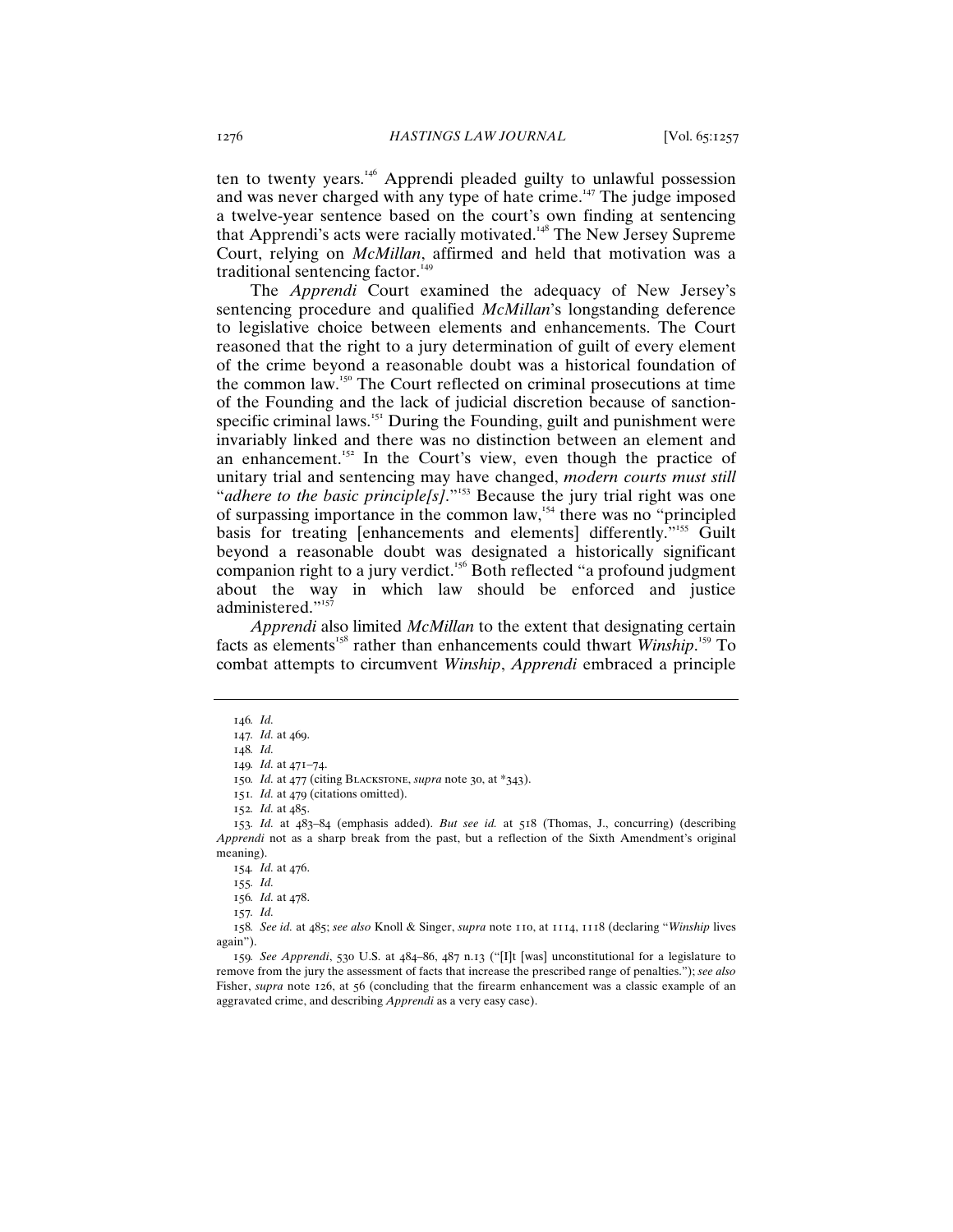ten to twenty years.[146] Apprendi pleaded guilty to unlawful possession and was never charged with any type of hate crime.[147] The judge imposed a twelve-year sentence based on the court's own finding at sentencing that Apprendi's acts were racially motivated.[148] The New Jersey Supreme Court, relying on *McMillan*, affirmed and held that motivation was a traditional sentencing factor.[149]

The *Apprendi* Court examined the adequacy of New Jersey's sentencing procedure and qualified *McMillan*'s longstanding deference to legislative choice between elements and enhancements. The Court reasoned that the right to a jury determination of guilt of every element of the crime beyond a reasonable doubt was a historical foundation of the common law.[150] The Court reflected on criminal prosecutions at time of the Founding and the lack of judicial discretion because of sanction-specific criminal laws.[151] During the Founding, guilt and punishment were invariably linked and there was no distinction between an element and an enhancement.[152] In the Court's view, even though the practice of unitary trial and sentencing may have changed, *modern courts must still* "*adhere to the basic principle[s]*."[153] Because the jury trial right was one of surpassing importance in the common law,[154] there was no "principled basis for treating [enhancements and elements] differently."[155] Guilt beyond a reasonable doubt was designated a historically significant companion right to a jury verdict.[156] Both reflected "a profound judgment about the way in which law should be enforced and justice administered."[157]

*Apprendi* also limited *McMillan* to the extent that designating certain facts as elements[158] rather than enhancements could thwart *Winship*.[159] To combat attempts to circumvent *Winship*, *Apprendi* embraced a principle

---

146. *Id.*

147. *Id.* at 469.

148. *Id.*

149. *Id.* at 471–74.

150. *Id.* at 477 (citing BLACKSTONE, *supra* note 30, at *343).

151. *Id.* at 479 (citations omitted).

152. *Id.* at 485.

153. *Id.* at 483–84 (emphasis added). *But see id.* at 518 (Thomas, J., concurring) (describing *Apprendi* not as a sharp break from the past, but a reflection of the Sixth Amendment's original meaning).

154. *Id.* at 476.

155. *Id.*

156. *Id.* at 478.

157. *Id.*

158. *See id.* at 485; *see also* Knoll & Singer, *supra* note 110, at 1114, 1118 (declaring "*Winship* lives again").

159. *See Apprendi*, 530 U.S. at 484–86, 487 n.13 ("[I]t [was] unconstitutional for a legislature to remove from the jury the assessment of facts that increase the prescribed range of penalties."); *see also* Fisher, *supra* note 126, at 56 (concluding that the firearm enhancement was a classic example of an aggravated crime, and describing *Apprendi* as a very easy case).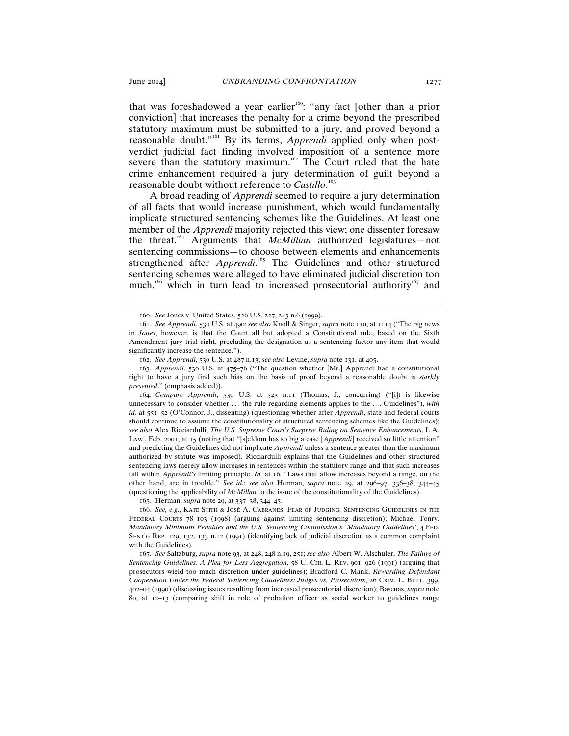that was foreshadowed a year earlier[160]: "any fact [other than a prior conviction] that increases the penalty for a crime beyond the prescribed statutory maximum must be submitted to a jury, and proved beyond a reasonable doubt."[161] By its terms, *Apprendi* applied only when post-verdict judicial fact finding involved imposition of a sentence more severe than the statutory maximum.[162] The Court ruled that the hate crime enhancement required a jury determination of guilt beyond a reasonable doubt without reference to *Castillo*.[163]

A broad reading of *Apprendi* seemed to require a jury determination of all facts that would increase punishment, which would fundamentally implicate structured sentencing schemes like the Guidelines. At least one member of the *Apprendi* majority rejected this view; one dissenter foresaw the threat.[164] Arguments that *McMillian* authorized legislatures—not sentencing commissions—to choose between elements and enhancements strengthened after *Apprendi*.[165] The Guidelines and other structured sentencing schemes were alleged to have eliminated judicial discretion too much,[166] which in turn lead to increased prosecutorial authority[167] and

---

160. *See* Jones v. United States, 526 U.S. 227, 243 n.6 (1999).

161. *See Apprendi*, 530 U.S. at 490; *see also* Knoll & Singer, *supra* note 110, at 1114 ("The big news in *Jones*, however, is that the Court all but adopted a Constitutional rule, based on the Sixth Amendment jury trial right, precluding the designation as a sentencing factor any item that would significantly increase the sentence.").

162. *See Apprendi*, 530 U.S. at 487 n.13; *see also* Levine, *supra* note 131, at 405.

163. *Apprendi*, 530 U.S. at 475–76 ("The question whether [Mr.] Apprendi had a constitutional right to have a jury find such bias on the basis of proof beyond a reasonable doubt is *starkly presented*." (emphasis added)).

164. *Compare Apprendi*, 530 U.S. at 523 n.11 (Thomas, J., concurring) ("[i]t is likewise unnecessary to consider whether . . . the rule regarding elements applies to the . . . Guidelines"), *with id.* at 551–52 (O'Connor, J., dissenting) (questioning whether after *Apprendi*, state and federal courts should continue to assume the constitutionality of structured sentencing schemes like the Guidelines); *see also* Alex Ricciardulli, *The U.S. Supreme Court's Surprise Ruling on Sentence Enhancements*, L.A. LAW., Feb. 2001, at 15 (noting that "[s]eldom has so big a case [*Apprendi*] received so little attention" and predicting the Guidelines did not implicate *Apprendi* unless a sentence greater than the maximum authorized by statute was imposed). Ricciardulli explains that the Guidelines and other structured sentencing laws merely allow increases in sentences within the statutory range and that such increases fall within *Apprendi's* limiting principle. *Id.* at 16. "Laws that allow increases beyond a range, on the other hand, are in trouble." *See id.*; *see also* Herman, *supra* note 29, at 296–97, 336–38, 344–45 (questioning the applicability of *McMillan* to the issue of the constitutionality of the Guidelines).

165. Herman, *supra* note 29, at 337–38, 344–45.

166. *See, e.g.*, KATE STITH & JOSÉ A. CABRANES, FEAR OF JUDGING: SENTENCING GUIDELINES IN THE FEDERAL COURTS 78–103 (1998) (arguing against limiting sentencing discretion); Michael Tonry, *Mandatory Minimum Penalties and the U.S. Sentencing Commission's 'Mandatory Guidelines'*, 4 FED. SENT'G REP. 129, 132, 133 n.12 (1991) (identifying lack of judicial discretion as a common complaint with the Guidelines).

167. *See* Saltzburg, *supra* note 93, at 248, 248 n.19, 251; *see also* Albert W. Alschuler, *The Failure of Sentencing Guidelines: A Plea for Less Aggregation*, 58 U. CHI. L. REV. 901, 926 (1991) (arguing that prosecutors wield too much discretion under guidelines); Bradford C. Mank, *Rewarding Defendant Cooperation Under the Federal Sentencing Guidelines: Judges vs. Prosecutors*, 26 CRIM. L. BULL. 399, 402–04 (1990) (discussing issues resulting from increased prosecutorial discretion); Bascuas, *supra* note 80, at 12–13 (comparing shift in role of probation officer as social worker to guidelines range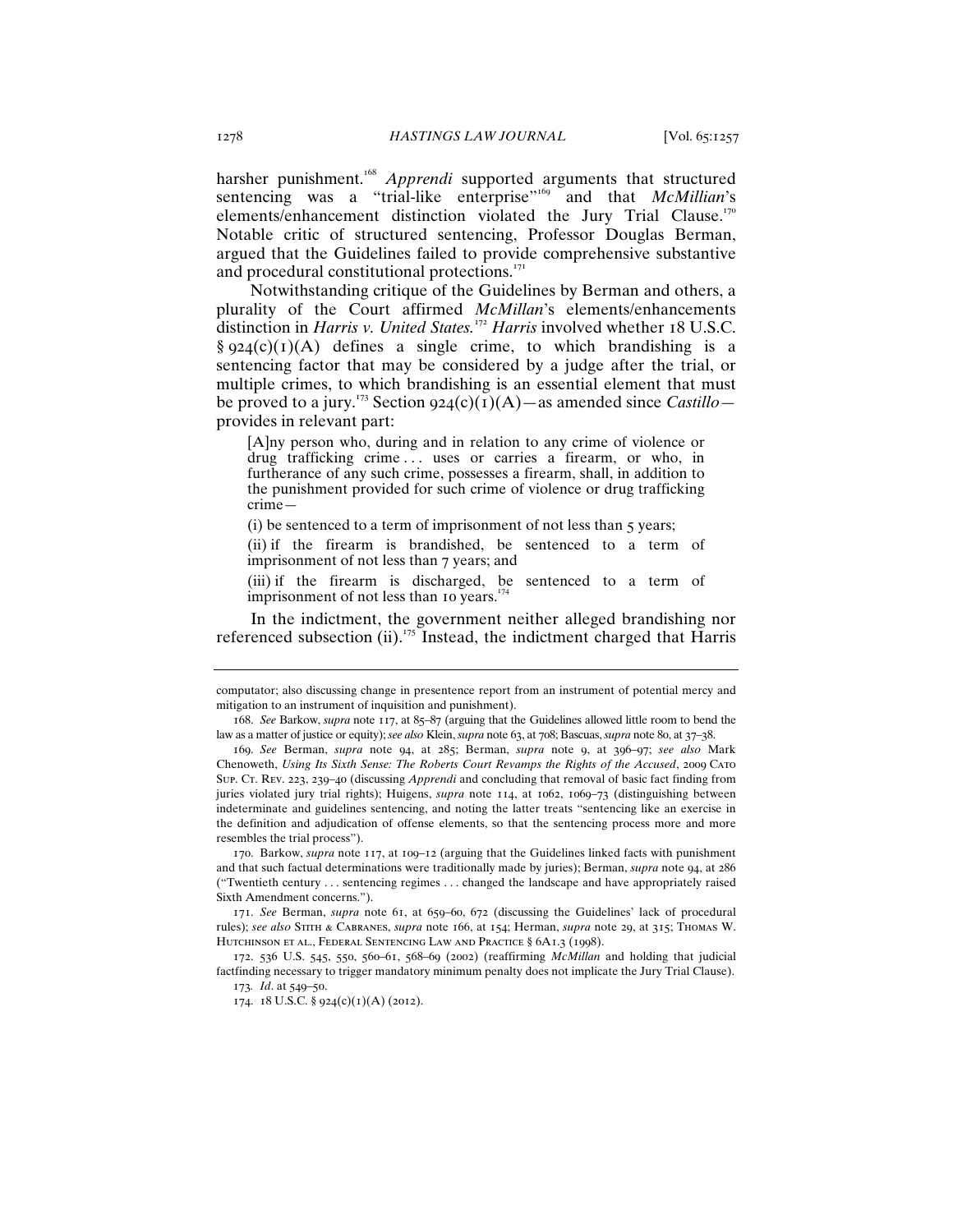harsher punishment.[168] *Apprendi* supported arguments that structured sentencing was a "trial-like enterprise"[169] and that *McMillian*'s elements/enhancement distinction violated the Jury Trial Clause.[170] Notable critic of structured sentencing, Professor Douglas Berman, argued that the Guidelines failed to provide comprehensive substantive and procedural constitutional protections.[171]

Notwithstanding critique of the Guidelines by Berman and others, a plurality of the Court affirmed *McMillan*'s elements/enhancements distinction in *Harris v. United States*.[172] *Harris* involved whether 18 U.S.C. § 924(c)(1)(A) defines a single crime, to which brandishing is a sentencing factor that may be considered by a judge after the trial, or multiple crimes, to which brandishing is an essential element that must be proved to a jury.[173] Section 924(c)(1)(A)—as amended since *Castillo*—provides in relevant part:

> [A]ny person who, during and in relation to any crime of violence or drug trafficking crime . . . uses or carries a firearm, or who, in furtherance of any such crime, possesses a firearm, shall, in addition to the punishment provided for such crime of violence or drug trafficking crime—
>
> (i) be sentenced to a term of imprisonment of not less than 5 years;
>
> (ii) if the firearm is brandished, be sentenced to a term of imprisonment of not less than 7 years; and
>
> (iii) if the firearm is discharged, be sentenced to a term of imprisonment of not less than 10 years.[174]

In the indictment, the government neither alleged brandishing nor referenced subsection (ii).[175] Instead, the indictment charged that Harris

---

computator; also discussing change in presentence report from an instrument of potential mercy and mitigation to an instrument of inquisition and punishment).

168. *See* Barkow, *supra* note 117, at 85–87 (arguing that the Guidelines allowed little room to bend the law as a matter of justice or equity); *see also* Klein, *supra* note 63, at 708; Bascuas, *supra* note 80, at 37–38.

169. *See* Berman, *supra* note 94, at 285; Berman, *supra* note 9, at 396–97; *see also* Mark Chenoweth, *Using Its Sixth Sense: The Roberts Court Revamps the Rights of the Accused*, 2009 CATO SUP. CT. REV. 223, 239–40 (discussing *Apprendi* and concluding that removal of basic fact finding from juries violated jury trial rights); Huigens, *supra* note 114, at 1062, 1069–73 (distinguishing between indeterminate and guidelines sentencing, and noting the latter treats "sentencing like an exercise in the definition and adjudication of offense elements, so that the sentencing process more and more resembles the trial process").

170. Barkow, *supra* note 117, at 109–12 (arguing that the Guidelines linked facts with punishment and that such factual determinations were traditionally made by juries); Berman, *supra* note 94, at 286 ("Twentieth century . . . sentencing regimes . . . changed the landscape and have appropriately raised Sixth Amendment concerns.").

171. *See* Berman, *supra* note 61, at 659–60, 672 (discussing the Guidelines' lack of procedural rules); *see also* STITH & CABRANES, *supra* note 166, at 154; Herman, *supra* note 29, at 315; THOMAS W. HUTCHINSON ET AL., FEDERAL SENTENCING LAW AND PRACTICE § 6A1.3 (1998).

172. 536 U.S. 545, 550, 560–61, 568–69 (2002) (reaffirming *McMillan* and holding that judicial factfinding necessary to trigger mandatory minimum penalty does not implicate the Jury Trial Clause).

173. *Id*. at 549–50.

174. 18 U.S.C. § 924(c)(1)(A) (2012).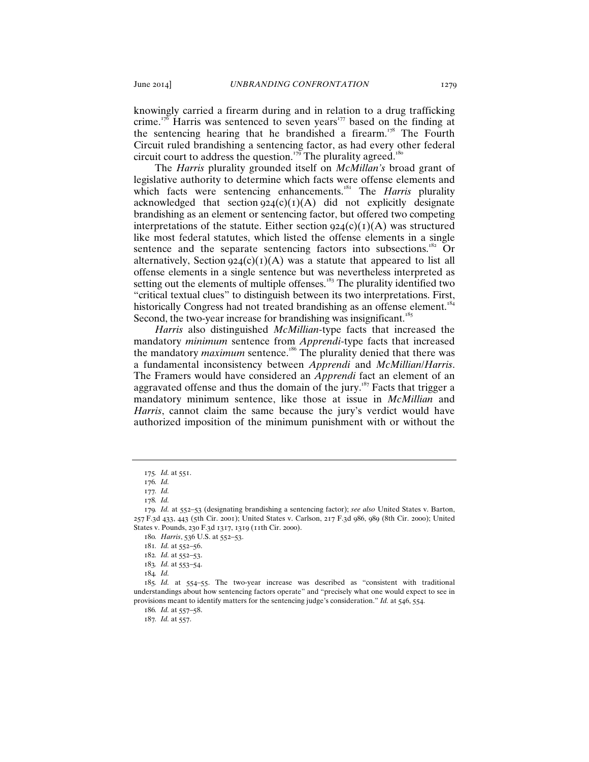knowingly carried a firearm during and in relation to a drug trafficking crime.[176] Harris was sentenced to seven years[177] based on the finding at the sentencing hearing that he brandished a firearm.[178] The Fourth Circuit ruled brandishing a sentencing factor, as had every other federal circuit court to address the question.[179] The plurality agreed.[180]

The *Harris* plurality grounded itself on *McMillan's* broad grant of legislative authority to determine which facts were offense elements and which facts were sentencing enhancements.[181] The *Harris* plurality acknowledged that section 924(c)(1)(A) did not explicitly designate brandishing as an element or sentencing factor, but offered two competing interpretations of the statute. Either section 924(c)(1)(A) was structured like most federal statutes, which listed the offense elements in a single sentence and the separate sentencing factors into subsections.[182] Or alternatively, Section 924(c)(1)(A) was a statute that appeared to list all offense elements in a single sentence but was nevertheless interpreted as setting out the elements of multiple offenses.[183] The plurality identified two "critical textual clues" to distinguish between its two interpretations. First, historically Congress had not treated brandishing as an offense element.[184] Second, the two-year increase for brandishing was insignificant.[185]

*Harris* also distinguished *McMillian*-type facts that increased the mandatory *minimum* sentence from *Apprendi*-type facts that increased the mandatory *maximum* sentence.[186] The plurality denied that there was a fundamental inconsistency between *Apprendi* and *McMillian*/*Harris*. The Framers would have considered an *Apprendi* fact an element of an aggravated offense and thus the domain of the jury.[187] Facts that trigger a mandatory minimum sentence, like those at issue in *McMillian* and *Harris*, cannot claim the same because the jury's verdict would have authorized imposition of the minimum punishment with or without the

---

175. *Id.* at 551.

176. *Id.*

177. *Id.*

178. *Id.*

179. *Id.* at 552–53 (designating brandishing a sentencing factor); *see also* United States v. Barton, 257 F.3d 433, 443 (5th Cir. 2001); United States v. Carlson, 217 F.3d 986, 989 (8th Cir. 2000); United States v. Pounds, 230 F.3d 1317, 1319 (11th Cir. 2000).

180. *Harris*, 536 U.S. at 552–53.

181. *Id.* at 552–56.

182. *Id.* at 552–53.

183. *Id.* at 553–54.

184. *Id.*

185. *Id.* at 554–55. The two-year increase was described as "consistent with traditional understandings about how sentencing factors operate" and "precisely what one would expect to see in provisions meant to identify matters for the sentencing judge's consideration." *Id.* at 546, 554.

186. *Id.* at 557–58.

187. *Id.* at 557.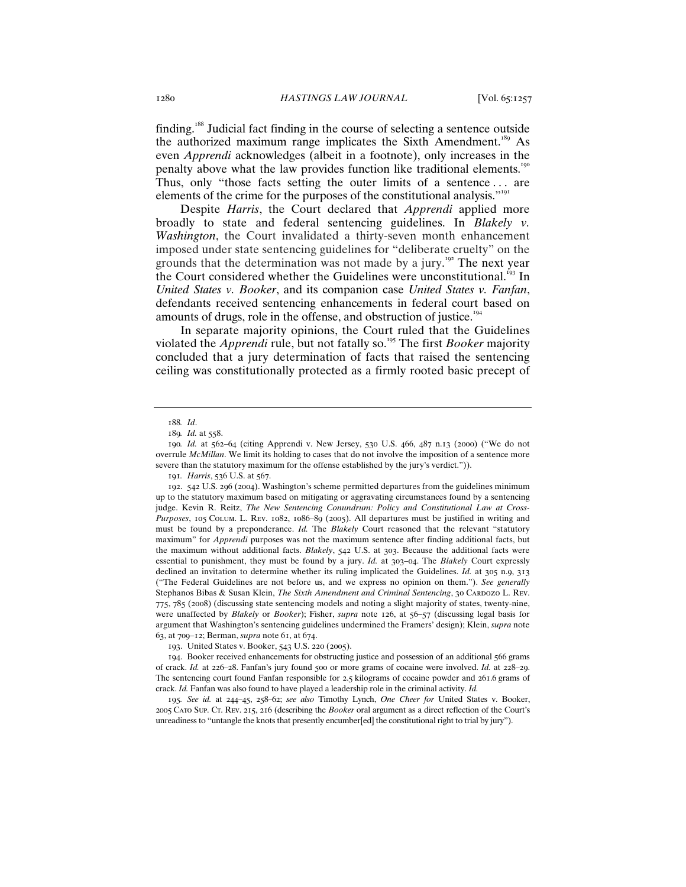finding.[188] Judicial fact finding in the course of selecting a sentence outside the authorized maximum range implicates the Sixth Amendment.[189] As even *Apprendi* acknowledges (albeit in a footnote), only increases in the penalty above what the law provides function like traditional elements.[190] Thus, only "those facts setting the outer limits of a sentence . . . are elements of the crime for the purposes of the constitutional analysis."[191]

Despite *Harris*, the Court declared that *Apprendi* applied more broadly to state and federal sentencing guidelines. In *Blakely v. Washington*, the Court invalidated a thirty-seven month enhancement imposed under state sentencing guidelines for "deliberate cruelty" on the grounds that the determination was not made by a jury.[192] The next year the Court considered whether the Guidelines were unconstitutional.[193] In *United States v. Booker*, and its companion case *United States v. Fanfan*, defendants received sentencing enhancements in federal court based on amounts of drugs, role in the offense, and obstruction of justice.[194]

In separate majority opinions, the Court ruled that the Guidelines violated the *Apprendi* rule, but not fatally so.[195] The first *Booker* majority concluded that a jury determination of facts that raised the sentencing ceiling was constitutionally protected as a firmly rooted basic precept of

---

188. *Id*.

189. *Id.* at 558.

190. *Id.* at 562–64 (citing Apprendi v. New Jersey, 530 U.S. 466, 487 n.13 (2000) ("We do not overrule *McMillan*. We limit its holding to cases that do not involve the imposition of a sentence more severe than the statutory maximum for the offense established by the jury's verdict.")).

191. *Harris*, 536 U.S. at 567.

192. 542 U.S. 296 (2004). Washington's scheme permitted departures from the guidelines minimum up to the statutory maximum based on mitigating or aggravating circumstances found by a sentencing judge. Kevin R. Reitz, *The New Sentencing Conundrum: Policy and Constitutional Law at Cross-Purposes*, 105 Colum. L. Rev. 1082, 1086–89 (2005). All departures must be justified in writing and must be found by a preponderance. *Id.* The *Blakely* Court reasoned that the relevant "statutory maximum" for *Apprendi* purposes was not the maximum sentence after finding additional facts, but the maximum without additional facts. *Blakely*, 542 U.S. at 303. Because the additional facts were essential to punishment, they must be found by a jury. *Id.* at 303–04. The *Blakely* Court expressly declined an invitation to determine whether its ruling implicated the Guidelines. *Id.* at 305 n.9, 313 ("The Federal Guidelines are not before us, and we express no opinion on them."). *See generally* Stephanos Bibas & Susan Klein, *The Sixth Amendment and Criminal Sentencing*, 30 Cardozo L. Rev. 775, 785 (2008) (discussing state sentencing models and noting a slight majority of states, twenty-nine, were unaffected by *Blakely* or *Booker*); Fisher, *supra* note 126, at 56–57 (discussing legal basis for argument that Washington's sentencing guidelines undermined the Framers' design); Klein, *supra* note 63, at 709–12; Berman, *supra* note 61, at 674.

193. United States v. Booker, 543 U.S. 220 (2005).

194. Booker received enhancements for obstructing justice and possession of an additional 566 grams of crack. *Id.* at 226–28. Fanfan's jury found 500 or more grams of cocaine were involved. *Id.* at 228–29. The sentencing court found Fanfan responsible for 2.5 kilograms of cocaine powder and 261.6 grams of crack. *Id.* Fanfan was also found to have played a leadership role in the criminal activity. *Id.*

195. *See id.* at 244–45, 258–62; *see also* Timothy Lynch, *One Cheer for* United States v. Booker, 2005 Cato Sup. Ct. Rev. 215, 216 (describing the *Booker* oral argument as a direct reflection of the Court's unreadiness to "untangle the knots that presently encumber[ed] the constitutional right to trial by jury").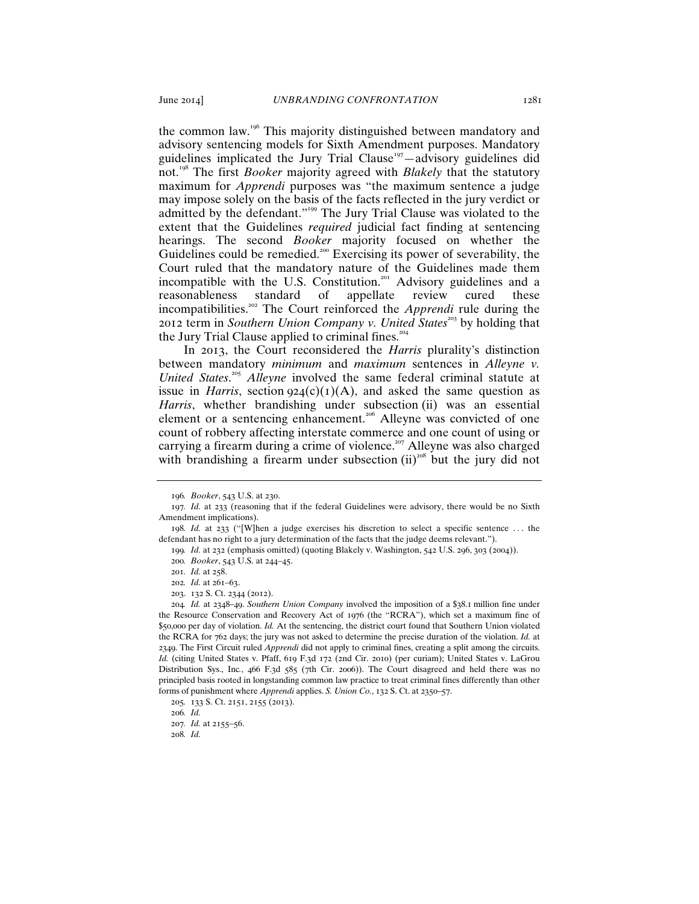the common law.[196] This majority distinguished between mandatory and advisory sentencing models for Sixth Amendment purposes. Mandatory guidelines implicated the Jury Trial Clause[197]—advisory guidelines did not.[198] The first *Booker* majority agreed with *Blakely* that the statutory maximum for *Apprendi* purposes was "the maximum sentence a judge may impose solely on the basis of the facts reflected in the jury verdict or admitted by the defendant."[199] The Jury Trial Clause was violated to the extent that the Guidelines *required* judicial fact finding at sentencing hearings. The second *Booker* majority focused on whether the Guidelines could be remedied.[200] Exercising its power of severability, the Court ruled that the mandatory nature of the Guidelines made them incompatible with the U.S. Constitution.[201] Advisory guidelines and a reasonableness standard of appellate review cured these incompatibilities.[202] The Court reinforced the *Apprendi* rule during the 2012 term in *Southern Union Company v. United States*[203] by holding that the Jury Trial Clause applied to criminal fines.[204]

In 2013, the Court reconsidered the *Harris* plurality's distinction between mandatory *minimum* and *maximum* sentences in *Alleyne v. United States*.[205] *Alleyne* involved the same federal criminal statute at issue in *Harris*, section 924(c)(1)(A), and asked the same question as *Harris*, whether brandishing under subsection (ii) was an essential element or a sentencing enhancement.[206] Alleyne was convicted of one count of robbery affecting interstate commerce and one count of using or carrying a firearm during a crime of violence.[207] Alleyne was also charged with brandishing a firearm under subsection (ii)[208] but the jury did not

---

196. *Booker*, 543 U.S. at 230.

197. *Id.* at 233 (reasoning that if the federal Guidelines were advisory, there would be no Sixth Amendment implications).

198. *Id.* at 233 ("[W]hen a judge exercises his discretion to select a specific sentence . . . the defendant has no right to a jury determination of the facts that the judge deems relevant.").

199. *Id.* at 232 (emphasis omitted) (quoting Blakely v. Washington, 542 U.S. 296, 303 (2004)).

200. *Booker*, 543 U.S. at 244–45.

201. *Id.* at 258.

202. *Id.* at 261–63.

203. 132 S. Ct. 2344 (2012).

204. *Id.* at 2348–49. *Southern Union Company* involved the imposition of a $38.1 million fine under the Resource Conservation and Recovery Act of 1976 (the "RCRA"), which set a maximum fine of $50,000 per day of violation. *Id.* At the sentencing, the district court found that Southern Union violated the RCRA for 762 days; the jury was not asked to determine the precise duration of the violation. *Id.* at 2349. The First Circuit ruled *Apprendi* did not apply to criminal fines, creating a split among the circuits. *Id.* (citing United States v. Pfaff, 619 F.3d 172 (2nd Cir. 2010) (per curiam); United States v. LaGrou Distribution Sys., Inc., 466 F.3d 585 (7th Cir. 2006)). The Court disagreed and held there was no principled basis rooted in longstanding common law practice to treat criminal fines differently than other forms of punishment where *Apprendi* applies. *S. Union Co.*, 132 S. Ct. at 2350–57.

205. 133 S. Ct. 2151, 2155 (2013).

206. *Id.*

207. *Id.* at 2155–56.

208. *Id.*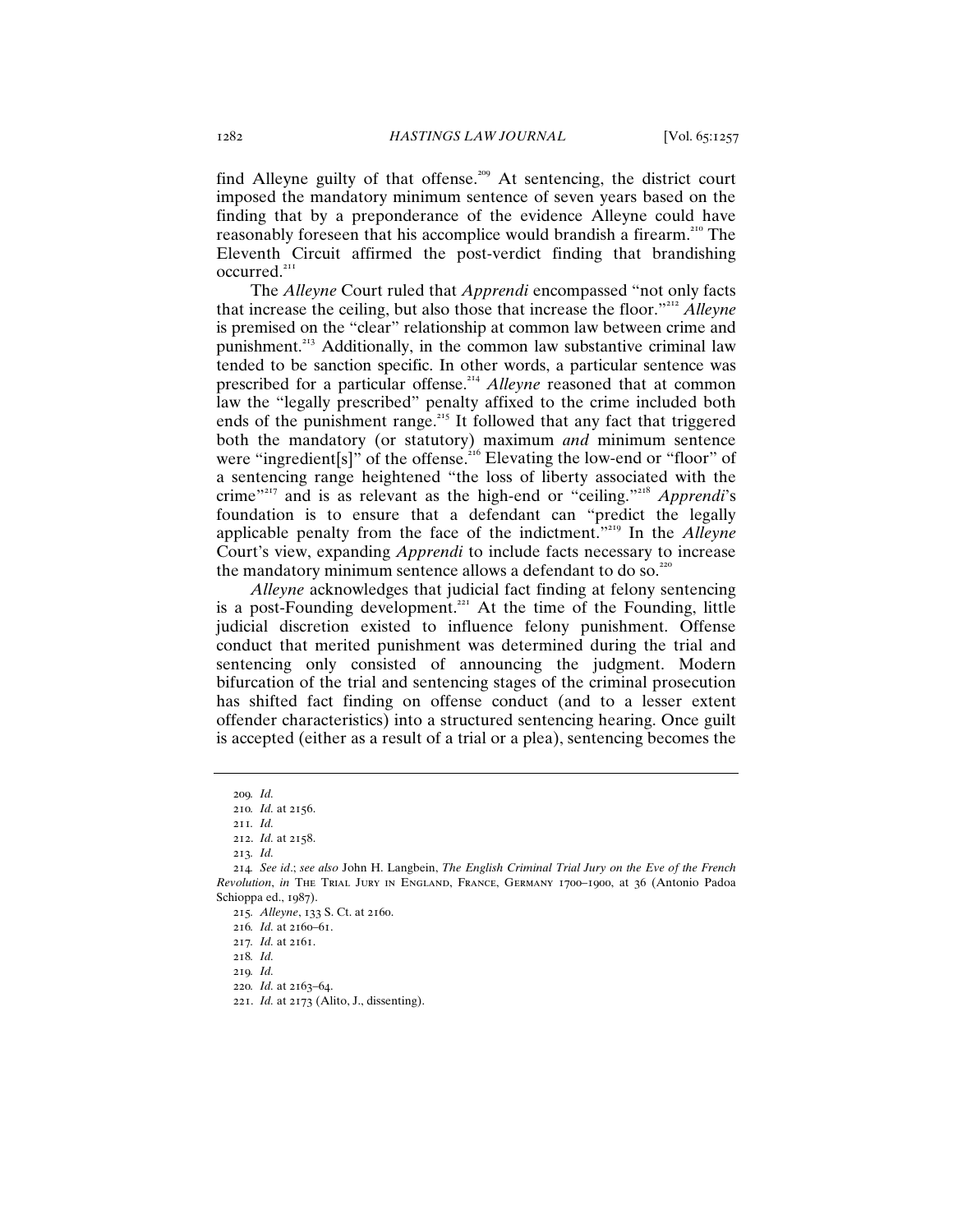find Alleyne guilty of that offense.[209] At sentencing, the district court imposed the mandatory minimum sentence of seven years based on the finding that by a preponderance of the evidence Alleyne could have reasonably foreseen that his accomplice would brandish a firearm.[210] The Eleventh Circuit affirmed the post-verdict finding that brandishing occurred.[211]

The *Alleyne* Court ruled that *Apprendi* encompassed "not only facts that increase the ceiling, but also those that increase the floor."[212] *Alleyne* is premised on the "clear" relationship at common law between crime and punishment.[213] Additionally, in the common law substantive criminal law tended to be sanction specific. In other words, a particular sentence was prescribed for a particular offense.[214] *Alleyne* reasoned that at common law the "legally prescribed" penalty affixed to the crime included both ends of the punishment range.[215] It followed that any fact that triggered both the mandatory (or statutory) maximum *and* minimum sentence were "ingredient[s]" of the offense.[216] Elevating the low-end or "floor" of a sentencing range heightened "the loss of liberty associated with the crime"[217] and is as relevant as the high-end or "ceiling."[218] *Apprendi*'s foundation is to ensure that a defendant can "predict the legally applicable penalty from the face of the indictment."[219] In the *Alleyne* Court's view, expanding *Apprendi* to include facts necessary to increase the mandatory minimum sentence allows a defendant to do so.[220]

*Alleyne* acknowledges that judicial fact finding at felony sentencing is a post-Founding development.[221] At the time of the Founding, little judicial discretion existed to influence felony punishment. Offense conduct that merited punishment was determined during the trial and sentencing only consisted of announcing the judgment. Modern bifurcation of the trial and sentencing stages of the criminal prosecution has shifted fact finding on offense conduct (and to a lesser extent offender characteristics) into a structured sentencing hearing. Once guilt is accepted (either as a result of a trial or a plea), sentencing becomes the

---

209. *Id.*

210. *Id.* at 2156.

211. *Id.*

212. *Id.* at 2158.

213. *Id.*

214. *See id.*; *see also* John H. Langbein, *The English Criminal Trial Jury on the Eve of the French Revolution*, *in* THE TRIAL JURY IN ENGLAND, FRANCE, GERMANY 1700–1900, at 36 (Antonio Padoa Schioppa ed., 1987).

215. *Alleyne*, 133 S. Ct. at 2160.

216. *Id.* at 2160–61.

217. *Id.* at 2161.

218. *Id.*

219. *Id.*

220. *Id.* at 2163–64.

221. *Id.* at 2173 (Alito, J., dissenting).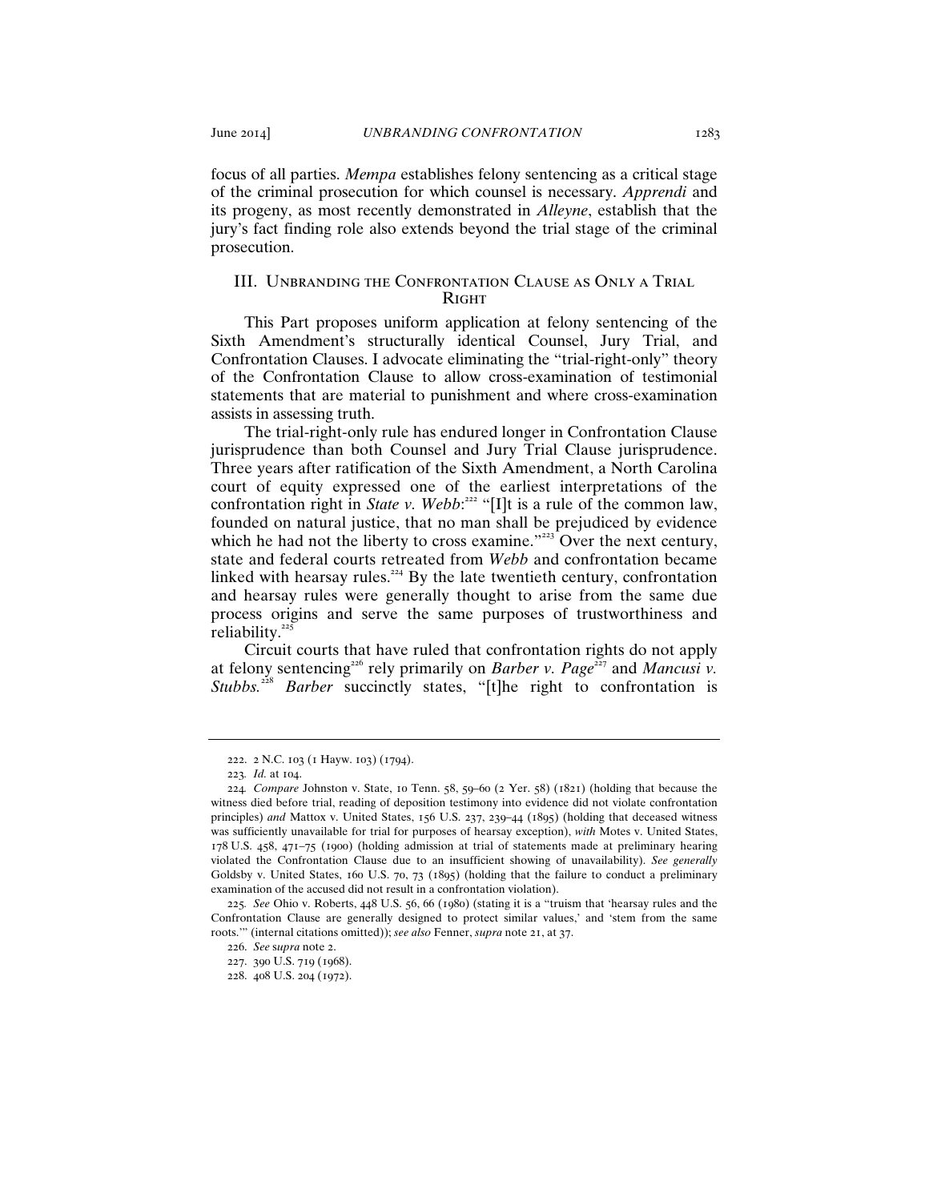focus of all parties. *Mempa* establishes felony sentencing as a critical stage of the criminal prosecution for which counsel is necessary. *Apprendi* and its progeny, as most recently demonstrated in *Alleyne*, establish that the jury's fact finding role also extends beyond the trial stage of the criminal prosecution.

## III. Unbranding the Confrontation Clause as Only a Trial Right

This Part proposes uniform application at felony sentencing of the Sixth Amendment's structurally identical Counsel, Jury Trial, and Confrontation Clauses. I advocate eliminating the "trial-right-only" theory of the Confrontation Clause to allow cross-examination of testimonial statements that are material to punishment and where cross-examination assists in assessing truth.

The trial-right-only rule has endured longer in Confrontation Clause jurisprudence than both Counsel and Jury Trial Clause jurisprudence. Three years after ratification of the Sixth Amendment, a North Carolina court of equity expressed one of the earliest interpretations of the confrontation right in *State v. Webb*:[222] "[I]t is a rule of the common law, founded on natural justice, that no man shall be prejudiced by evidence which he had not the liberty to cross examine."[223] Over the next century, state and federal courts retreated from *Webb* and confrontation became linked with hearsay rules.[224] By the late twentieth century, confrontation and hearsay rules were generally thought to arise from the same due process origins and serve the same purposes of trustworthiness and reliability.[225]

Circuit courts that have ruled that confrontation rights do not apply at felony sentencing[226] rely primarily on *Barber v. Page*[227] and *Mancusi v. Stubbs.*[228] *Barber* succinctly states, "[t]he right to confrontation is

---

222. 2 N.C. 103 (1 Hayw. 103) (1794).

223. *Id.* at 104.

224. *Compare* Johnston v. State, 10 Tenn. 58, 59–60 (2 Yer. 58) (1821) (holding that because the witness died before trial, reading of deposition testimony into evidence did not violate confrontation principles) *and* Mattox v. United States, 156 U.S. 237, 239–44 (1895) (holding that deceased witness was sufficiently unavailable for trial for purposes of hearsay exception), *with* Motes v. United States, 178 U.S. 458, 471–75 (1900) (holding admission at trial of statements made at preliminary hearing violated the Confrontation Clause due to an insufficient showing of unavailability). *See generally* Goldsby v. United States, 160 U.S. 70, 73 (1895) (holding that the failure to conduct a preliminary examination of the accused did not result in a confrontation violation).

225. *See* Ohio v. Roberts, 448 U.S. 56, 66 (1980) (stating it is a "truism that 'hearsay rules and the Confrontation Clause are generally designed to protect similar values,' and 'stem from the same roots.'" (internal citations omitted)); *see also* Fenner, *supra* note 21, at 37.

226. *See supra* note 2.

227. 390 U.S. 719 (1968).

228. 408 U.S. 204 (1972).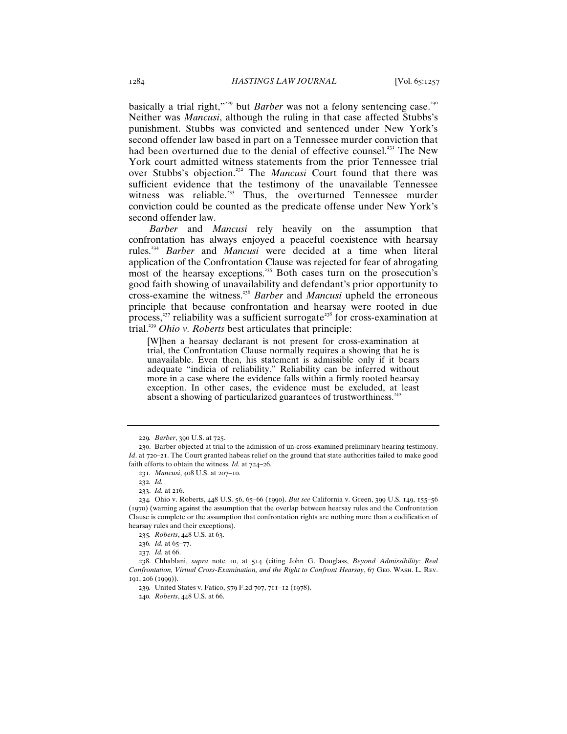basically a trial right,"[229] but *Barber* was not a felony sentencing case.[230] Neither was *Mancusi*, although the ruling in that case affected Stubbs's punishment. Stubbs was convicted and sentenced under New York's second offender law based in part on a Tennessee murder conviction that had been overturned due to the denial of effective counsel.[231] The New York court admitted witness statements from the prior Tennessee trial over Stubbs's objection.[232] The *Mancusi* Court found that there was sufficient evidence that the testimony of the unavailable Tennessee witness was reliable.[233] Thus, the overturned Tennessee murder conviction could be counted as the predicate offense under New York's second offender law.

*Barber* and *Mancusi* rely heavily on the assumption that confrontation has always enjoyed a peaceful coexistence with hearsay rules.[234] *Barber* and *Mancusi* were decided at a time when literal application of the Confrontation Clause was rejected for fear of abrogating most of the hearsay exceptions.[235] Both cases turn on the prosecution's good faith showing of unavailability and defendant's prior opportunity to cross-examine the witness.[236] *Barber* and *Mancusi* upheld the erroneous principle that because confrontation and hearsay were rooted in due process,[237] reliability was a sufficient surrogate[238] for cross-examination at trial.[239] *Ohio v. Roberts* best articulates that principle:

> [W]hen a hearsay declarant is not present for cross-examination at trial, the Confrontation Clause normally requires a showing that he is unavailable. Even then, his statement is admissible only if it bears adequate "indicia of reliability." Reliability can be inferred without more in a case where the evidence falls within a firmly rooted hearsay exception. In other cases, the evidence must be excluded, at least absent a showing of particularized guarantees of trustworthiness.[240]

---

229. *Barber*, 390 U.S. at 725.

230. Barber objected at trial to the admission of un-cross-examined preliminary hearing testimony. *Id*. at 720–21. The Court granted habeas relief on the ground that state authorities failed to make good faith efforts to obtain the witness. *Id.* at 724–26.

231. *Mancusi*, 408 U.S. at 207–10.

232. *Id.*

233. *Id.* at 216.

234. Ohio v. Roberts, 448 U.S. 56, 65–66 (1990). *But see* California v. Green, 399 U.S. 149, 155–56 (1970) (warning against the assumption that the overlap between hearsay rules and the Confrontation Clause is complete or the assumption that confrontation rights are nothing more than a codification of hearsay rules and their exceptions).

235. *Roberts*, 448 U.S. at 63.

236. *Id.* at 65–77.

237. *Id.* at 66.

238. Chhablani, *supra* note 10, at 514 (citing John G. Douglass, *Beyond Admissibility: Real Confrontation, Virtual Cross-Examination, and the Right to Confront Hearsay*, 67 GEO. WASH. L. REV. 191, 206 (1999)).

239. United States v. Fatico, 579 F.2d 707, 711–12 (1978).

240. *Roberts*, 448 U.S. at 66.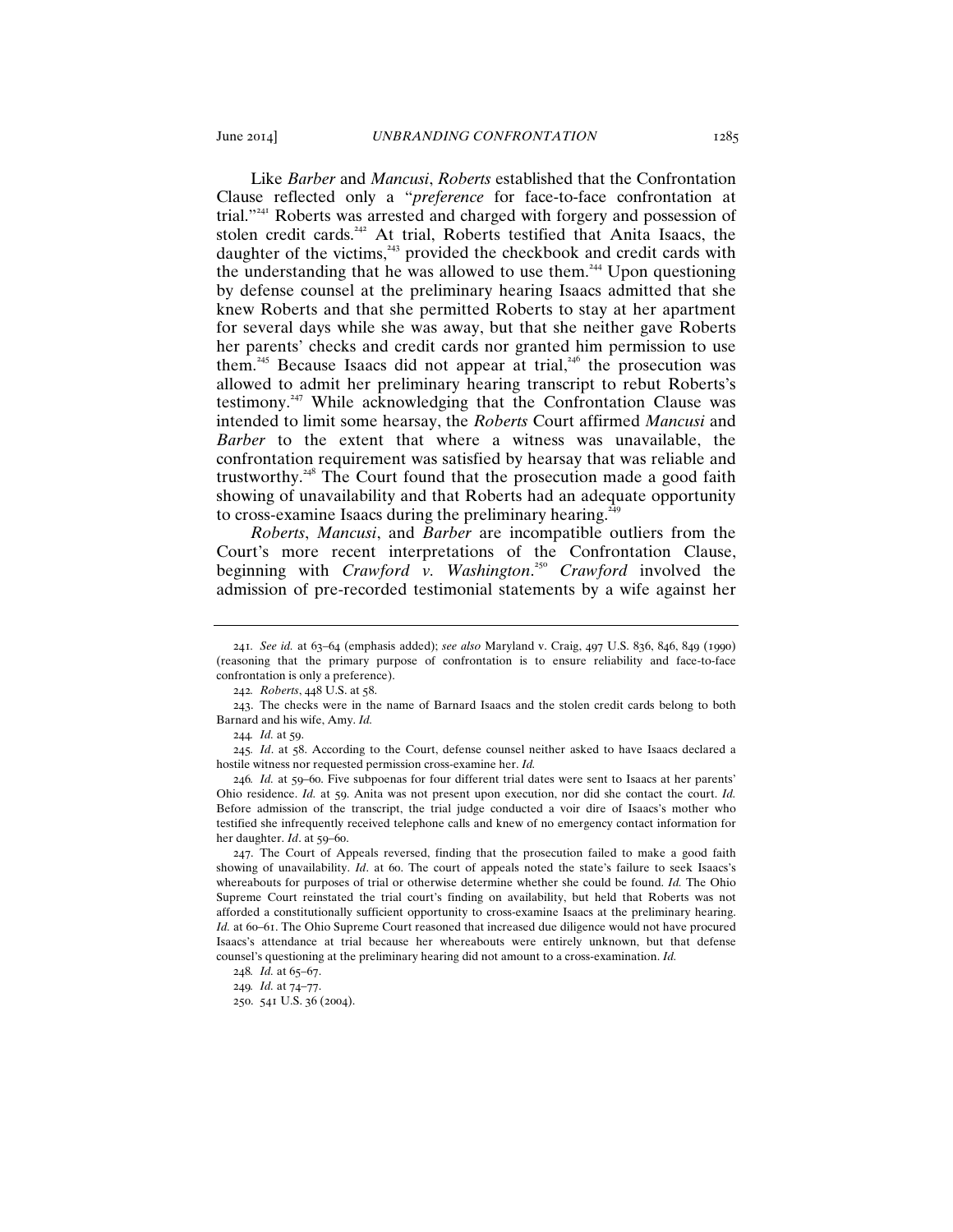Like *Barber* and *Mancusi*, *Roberts* established that the Confrontation Clause reflected only a "*preference* for face-to-face confrontation at trial."[241] Roberts was arrested and charged with forgery and possession of stolen credit cards.[242] At trial, Roberts testified that Anita Isaacs, the daughter of the victims,[243] provided the checkbook and credit cards with the understanding that he was allowed to use them.[244] Upon questioning by defense counsel at the preliminary hearing Isaacs admitted that she knew Roberts and that she permitted Roberts to stay at her apartment for several days while she was away, but that she neither gave Roberts her parents' checks and credit cards nor granted him permission to use them.[245] Because Isaacs did not appear at trial,[246] the prosecution was allowed to admit her preliminary hearing transcript to rebut Roberts's testimony.[247] While acknowledging that the Confrontation Clause was intended to limit some hearsay, the *Roberts* Court affirmed *Mancusi* and *Barber* to the extent that where a witness was unavailable, the confrontation requirement was satisfied by hearsay that was reliable and trustworthy.[248] The Court found that the prosecution made a good faith showing of unavailability and that Roberts had an adequate opportunity to cross-examine Isaacs during the preliminary hearing.[249]

*Roberts*, *Mancusi*, and *Barber* are incompatible outliers from the Court's more recent interpretations of the Confrontation Clause, beginning with *Crawford v. Washington*.[250] *Crawford* involved the admission of pre-recorded testimonial statements by a wife against her

---

241. *See id.* at 63–64 (emphasis added); *see also* Maryland v. Craig, 497 U.S. 836, 846, 849 (1990) (reasoning that the primary purpose of confrontation is to ensure reliability and face-to-face confrontation is only a preference).

242. *Roberts*, 448 U.S. at 58.

243. The checks were in the name of Barnard Isaacs and the stolen credit cards belong to both Barnard and his wife, Amy. *Id.*

244. *Id.* at 59.

245. *Id*. at 58. According to the Court, defense counsel neither asked to have Isaacs declared a hostile witness nor requested permission cross-examine her. *Id.*

246. *Id.* at 59–60. Five subpoenas for four different trial dates were sent to Isaacs at her parents' Ohio residence. *Id.* at 59. Anita was not present upon execution, nor did she contact the court. *Id.* Before admission of the transcript, the trial judge conducted a voir dire of Isaacs's mother who testified she infrequently received telephone calls and knew of no emergency contact information for her daughter. *Id*. at 59–60.

247. The Court of Appeals reversed, finding that the prosecution failed to make a good faith showing of unavailability. *Id*. at 60. The court of appeals noted the state's failure to seek Isaacs's whereabouts for purposes of trial or otherwise determine whether she could be found. *Id.* The Ohio Supreme Court reinstated the trial court's finding on availability, but held that Roberts was not afforded a constitutionally sufficient opportunity to cross-examine Isaacs at the preliminary hearing. *Id.* at 60–61. The Ohio Supreme Court reasoned that increased due diligence would not have procured Isaacs's attendance at trial because her whereabouts were entirely unknown, but that defense counsel's questioning at the preliminary hearing did not amount to a cross-examination. *Id.*

248. *Id.* at 65–67.

249. *Id.* at 74–77.

250. 541 U.S. 36 (2004).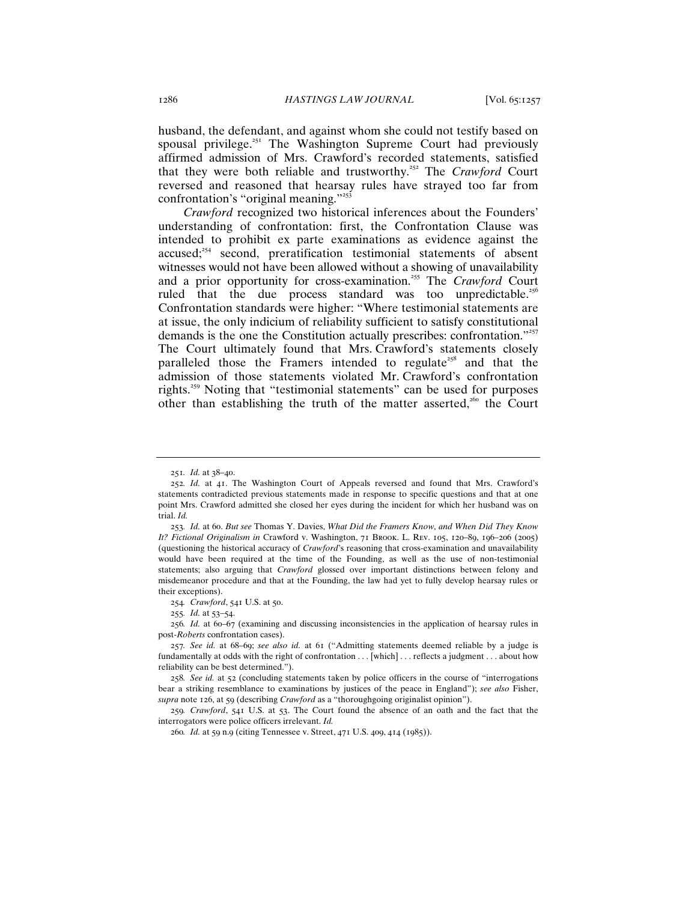husband, the defendant, and against whom she could not testify based on spousal privilege.[251] The Washington Supreme Court had previously affirmed admission of Mrs. Crawford's recorded statements, satisfied that they were both reliable and trustworthy.[252] The *Crawford* Court reversed and reasoned that hearsay rules have strayed too far from confrontation's "original meaning."[253]

*Crawford* recognized two historical inferences about the Founders' understanding of confrontation: first, the Confrontation Clause was intended to prohibit ex parte examinations as evidence against the accused;[254] second, preratification testimonial statements of absent witnesses would not have been allowed without a showing of unavailability and a prior opportunity for cross-examination.[255] The *Crawford* Court ruled that the due process standard was too unpredictable.[256] Confrontation standards were higher: "Where testimonial statements are at issue, the only indicium of reliability sufficient to satisfy constitutional demands is the one the Constitution actually prescribes: confrontation."[257] The Court ultimately found that Mrs. Crawford's statements closely paralleled those the Framers intended to regulate[258] and that the admission of those statements violated Mr. Crawford's confrontation rights.[259] Noting that "testimonial statements" can be used for purposes other than establishing the truth of the matter asserted,[260] the Court

---

251. *Id.* at 38–40.

252. *Id.* at 41. The Washington Court of Appeals reversed and found that Mrs. Crawford's statements contradicted previous statements made in response to specific questions and that at one point Mrs. Crawford admitted she closed her eyes during the incident for which her husband was on trial. *Id.*

253. *Id.* at 60. *But see* Thomas Y. Davies, *What Did the Framers Know, and When Did They Know It? Fictional Originalism in* Crawford v. Washington, 71 BROOK. L. REV. 105, 120–89, 196–206 (2005) (questioning the historical accuracy of *Crawford*'s reasoning that cross-examination and unavailability would have been required at the time of the Founding, as well as the use of non-testimonial statements; also arguing that *Crawford* glossed over important distinctions between felony and misdemeanor procedure and that at the Founding, the law had yet to fully develop hearsay rules or their exceptions).

254. *Crawford*, 541 U.S. at 50.

255. *Id.* at 53–54.

256. *Id.* at 60–67 (examining and discussing inconsistencies in the application of hearsay rules in post-*Roberts* confrontation cases).

257. *See id.* at 68–69; *see also id.* at 61 ("Admitting statements deemed reliable by a judge is fundamentally at odds with the right of confrontation . . . [which] . . . reflects a judgment . . . about how reliability can be best determined.").

258. *See id.* at 52 (concluding statements taken by police officers in the course of "interrogations bear a striking resemblance to examinations by justices of the peace in England"); *see also* Fisher, *supra* note 126, at 59 (describing *Crawford* as a "thoroughgoing originalist opinion").

259. *Crawford*, 541 U.S. at 53. The Court found the absence of an oath and the fact that the interrogators were police officers irrelevant. *Id.*

260. *Id.* at 59 n.9 (citing Tennessee v. Street, 471 U.S. 409, 414 (1985)).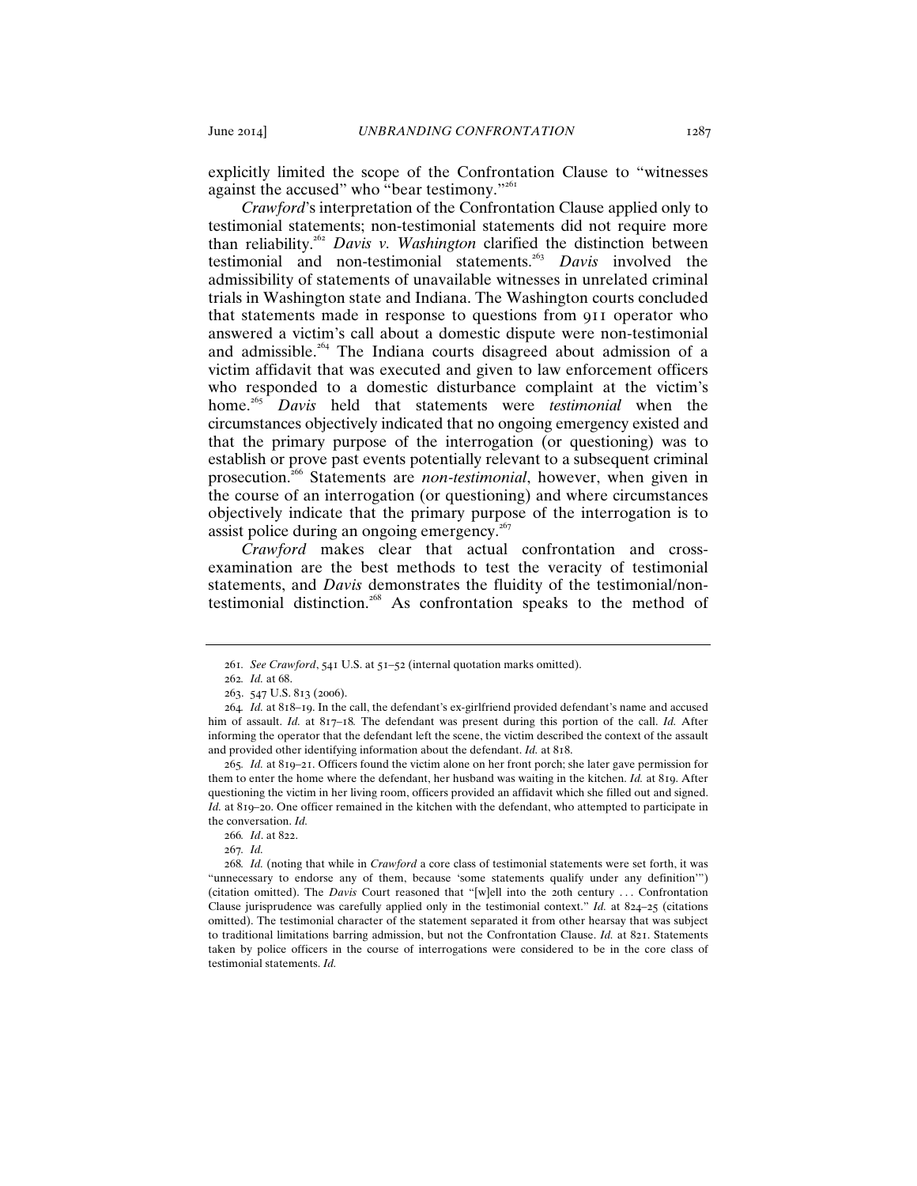explicitly limited the scope of the Confrontation Clause to "witnesses against the accused" who "bear testimony."[261]

*Crawford*'s interpretation of the Confrontation Clause applied only to testimonial statements; non-testimonial statements did not require more than reliability.[262] *Davis v. Washington* clarified the distinction between testimonial and non-testimonial statements.[263] *Davis* involved the admissibility of statements of unavailable witnesses in unrelated criminal trials in Washington state and Indiana. The Washington courts concluded that statements made in response to questions from 911 operator who answered a victim's call about a domestic dispute were non-testimonial and admissible.[264] The Indiana courts disagreed about admission of a victim affidavit that was executed and given to law enforcement officers who responded to a domestic disturbance complaint at the victim's home.[265] *Davis* held that statements were *testimonial* when the circumstances objectively indicated that no ongoing emergency existed and that the primary purpose of the interrogation (or questioning) was to establish or prove past events potentially relevant to a subsequent criminal prosecution.[266] Statements are *non-testimonial*, however, when given in the course of an interrogation (or questioning) and where circumstances objectively indicate that the primary purpose of the interrogation is to assist police during an ongoing emergency.[267]

*Crawford* makes clear that actual confrontation and cross-examination are the best methods to test the veracity of testimonial statements, and *Davis* demonstrates the fluidity of the testimonial/non-testimonial distinction.[268] As confrontation speaks to the method of

---

261. *See Crawford*, 541 U.S. at 51–52 (internal quotation marks omitted).

262. *Id.* at 68.

263. 547 U.S. 813 (2006).

264. *Id.* at 818–19. In the call, the defendant's ex-girlfriend provided defendant's name and accused him of assault. *Id.* at 817–18. The defendant was present during this portion of the call. *Id.* After informing the operator that the defendant left the scene, the victim described the context of the assault and provided other identifying information about the defendant. *Id.* at 818.

265. *Id.* at 819–21. Officers found the victim alone on her front porch; she later gave permission for them to enter the home where the defendant, her husband was waiting in the kitchen. *Id.* at 819. After questioning the victim in her living room, officers provided an affidavit which she filled out and signed. *Id.* at 819–20. One officer remained in the kitchen with the defendant, who attempted to participate in the conversation. *Id.*

266. *Id*. at 822.

267. *Id.*

268. *Id.* (noting that while in *Crawford* a core class of testimonial statements were set forth, it was "unnecessary to endorse any of them, because 'some statements qualify under any definition'") (citation omitted). The *Davis* Court reasoned that "[w]ell into the 20th century . . . Confrontation Clause jurisprudence was carefully applied only in the testimonial context." *Id.* at 824–25 (citations omitted). The testimonial character of the statement separated it from other hearsay that was subject to traditional limitations barring admission, but not the Confrontation Clause. *Id.* at 821. Statements taken by police officers in the course of interrogations were considered to be in the core class of testimonial statements. *Id.*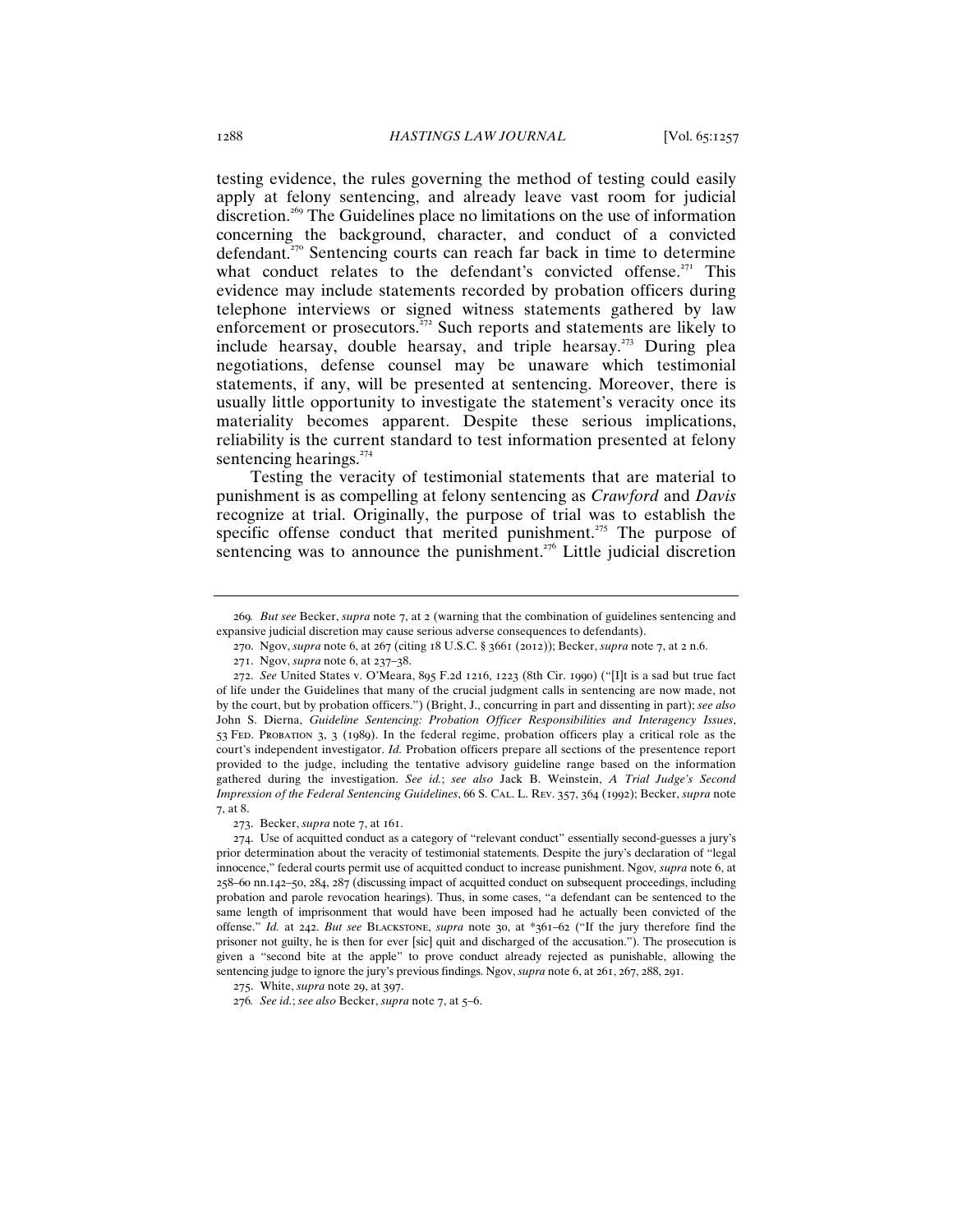testing evidence, the rules governing the method of testing could easily apply at felony sentencing, and already leave vast room for judicial discretion.[269] The Guidelines place no limitations on the use of information concerning the background, character, and conduct of a convicted defendant.[270] Sentencing courts can reach far back in time to determine what conduct relates to the defendant's convicted offense.[271] This evidence may include statements recorded by probation officers during telephone interviews or signed witness statements gathered by law enforcement or prosecutors.[272] Such reports and statements are likely to include hearsay, double hearsay, and triple hearsay.[273] During plea negotiations, defense counsel may be unaware which testimonial statements, if any, will be presented at sentencing. Moreover, there is usually little opportunity to investigate the statement's veracity once its materiality becomes apparent. Despite these serious implications, reliability is the current standard to test information presented at felony sentencing hearings.[274]

Testing the veracity of testimonial statements that are material to punishment is as compelling at felony sentencing as *Crawford* and *Davis* recognize at trial. Originally, the purpose of trial was to establish the specific offense conduct that merited punishment.[275] The purpose of sentencing was to announce the punishment.[276] Little judicial discretion

---

269. *But see* Becker, *supra* note 7, at 2 (warning that the combination of guidelines sentencing and expansive judicial discretion may cause serious adverse consequences to defendants).

270. Ngov, *supra* note 6, at 267 (citing 18 U.S.C. § 3661 (2012)); Becker, *supra* note 7, at 2 n.6.

271. Ngov, *supra* note 6, at 237–38.

272. *See* United States v. O'Meara, 895 F.2d 1216, 1223 (8th Cir. 1990) ("[I]t is a sad but true fact of life under the Guidelines that many of the crucial judgment calls in sentencing are now made, not by the court, but by probation officers.") (Bright, J., concurring in part and dissenting in part); *see also* John S. Dierna, *Guideline Sentencing: Probation Officer Responsibilities and Interagency Issues*, 53 FED. PROBATION 3, 3 (1989). In the federal regime, probation officers play a critical role as the court's independent investigator. *Id.* Probation officers prepare all sections of the presentence report provided to the judge, including the tentative advisory guideline range based on the information gathered during the investigation. *See id.*; *see also* Jack B. Weinstein, *A Trial Judge's Second Impression of the Federal Sentencing Guidelines*, 66 S. CAL. L. REV. 357, 364 (1992); Becker, *supra* note 7, at 8.

273. Becker, *supra* note 7, at 161.

274. Use of acquitted conduct as a category of "relevant conduct" essentially second-guesses a jury's prior determination about the veracity of testimonial statements. Despite the jury's declaration of "legal innocence," federal courts permit use of acquitted conduct to increase punishment. Ngov, *supra* note 6, at 258–60 nn.142–50, 284, 287 (discussing impact of acquitted conduct on subsequent proceedings, including probation and parole revocation hearings). Thus, in some cases, "a defendant can be sentenced to the same length of imprisonment that would have been imposed had he actually been convicted of the offense." *Id.* at 242. *But see* BLACKSTONE, *supra* note 30, at *361–62 ("If the jury therefore find the prisoner not guilty, he is then for ever [sic] quit and discharged of the accusation."). The prosecution is given a "second bite at the apple" to prove conduct already rejected as punishable, allowing the sentencing judge to ignore the jury's previous findings. Ngov, *supra* note 6, at 261, 267, 288, 291.

275. White, *supra* note 29, at 397.

276. *See id.*; *see also* Becker, *supra* note 7, at 5–6.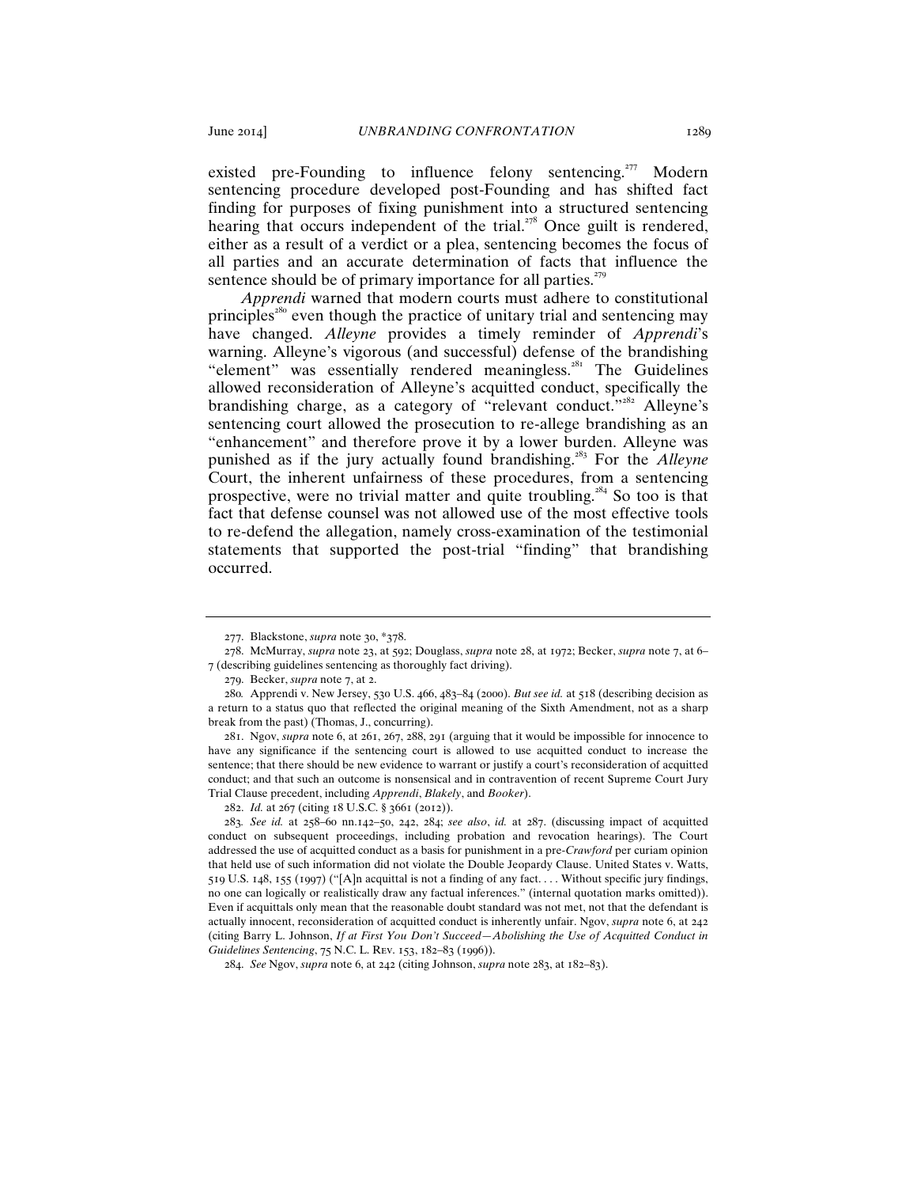existed pre-Founding to influence felony sentencing.[277] Modern sentencing procedure developed post-Founding and has shifted fact finding for purposes of fixing punishment into a structured sentencing hearing that occurs independent of the trial.[278] Once guilt is rendered, either as a result of a verdict or a plea, sentencing becomes the focus of all parties and an accurate determination of facts that influence the sentence should be of primary importance for all parties.[279]

*Apprendi* warned that modern courts must adhere to constitutional principles[280] even though the practice of unitary trial and sentencing may have changed. *Alleyne* provides a timely reminder of *Apprendi*'s warning. Alleyne's vigorous (and successful) defense of the brandishing "element" was essentially rendered meaningless.[281] The Guidelines allowed reconsideration of Alleyne's acquitted conduct, specifically the brandishing charge, as a category of "relevant conduct."[282] Alleyne's sentencing court allowed the prosecution to re-allege brandishing as an "enhancement" and therefore prove it by a lower burden. Alleyne was punished as if the jury actually found brandishing.[283] For the *Alleyne* Court, the inherent unfairness of these procedures, from a sentencing prospective, were no trivial matter and quite troubling.[284] So too is that fact that defense counsel was not allowed use of the most effective tools to re-defend the allegation, namely cross-examination of the testimonial statements that supported the post-trial "finding" that brandishing occurred.

---

277. Blackstone, *supra* note 30, *378.

278. McMurray, *supra* note 23, at 592; Douglass, *supra* note 28, at 1972; Becker, *supra* note 7, at 6–7 (describing guidelines sentencing as thoroughly fact driving).

279. Becker, *supra* note 7, at 2.

280. Apprendi v. New Jersey, 530 U.S. 466, 483–84 (2000). *But see id.* at 518 (describing decision as a return to a status quo that reflected the original meaning of the Sixth Amendment, not as a sharp break from the past) (Thomas, J., concurring).

281. Ngov, *supra* note 6, at 261, 267, 288, 291 (arguing that it would be impossible for innocence to have any significance if the sentencing court is allowed to use acquitted conduct to increase the sentence; that there should be new evidence to warrant or justify a court's reconsideration of acquitted conduct; and that such an outcome is nonsensical and in contravention of recent Supreme Court Jury Trial Clause precedent, including *Apprendi*, *Blakely*, and *Booker*).

282. *Id.* at 267 (citing 18 U.S.C. § 3661 (2012)).

283. *See id.* at 258–60 nn.142–50, 242, 284; *see also*, *id.* at 287. (discussing impact of acquitted conduct on subsequent proceedings, including probation and revocation hearings). The Court addressed the use of acquitted conduct as a basis for punishment in a pre-*Crawford* per curiam opinion that held use of such information did not violate the Double Jeopardy Clause. United States v. Watts, 519 U.S. 148, 155 (1997) ("[A]n acquittal is not a finding of any fact. . . . Without specific jury findings, no one can logically or realistically draw any factual inferences." (internal quotation marks omitted)). Even if acquittals only mean that the reasonable doubt standard was not met, not that the defendant is actually innocent, reconsideration of acquitted conduct is inherently unfair. Ngov, *supra* note 6, at 242 (citing Barry L. Johnson, *If at First You Don't Succeed—Abolishing the Use of Acquitted Conduct in Guidelines Sentencing*, 75 N.C. L. REV. 153, 182–83 (1996)).

284. *See* Ngov, *supra* note 6, at 242 (citing Johnson, *supra* note 283, at 182–83).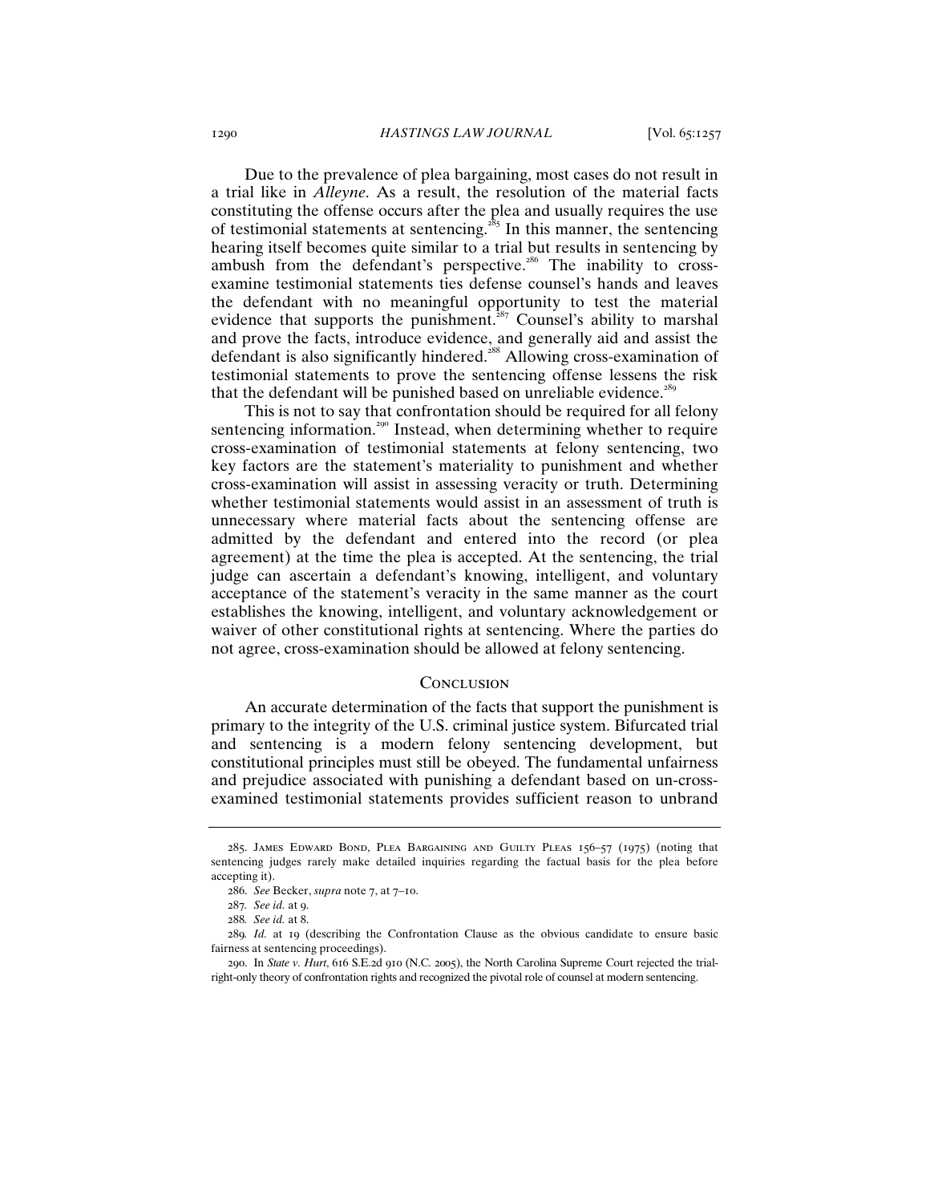Due to the prevalence of plea bargaining, most cases do not result in a trial like in *Alleyne*. As a result, the resolution of the material facts constituting the offense occurs after the plea and usually requires the use of testimonial statements at sentencing.[285] In this manner, the sentencing hearing itself becomes quite similar to a trial but results in sentencing by ambush from the defendant's perspective.[286] The inability to cross-examine testimonial statements ties defense counsel's hands and leaves the defendant with no meaningful opportunity to test the material evidence that supports the punishment.[287] Counsel's ability to marshal and prove the facts, introduce evidence, and generally aid and assist the defendant is also significantly hindered.[288] Allowing cross-examination of testimonial statements to prove the sentencing offense lessens the risk that the defendant will be punished based on unreliable evidence.[289]

This is not to say that confrontation should be required for all felony sentencing information.[290] Instead, when determining whether to require cross-examination of testimonial statements at felony sentencing, two key factors are the statement's materiality to punishment and whether cross-examination will assist in assessing veracity or truth. Determining whether testimonial statements would assist in an assessment of truth is unnecessary where material facts about the sentencing offense are admitted by the defendant and entered into the record (or plea agreement) at the time the plea is accepted. At the sentencing, the trial judge can ascertain a defendant's knowing, intelligent, and voluntary acceptance of the statement's veracity in the same manner as the court establishes the knowing, intelligent, and voluntary acknowledgement or waiver of other constitutional rights at sentencing. Where the parties do not agree, cross-examination should be allowed at felony sentencing.

## Conclusion

An accurate determination of the facts that support the punishment is primary to the integrity of the U.S. criminal justice system. Bifurcated trial and sentencing is a modern felony sentencing development, but constitutional principles must still be obeyed. The fundamental unfairness and prejudice associated with punishing a defendant based on un-cross-examined testimonial statements provides sufficient reason to unbrand

---

285. James Edward Bond, Plea Bargaining and Guilty Pleas 156–57 (1975) (noting that sentencing judges rarely make detailed inquiries regarding the factual basis for the plea before accepting it).

286. *See* Becker, *supra* note 7, at 7–10.

287. *See id.* at 9.

288. *See id.* at 8.

289. *Id.* at 19 (describing the Confrontation Clause as the obvious candidate to ensure basic fairness at sentencing proceedings).

290. In *State v. Hurt*, 616 S.E.2d 910 (N.C. 2005), the North Carolina Supreme Court rejected the trial-right-only theory of confrontation rights and recognized the pivotal role of counsel at modern sentencing.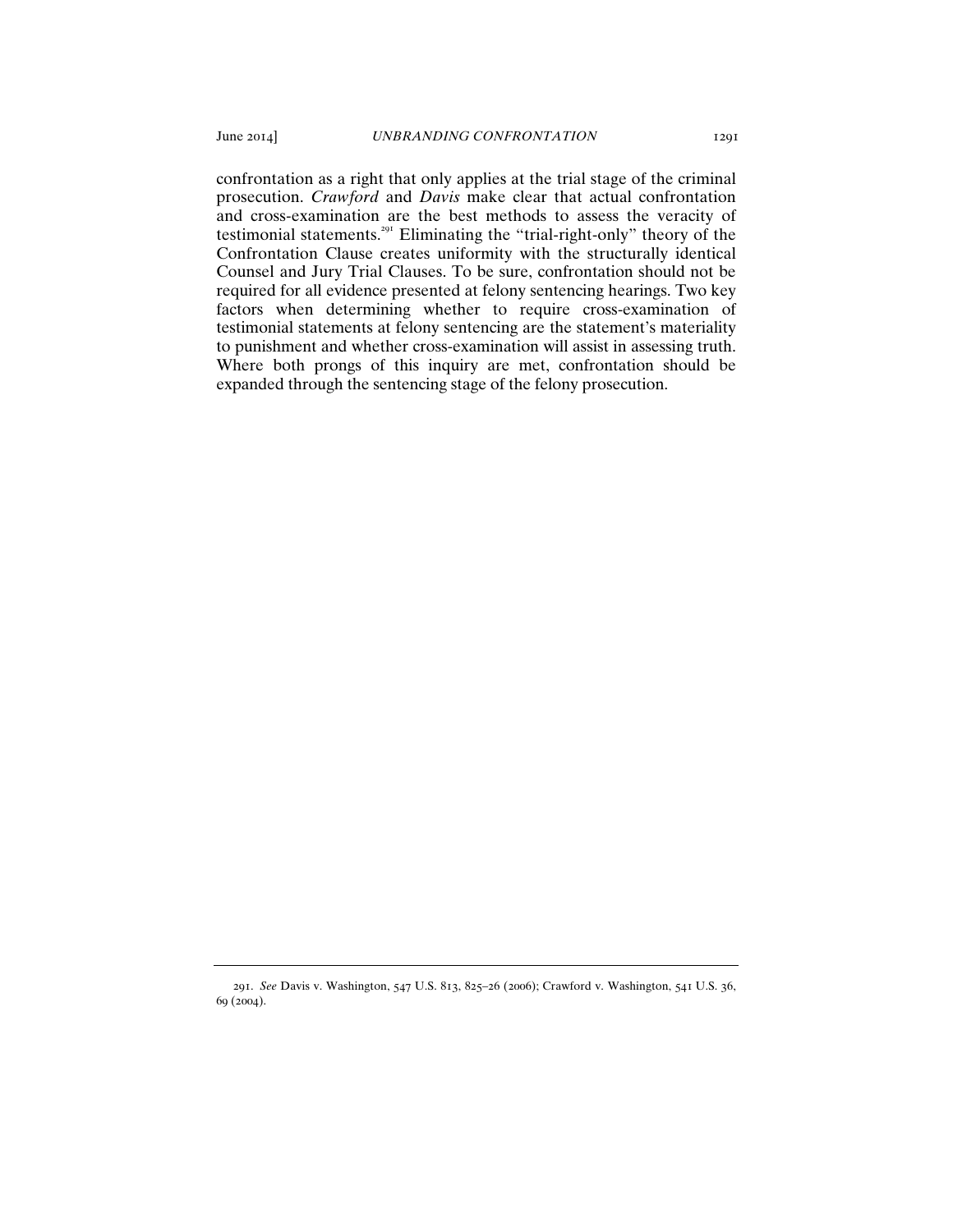confrontation as a right that only applies at the trial stage of the criminal prosecution. *Crawford* and *Davis* make clear that actual confrontation and cross-examination are the best methods to assess the veracity of testimonial statements.[291] Eliminating the "trial-right-only" theory of the Confrontation Clause creates uniformity with the structurally identical Counsel and Jury Trial Clauses. To be sure, confrontation should not be required for all evidence presented at felony sentencing hearings. Two key factors when determining whether to require cross-examination of testimonial statements at felony sentencing are the statement's materiality to punishment and whether cross-examination will assist in assessing truth. Where both prongs of this inquiry are met, confrontation should be expanded through the sentencing stage of the felony prosecution.

---

291. *See* Davis v. Washington, 547 U.S. 813, 825–26 (2006); Crawford v. Washington, 541 U.S. 36, 69 (2004).